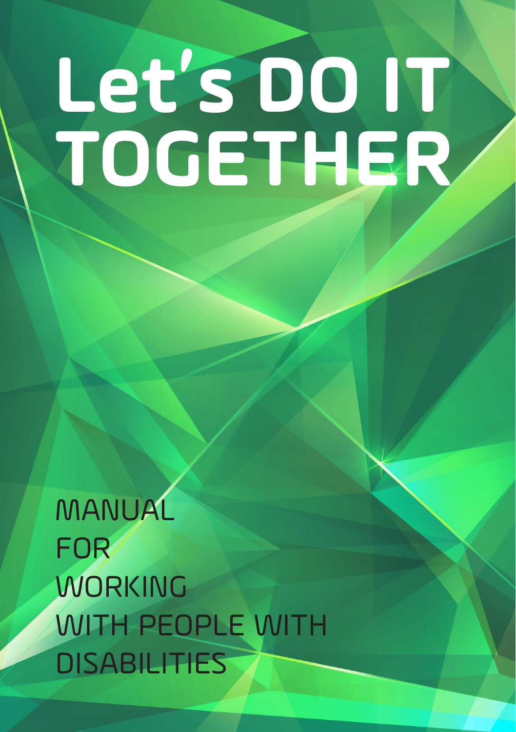# Let's DO IT TOGETHER

MANUAL
FOR
WORKING
WITH PEOPLE WITH
DISABILITIES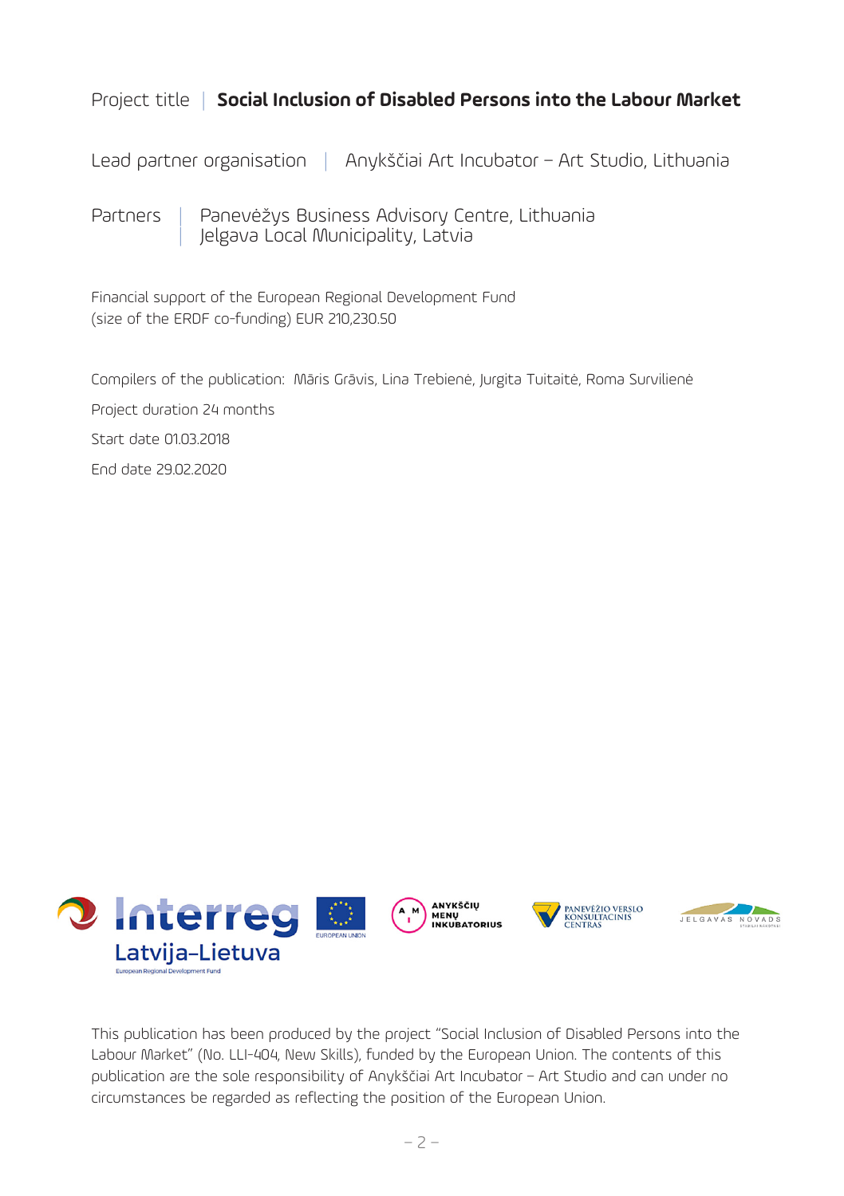Project title | **Social Inclusion of Disabled Persons into the Labour Market**

Lead partner organisation | Anykščiai Art Incubator – Art Studio, Lithuania

Partners | Panevėžys Business Advisory Centre, Lithuania
| Jelgava Local Municipality, Latvia

Financial support of the European Regional Development Fund
(size of the ERDF co-funding) EUR 210,230.50

Compilers of the publication: Māris Grāvis, Lina Trebienė, Jurgita Tuitaitė, Roma Survilienė

Project duration 24 months

Start date 01.03.2018

End date 29.02.2020

This publication has been produced by the project "Social Inclusion of Disabled Persons into the Labour Market" (No. LLI-404, New Skills), funded by the European Union. The contents of this publication are the sole responsibility of Anykščiai Art Incubator – Art Studio and can under no circumstances be regarded as reflecting the position of the European Union.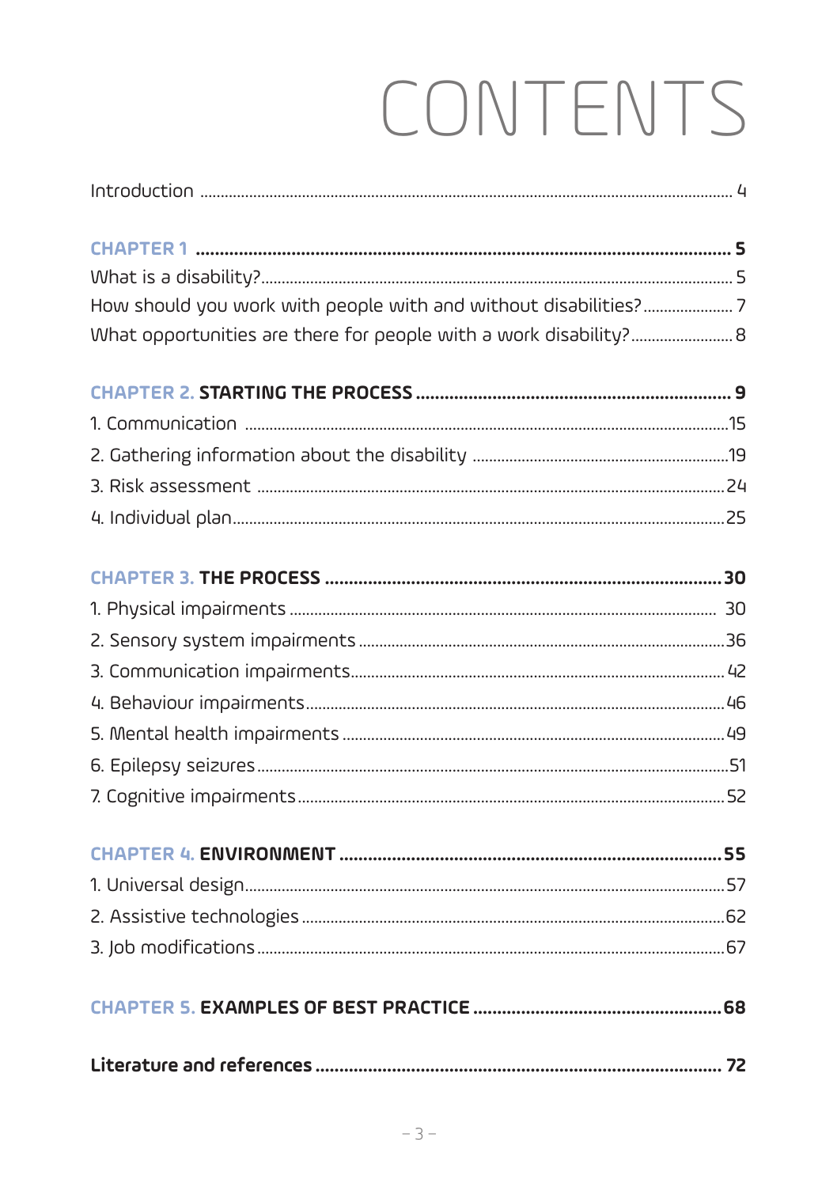# CONTENTS

Introduction ..... 4

**CHAPTER 1** ..... **5**

What is a disability? ..... 5

How should you work with people with and without disabilities? ..... 7

What opportunities are there for people with a work disability? ..... 8

**CHAPTER 2. STARTING THE PROCESS** ..... **9**

1. Communication ..... 15
2. Gathering information about the disability ..... 19
3. Risk assessment ..... 24
4. Individual plan ..... 25

**CHAPTER 3. THE PROCESS** ..... **30**

1. Physical impairments ..... 30
2. Sensory system impairments ..... 36
3. Communication impairments ..... 42
4. Behaviour impairments ..... 46
5. Mental health impairments ..... 49
6. Epilepsy seizures ..... 51
7. Cognitive impairments ..... 52

**CHAPTER 4. ENVIRONMENT** ..... **55**

1. Universal design ..... 57
2. Assistive technologies ..... 62
3. Job modifications ..... 67

**CHAPTER 5. EXAMPLES OF BEST PRACTICE** ..... **68**

**Literature and references** ..... **72**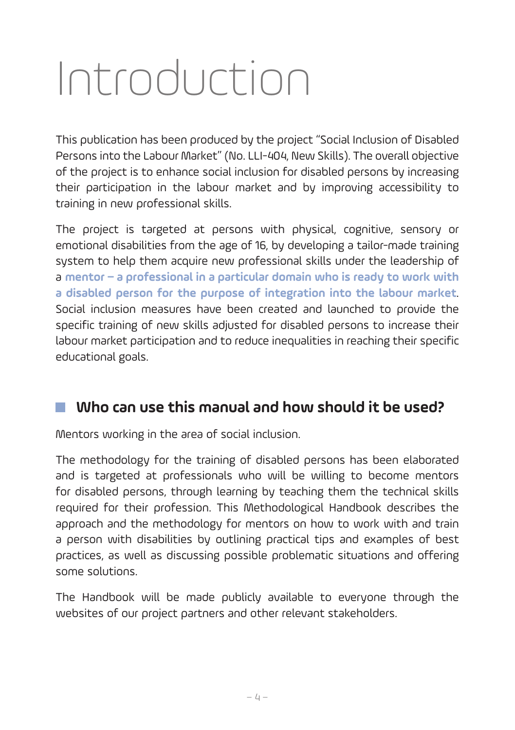# Introduction

This publication has been produced by the project "Social Inclusion of Disabled Persons into the Labour Market" (No. LLI-404, New Skills). The overall objective of the project is to enhance social inclusion for disabled persons by increasing their participation in the labour market and by improving accessibility to training in new professional skills.

The project is targeted at persons with physical, cognitive, sensory or emotional disabilities from the age of 16, by developing a tailor-made training system to help them acquire new professional skills under the leadership of a **mentor – a professional in a particular domain who is ready to work with a disabled person for the purpose of integration into the labour market**. Social inclusion measures have been created and launched to provide the specific training of new skills adjusted for disabled persons to increase their labour market participation and to reduce inequalities in reaching their specific educational goals.

## Who can use this manual and how should it be used?

Mentors working in the area of social inclusion.

The methodology for the training of disabled persons has been elaborated and is targeted at professionals who will be willing to become mentors for disabled persons, through learning by teaching them the technical skills required for their profession. This Methodological Handbook describes the approach and the methodology for mentors on how to work with and train a person with disabilities by outlining practical tips and examples of best practices, as well as discussing possible problematic situations and offering some solutions.

The Handbook will be made publicly available to everyone through the websites of our project partners and other relevant stakeholders.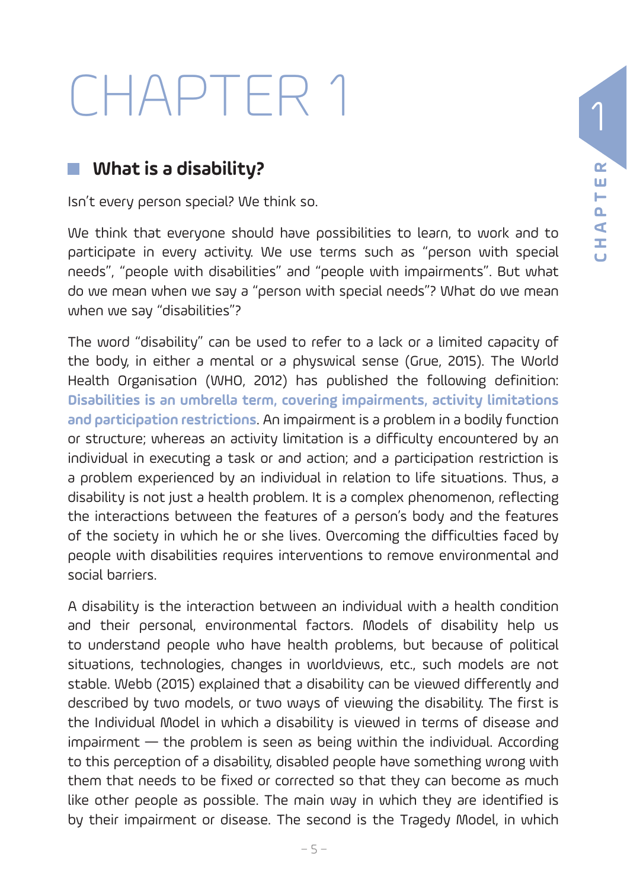# CHAPTER 1

## What is a disability?

Isn't every person special? We think so.

We think that everyone should have possibilities to learn, to work and to participate in every activity. We use terms such as "person with special needs", "people with disabilities" and "people with impairments". But what do we mean when we say a "person with special needs"? What do we mean when we say "disabilities"?

The word "disability" can be used to refer to a lack or a limited capacity of the body, in either a mental or a physwical sense (Grue, 2015). The World Health Organisation (WHO, 2012) has published the following definition: **Disabilities is an umbrella term, covering impairments, activity limitations and participation restrictions**. An impairment is a problem in a bodily function or structure; whereas an activity limitation is a difficulty encountered by an individual in executing a task or and action; and a participation restriction is a problem experienced by an individual in relation to life situations. Thus, a disability is not just a health problem. It is a complex phenomenon, reflecting the interactions between the features of a person's body and the features of the society in which he or she lives. Overcoming the difficulties faced by people with disabilities requires interventions to remove environmental and social barriers.

A disability is the interaction between an individual with a health condition and their personal, environmental factors. Models of disability help us to understand people who have health problems, but because of political situations, technologies, changes in worldviews, etc., such models are not stable. Webb (2015) explained that a disability can be viewed differently and described by two models, or two ways of viewing the disability. The first is the Individual Model in which a disability is viewed in terms of disease and impairment — the problem is seen as being within the individual. According to this perception of a disability, disabled people have something wrong with them that needs to be fixed or corrected so that they can become as much like other people as possible. The main way in which they are identified is by their impairment or disease. The second is the Tragedy Model, in which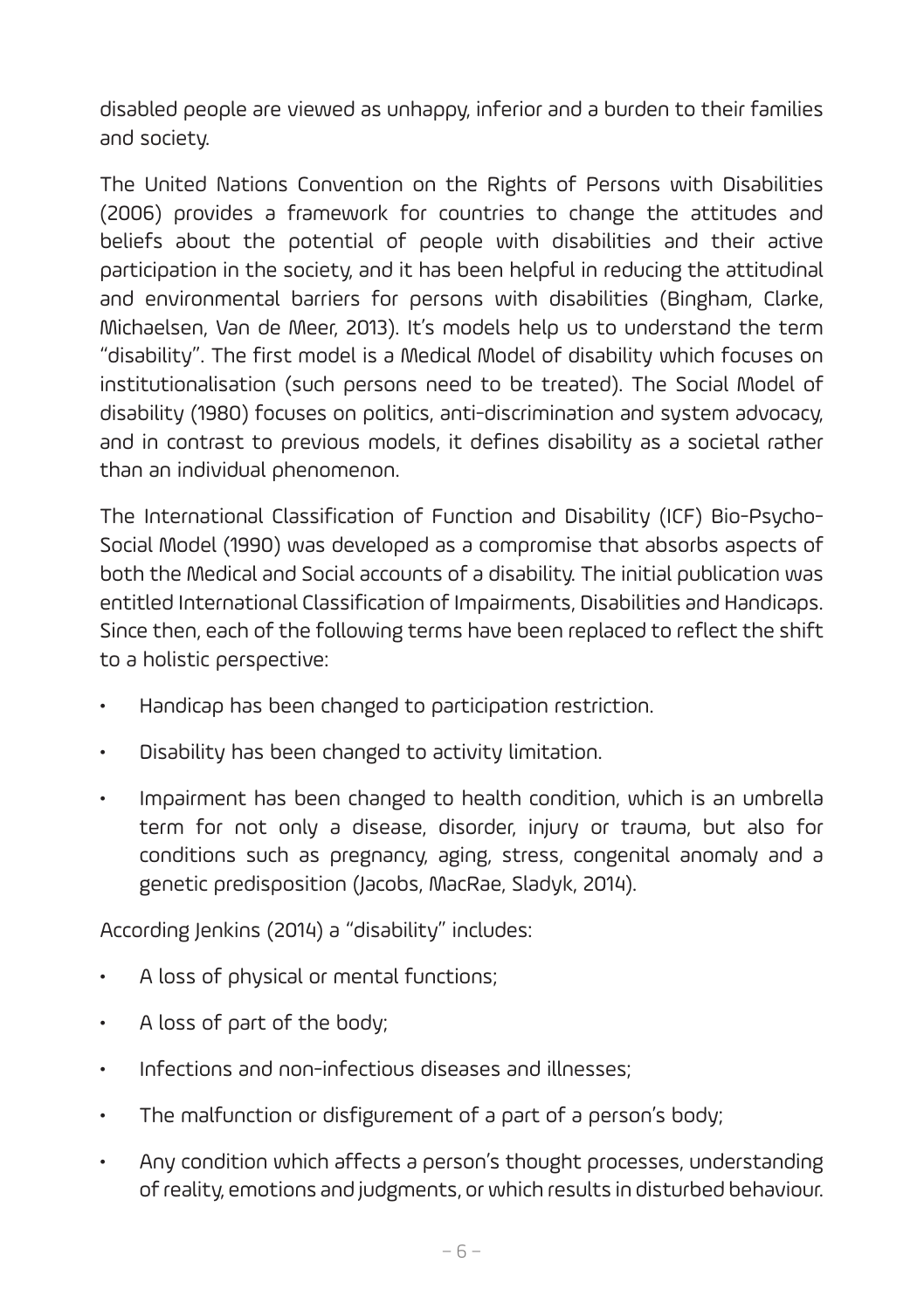disabled people are viewed as unhappy, inferior and a burden to their families and society.

The United Nations Convention on the Rights of Persons with Disabilities (2006) provides a framework for countries to change the attitudes and beliefs about the potential of people with disabilities and their active participation in the society, and it has been helpful in reducing the attitudinal and environmental barriers for persons with disabilities (Bingham, Clarke, Michaelsen, Van de Meer, 2013). It's models help us to understand the term "disability". The first model is a Medical Model of disability which focuses on institutionalisation (such persons need to be treated). The Social Model of disability (1980) focuses on politics, anti-discrimination and system advocacy, and in contrast to previous models, it defines disability as a societal rather than an individual phenomenon.

The International Classification of Function and Disability (ICF) Bio-Psycho-Social Model (1990) was developed as a compromise that absorbs aspects of both the Medical and Social accounts of a disability. The initial publication was entitled International Classification of Impairments, Disabilities and Handicaps. Since then, each of the following terms have been replaced to reflect the shift to a holistic perspective:

- Handicap has been changed to participation restriction.
- Disability has been changed to activity limitation.
- Impairment has been changed to health condition, which is an umbrella term for not only a disease, disorder, injury or trauma, but also for conditions such as pregnancy, aging, stress, congenital anomaly and a genetic predisposition (Jacobs, MacRae, Sladyk, 2014).

According Jenkins (2014) a "disability" includes:

- A loss of physical or mental functions;
- A loss of part of the body;
- Infections and non-infectious diseases and illnesses;
- The malfunction or disfigurement of a part of a person's body;
- Any condition which affects a person's thought processes, understanding of reality, emotions and judgments, or which results in disturbed behaviour.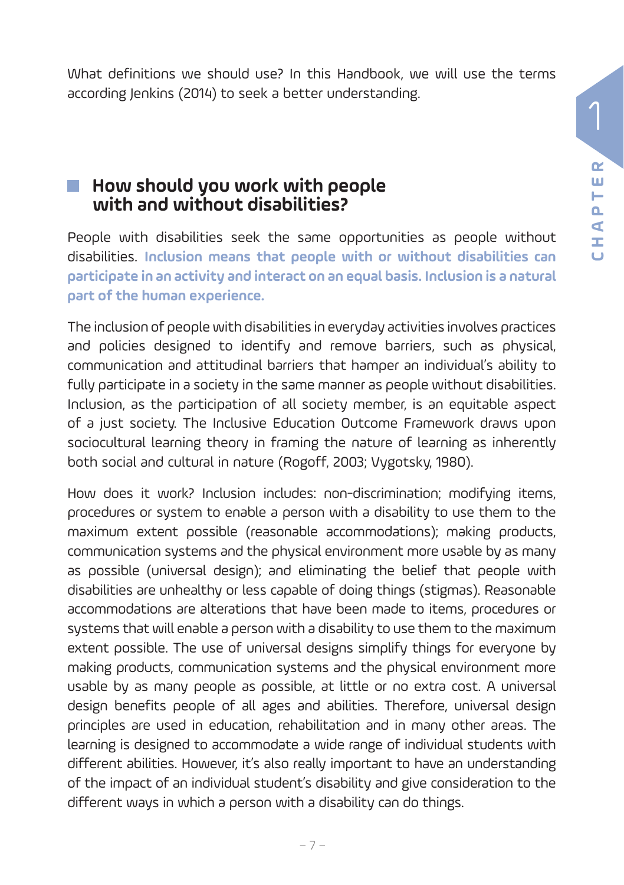What definitions we should use? In this Handbook, we will use the terms according Jenkins (2014) to seek a better understanding.

## How should you work with people with and without disabilities?

People with disabilities seek the same opportunities as people without disabilities. **Inclusion means that people with or without disabilities can participate in an activity and interact on an equal basis. Inclusion is a natural part of the human experience.**

The inclusion of people with disabilities in everyday activities involves practices and policies designed to identify and remove barriers, such as physical, communication and attitudinal barriers that hamper an individual's ability to fully participate in a society in the same manner as people without disabilities. Inclusion, as the participation of all society member, is an equitable aspect of a just society. The Inclusive Education Outcome Framework draws upon sociocultural learning theory in framing the nature of learning as inherently both social and cultural in nature (Rogoff, 2003; Vygotsky, 1980).

How does it work? Inclusion includes: non-discrimination; modifying items, procedures or system to enable a person with a disability to use them to the maximum extent possible (reasonable accommodations); making products, communication systems and the physical environment more usable by as many as possible (universal design); and eliminating the belief that people with disabilities are unhealthy or less capable of doing things (stigmas). Reasonable accommodations are alterations that have been made to items, procedures or systems that will enable a person with a disability to use them to the maximum extent possible. The use of universal designs simplify things for everyone by making products, communication systems and the physical environment more usable by as many people as possible, at little or no extra cost. A universal design benefits people of all ages and abilities. Therefore, universal design principles are used in education, rehabilitation and in many other areas. The learning is designed to accommodate a wide range of individual students with different abilities. However, it's also really important to have an understanding of the impact of an individual student's disability and give consideration to the different ways in which a person with a disability can do things.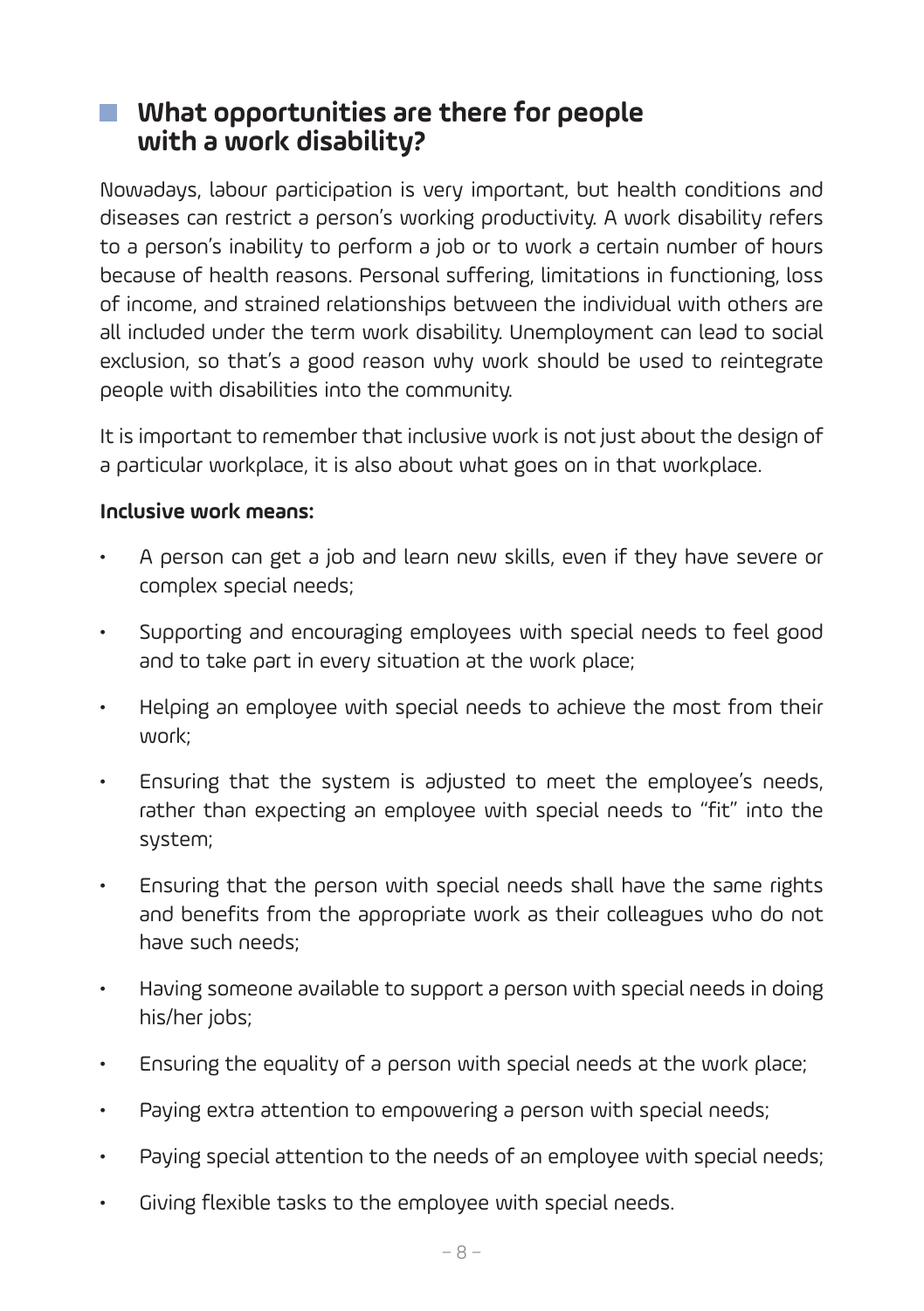## What opportunities are there for people with a work disability?

Nowadays, labour participation is very important, but health conditions and diseases can restrict a person's working productivity. A work disability refers to a person's inability to perform a job or to work a certain number of hours because of health reasons. Personal suffering, limitations in functioning, loss of income, and strained relationships between the individual with others are all included under the term work disability. Unemployment can lead to social exclusion, so that's a good reason why work should be used to reintegrate people with disabilities into the community.

It is important to remember that inclusive work is not just about the design of a particular workplace, it is also about what goes on in that workplace.

**Inclusive work means:**

- A person can get a job and learn new skills, even if they have severe or complex special needs;
- Supporting and encouraging employees with special needs to feel good and to take part in every situation at the work place;
- Helping an employee with special needs to achieve the most from their work;
- Ensuring that the system is adjusted to meet the employee's needs, rather than expecting an employee with special needs to "fit" into the system;
- Ensuring that the person with special needs shall have the same rights and benefits from the appropriate work as their colleagues who do not have such needs;
- Having someone available to support a person with special needs in doing his/her jobs;
- Ensuring the equality of a person with special needs at the work place;
- Paying extra attention to empowering a person with special needs;
- Paying special attention to the needs of an employee with special needs;
- Giving flexible tasks to the employee with special needs.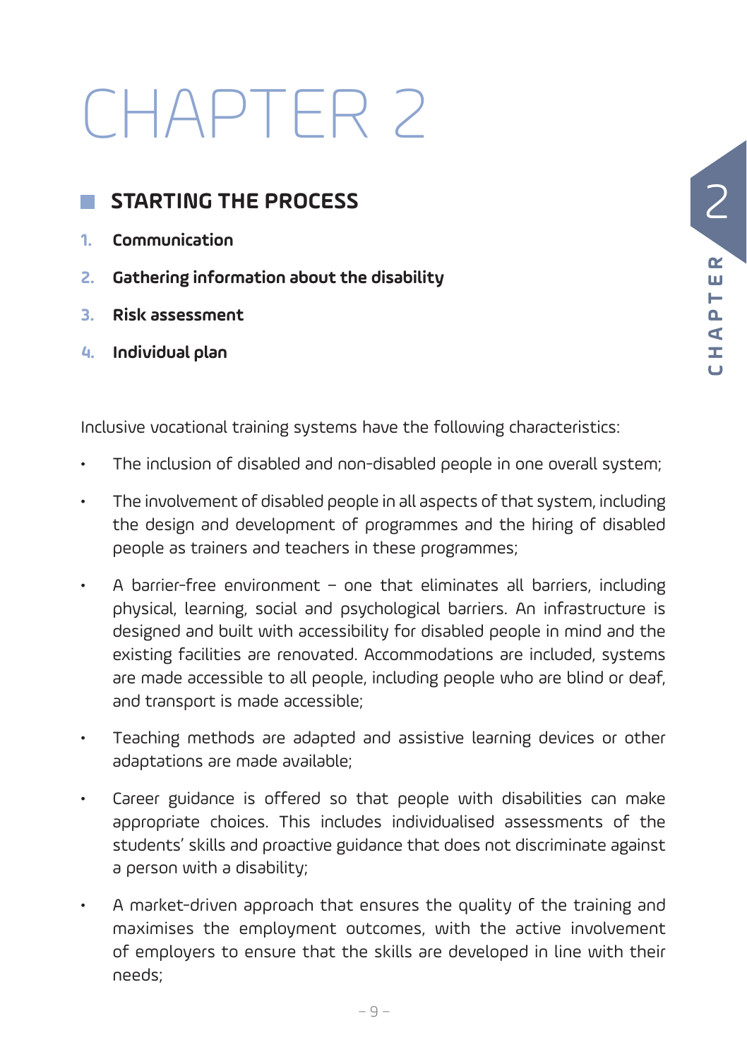# CHAPTER 2

## STARTING THE PROCESS

1. **Communication**
2. **Gathering information about the disability**
3. **Risk assessment**
4. **Individual plan**

Inclusive vocational training systems have the following characteristics:

- The inclusion of disabled and non-disabled people in one overall system;
- The involvement of disabled people in all aspects of that system, including the design and development of programmes and the hiring of disabled people as trainers and teachers in these programmes;
- A barrier-free environment – one that eliminates all barriers, including physical, learning, social and psychological barriers. An infrastructure is designed and built with accessibility for disabled people in mind and the existing facilities are renovated. Accommodations are included, systems are made accessible to all people, including people who are blind or deaf, and transport is made accessible;
- Teaching methods are adapted and assistive learning devices or other adaptations are made available;
- Career guidance is offered so that people with disabilities can make appropriate choices. This includes individualised assessments of the students' skills and proactive guidance that does not discriminate against a person with a disability;
- A market-driven approach that ensures the quality of the training and maximises the employment outcomes, with the active involvement of employers to ensure that the skills are developed in line with their needs;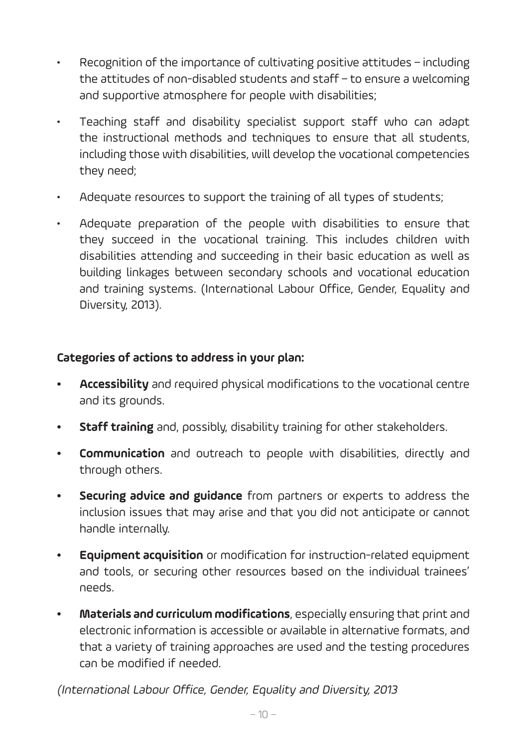- Recognition of the importance of cultivating positive attitudes – including the attitudes of non-disabled students and staff – to ensure a welcoming and supportive atmosphere for people with disabilities;
- Teaching staff and disability specialist support staff who can adapt the instructional methods and techniques to ensure that all students, including those with disabilities, will develop the vocational competencies they need;
- Adequate resources to support the training of all types of students;
- Adequate preparation of the people with disabilities to ensure that they succeed in the vocational training. This includes children with disabilities attending and succeeding in their basic education as well as building linkages between secondary schools and vocational education and training systems. (International Labour Office, Gender, Equality and Diversity, 2013).

**Categories of actions to address in your plan:**

- **Accessibility** and required physical modifications to the vocational centre and its grounds.
- **Staff training** and, possibly, disability training for other stakeholders.
- **Communication** and outreach to people with disabilities, directly and through others.
- **Securing advice and guidance** from partners or experts to address the inclusion issues that may arise and that you did not anticipate or cannot handle internally.
- **Equipment acquisition** or modification for instruction-related equipment and tools, or securing other resources based on the individual trainees' needs.
- **Materials and curriculum modifications**, especially ensuring that print and electronic information is accessible or available in alternative formats, and that a variety of training approaches are used and the testing procedures can be modified if needed.

*(International Labour Office, Gender, Equality and Diversity, 2013*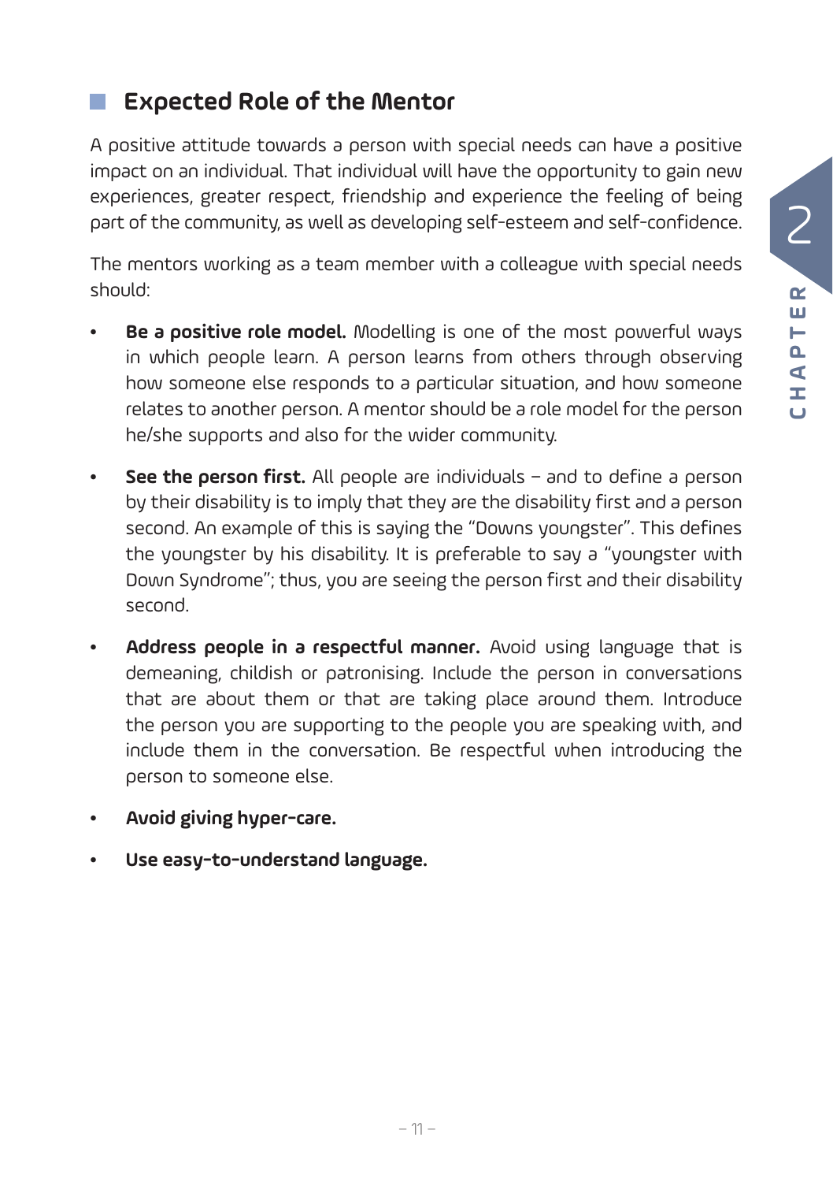## Expected Role of the Mentor

A positive attitude towards a person with special needs can have a positive impact on an individual. That individual will have the opportunity to gain new experiences, greater respect, friendship and experience the feeling of being part of the community, as well as developing self-esteem and self-confidence.

The mentors working as a team member with a colleague with special needs should:

- **Be a positive role model.** Modelling is one of the most powerful ways in which people learn. A person learns from others through observing how someone else responds to a particular situation, and how someone relates to another person. A mentor should be a role model for the person he/she supports and also for the wider community.
- **See the person first.** All people are individuals – and to define a person by their disability is to imply that they are the disability first and a person second. An example of this is saying the "Downs youngster". This defines the youngster by his disability. It is preferable to say a "youngster with Down Syndrome"; thus, you are seeing the person first and their disability second.
- **Address people in a respectful manner.** Avoid using language that is demeaning, childish or patronising. Include the person in conversations that are about them or that are taking place around them. Introduce the person you are supporting to the people you are speaking with, and include them in the conversation. Be respectful when introducing the person to someone else.
- **Avoid giving hyper-care.**
- **Use easy-to-understand language.**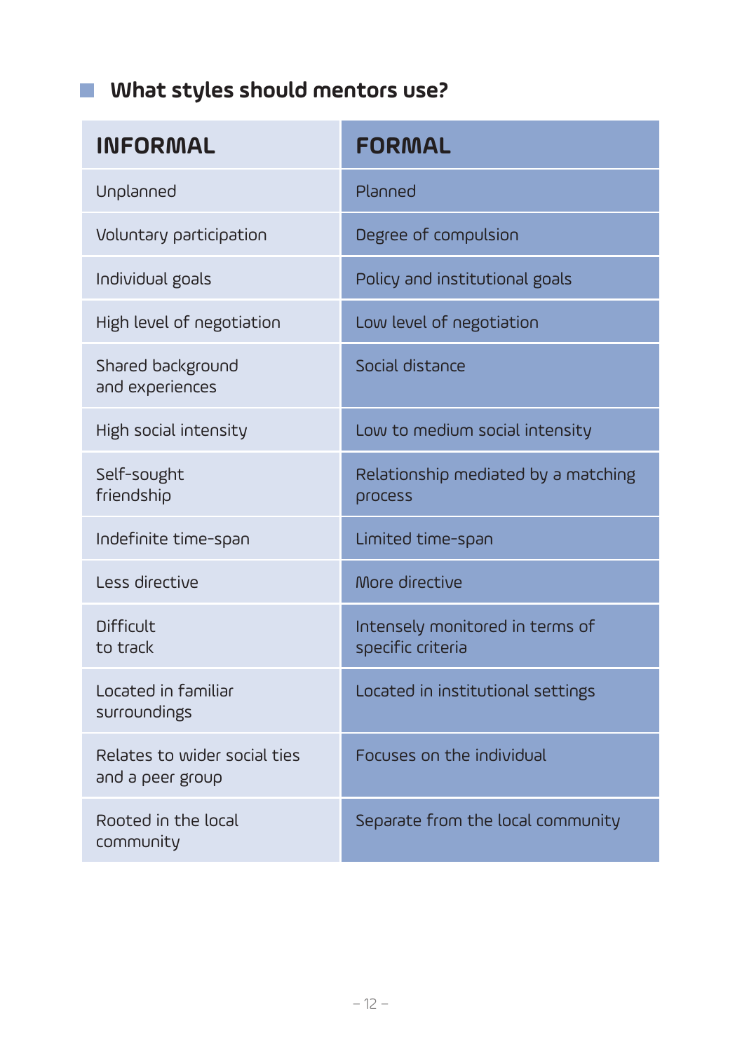## What styles should mentors use?

| INFORMAL | FORMAL |
|---|---|
| Unplanned | Planned |
| Voluntary participation | Degree of compulsion |
| Individual goals | Policy and institutional goals |
| High level of negotiation | Low level of negotiation |
| Shared background and experiences | Social distance |
| High social intensity | Low to medium social intensity |
| Self-sought friendship | Relationship mediated by a matching process |
| Indefinite time-span | Limited time-span |
| Less directive | More directive |
| Difficult to track | Intensely monitored in terms of specific criteria |
| Located in familiar surroundings | Located in institutional settings |
| Relates to wider social ties and a peer group | Focuses on the individual |
| Rooted in the local community | Separate from the local community |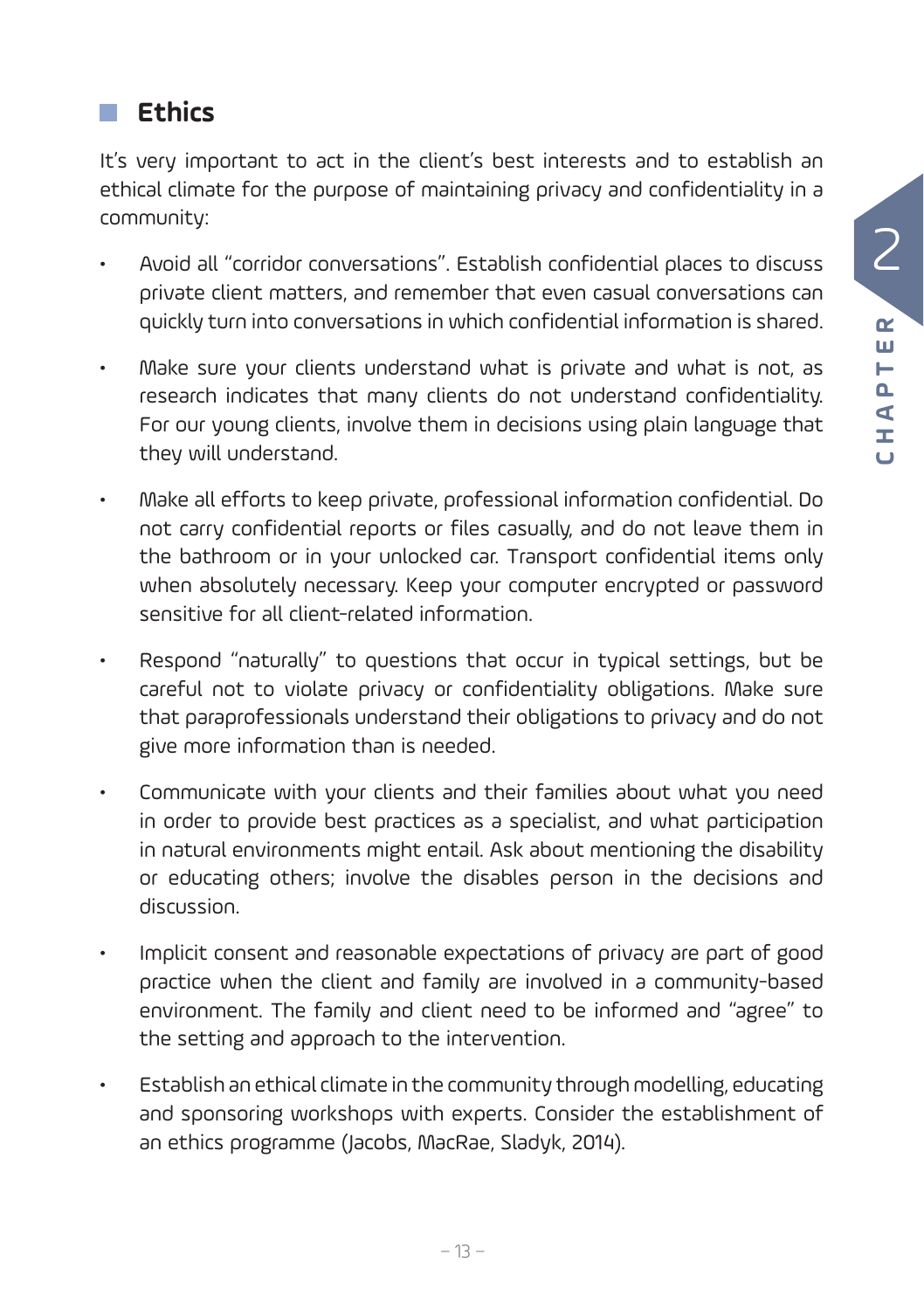## Ethics

It's very important to act in the client's best interests and to establish an ethical climate for the purpose of maintaining privacy and confidentiality in a community:

- Avoid all "corridor conversations". Establish confidential places to discuss private client matters, and remember that even casual conversations can quickly turn into conversations in which confidential information is shared.
- Make sure your clients understand what is private and what is not, as research indicates that many clients do not understand confidentiality. For our young clients, involve them in decisions using plain language that they will understand.
- Make all efforts to keep private, professional information confidential. Do not carry confidential reports or files casually, and do not leave them in the bathroom or in your unlocked car. Transport confidential items only when absolutely necessary. Keep your computer encrypted or password sensitive for all client-related information.
- Respond "naturally" to questions that occur in typical settings, but be careful not to violate privacy or confidentiality obligations. Make sure that paraprofessionals understand their obligations to privacy and do not give more information than is needed.
- Communicate with your clients and their families about what you need in order to provide best practices as a specialist, and what participation in natural environments might entail. Ask about mentioning the disability or educating others; involve the disables person in the decisions and discussion.
- Implicit consent and reasonable expectations of privacy are part of good practice when the client and family are involved in a community-based environment. The family and client need to be informed and "agree" to the setting and approach to the intervention.
- Establish an ethical climate in the community through modelling, educating and sponsoring workshops with experts. Consider the establishment of an ethics programme (Jacobs, MacRae, Sladyk, 2014).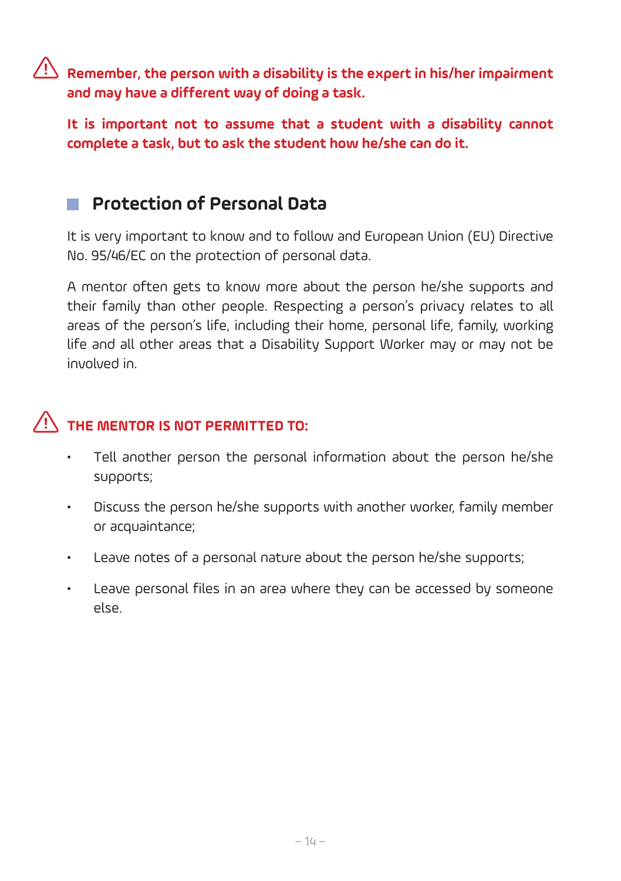**Remember, the person with a disability is the expert in his/her impairment and may have a different way of doing a task.**

**It is important not to assume that a student with a disability cannot complete a task, but to ask the student how he/she can do it.**

## Protection of Personal Data

It is very important to know and to follow and European Union (EU) Directive No. 95/46/EC on the protection of personal data.

A mentor often gets to know more about the person he/she supports and their family than other people. Respecting a person's privacy relates to all areas of the person's life, including their home, personal life, family, working life and all other areas that a Disability Support Worker may or may not be involved in.

**THE MENTOR IS NOT PERMITTED TO:**

- Tell another person the personal information about the person he/she supports;
- Discuss the person he/she supports with another worker, family member or acquaintance;
- Leave notes of a personal nature about the person he/she supports;
- Leave personal files in an area where they can be accessed by someone else.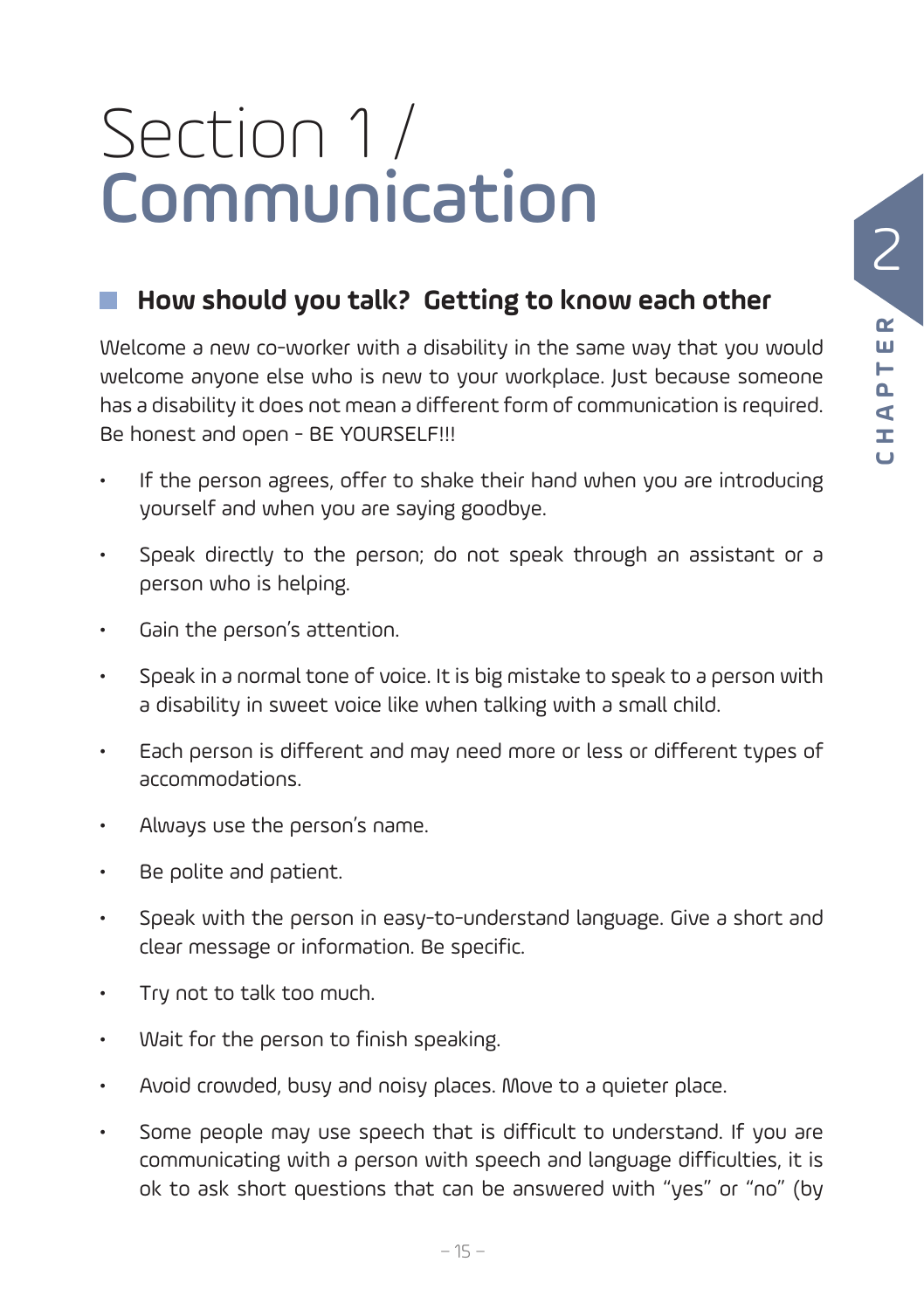# Section 1 / Communication

## How should you talk? Getting to know each other

Welcome a new co-worker with a disability in the same way that you would welcome anyone else who is new to your workplace. Just because someone has a disability it does not mean a different form of communication is required. Be honest and open - BE YOURSELF!!!

- If the person agrees, offer to shake their hand when you are introducing yourself and when you are saying goodbye.
- Speak directly to the person; do not speak through an assistant or a person who is helping.
- Gain the person's attention.
- Speak in a normal tone of voice. It is big mistake to speak to a person with a disability in sweet voice like when talking with a small child.
- Each person is different and may need more or less or different types of accommodations.
- Always use the person's name.
- Be polite and patient.
- Speak with the person in easy-to-understand language. Give a short and clear message or information. Be specific.
- Try not to talk too much.
- Wait for the person to finish speaking.
- Avoid crowded, busy and noisy places. Move to a quieter place.
- Some people may use speech that is difficult to understand. If you are communicating with a person with speech and language difficulties, it is ok to ask short questions that can be answered with "yes" or "no" (by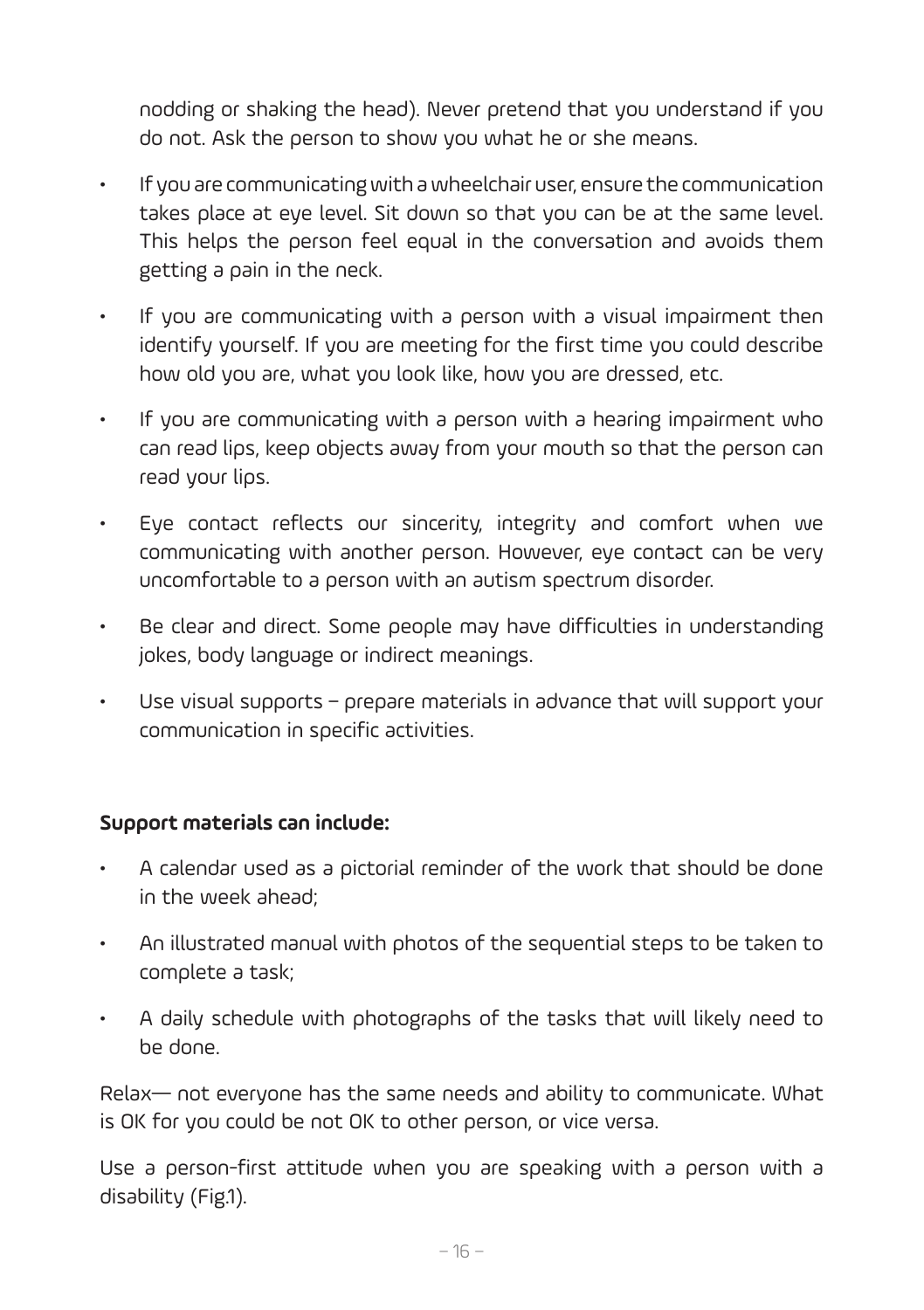nodding or shaking the head). Never pretend that you understand if you do not. Ask the person to show you what he or she means.

- If you are communicating with a wheelchair user, ensure the communication takes place at eye level. Sit down so that you can be at the same level. This helps the person feel equal in the conversation and avoids them getting a pain in the neck.
- If you are communicating with a person with a visual impairment then identify yourself. If you are meeting for the first time you could describe how old you are, what you look like, how you are dressed, etc.
- If you are communicating with a person with a hearing impairment who can read lips, keep objects away from your mouth so that the person can read your lips.
- Eye contact reflects our sincerity, integrity and comfort when we communicating with another person. However, eye contact can be very uncomfortable to a person with an autism spectrum disorder.
- Be clear and direct. Some people may have difficulties in understanding jokes, body language or indirect meanings.
- Use visual supports – prepare materials in advance that will support your communication in specific activities.

**Support materials can include:**

- A calendar used as a pictorial reminder of the work that should be done in the week ahead;
- An illustrated manual with photos of the sequential steps to be taken to complete a task;
- A daily schedule with photographs of the tasks that will likely need to be done.

Relax— not everyone has the same needs and ability to communicate. What is OK for you could be not OK to other person, or vice versa.

Use a person-first attitude when you are speaking with a person with a disability (Fig.1).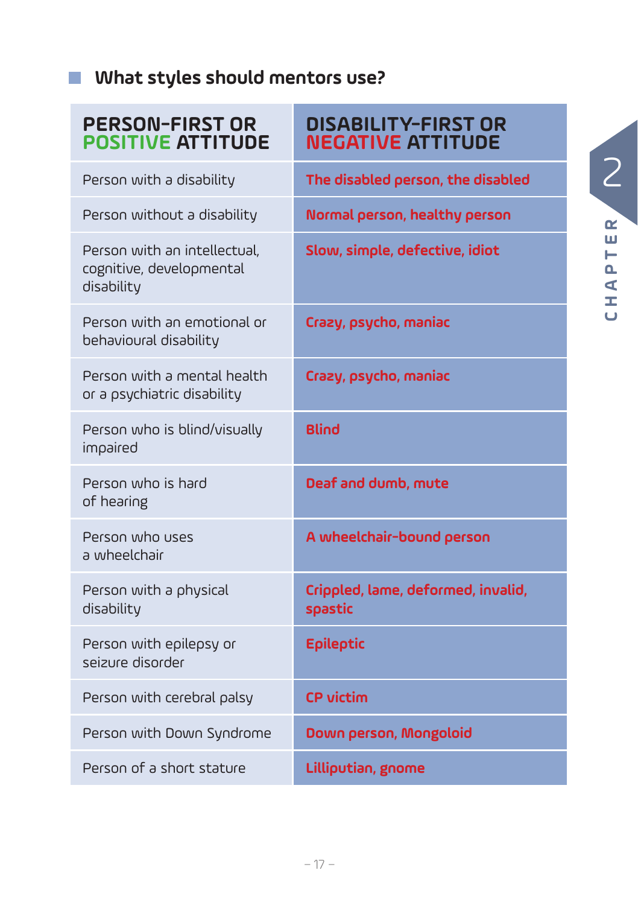## What styles should mentors use?

| PERSON-FIRST OR POSITIVE ATTITUDE | DISABILITY-FIRST OR NEGATIVE ATTITUDE |
| --- | --- |
| Person with a disability | The disabled person, the disabled |
| Person without a disability | Normal person, healthy person |
| Person with an intellectual, cognitive, developmental disability | Slow, simple, defective, idiot |
| Person with an emotional or behavioural disability | Crazy, psycho, maniac |
| Person with a mental health or a psychiatric disability | Crazy, psycho, maniac |
| Person who is blind/visually impaired | Blind |
| Person who is hard of hearing | Deaf and dumb, mute |
| Person who uses a wheelchair | A wheelchair-bound person |
| Person with a physical disability | Crippled, lame, deformed, invalid, spastic |
| Person with epilepsy or seizure disorder | Epileptic |
| Person with cerebral palsy | CP victim |
| Person with Down Syndrome | Down person, Mongoloid |
| Person of a short stature | Lilliputian, gnome |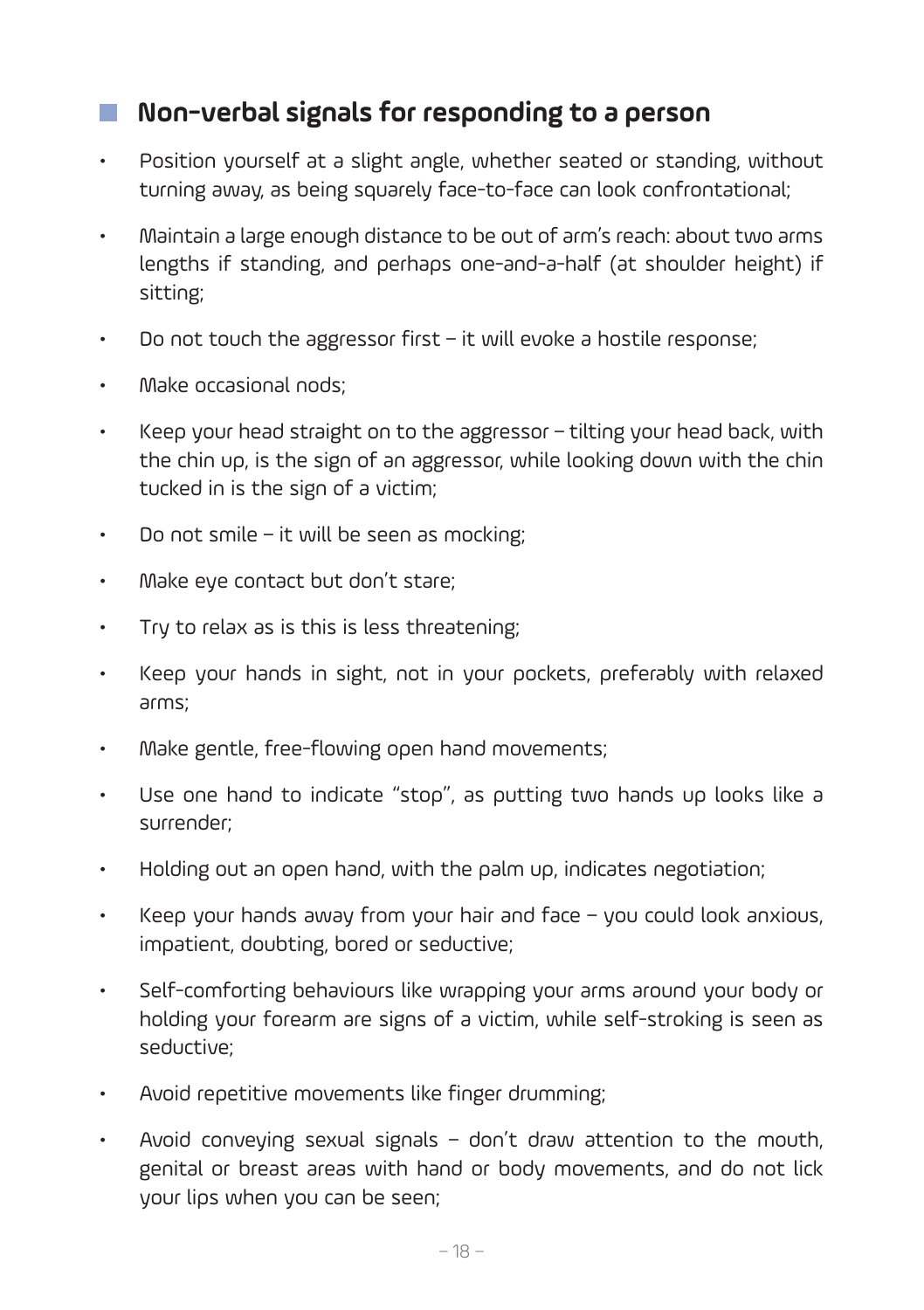## Non-verbal signals for responding to a person

- Position yourself at a slight angle, whether seated or standing, without turning away, as being squarely face-to-face can look confrontational;
- Maintain a large enough distance to be out of arm's reach: about two arms lengths if standing, and perhaps one-and-a-half (at shoulder height) if sitting;
- Do not touch the aggressor first – it will evoke a hostile response;
- Make occasional nods;
- Keep your head straight on to the aggressor – tilting your head back, with the chin up, is the sign of an aggressor, while looking down with the chin tucked in is the sign of a victim;
- Do not smile – it will be seen as mocking;
- Make eye contact but don't stare;
- Try to relax as is this is less threatening;
- Keep your hands in sight, not in your pockets, preferably with relaxed arms;
- Make gentle, free-flowing open hand movements;
- Use one hand to indicate "stop", as putting two hands up looks like a surrender;
- Holding out an open hand, with the palm up, indicates negotiation;
- Keep your hands away from your hair and face – you could look anxious, impatient, doubting, bored or seductive;
- Self-comforting behaviours like wrapping your arms around your body or holding your forearm are signs of a victim, while self-stroking is seen as seductive;
- Avoid repetitive movements like finger drumming;
- Avoid conveying sexual signals – don't draw attention to the mouth, genital or breast areas with hand or body movements, and do not lick your lips when you can be seen;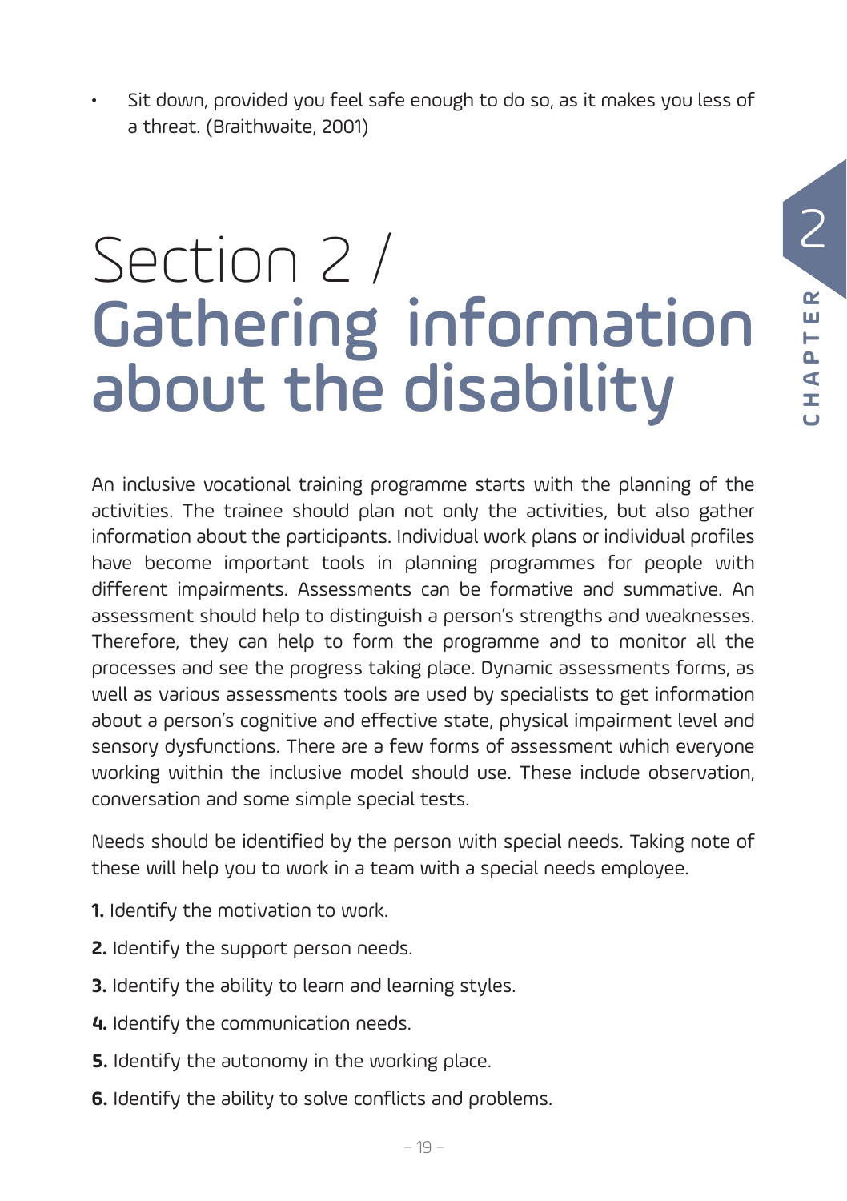- Sit down, provided you feel safe enough to do so, as it makes you less of a threat. (Braithwaite, 2001)

# Section 2 / Gathering information about the disability

An inclusive vocational training programme starts with the planning of the activities. The trainee should plan not only the activities, but also gather information about the participants. Individual work plans or individual profiles have become important tools in planning programmes for people with different impairments. Assessments can be formative and summative. An assessment should help to distinguish a person's strengths and weaknesses. Therefore, they can help to form the programme and to monitor all the processes and see the progress taking place. Dynamic assessments forms, as well as various assessments tools are used by specialists to get information about a person's cognitive and effective state, physical impairment level and sensory dysfunctions. There are a few forms of assessment which everyone working within the inclusive model should use. These include observation, conversation and some simple special tests.

Needs should be identified by the person with special needs. Taking note of these will help you to work in a team with a special needs employee.

**1.** Identify the motivation to work.

**2.** Identify the support person needs.

**3.** Identify the ability to learn and learning styles.

**4.** Identify the communication needs.

**5.** Identify the autonomy in the working place.

**6.** Identify the ability to solve conflicts and problems.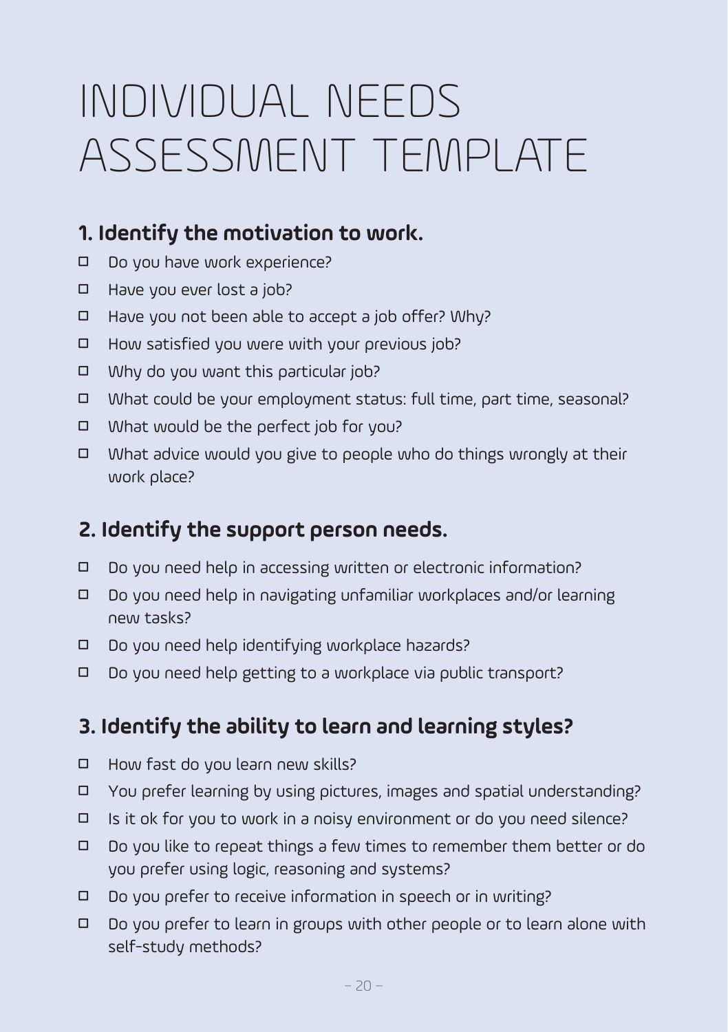# INDIVIDUAL NEEDS ASSESSMENT TEMPLATE

## 1. Identify the motivation to work.

- ☐ Do you have work experience?
- ☐ Have you ever lost a job?
- ☐ Have you not been able to accept a job offer? Why?
- ☐ How satisfied you were with your previous job?
- ☐ Why do you want this particular job?
- ☐ What could be your employment status: full time, part time, seasonal?
- ☐ What would be the perfect job for you?
- ☐ What advice would you give to people who do things wrongly at their work place?

## 2. Identify the support person needs.

- ☐ Do you need help in accessing written or electronic information?
- ☐ Do you need help in navigating unfamiliar workplaces and/or learning new tasks?
- ☐ Do you need help identifying workplace hazards?
- ☐ Do you need help getting to a workplace via public transport?

## 3. Identify the ability to learn and learning styles?

- ☐ How fast do you learn new skills?
- ☐ You prefer learning by using pictures, images and spatial understanding?
- ☐ Is it ok for you to work in a noisy environment or do you need silence?
- ☐ Do you like to repeat things a few times to remember them better or do you prefer using logic, reasoning and systems?
- ☐ Do you prefer to receive information in speech or in writing?
- ☐ Do you prefer to learn in groups with other people or to learn alone with self-study methods?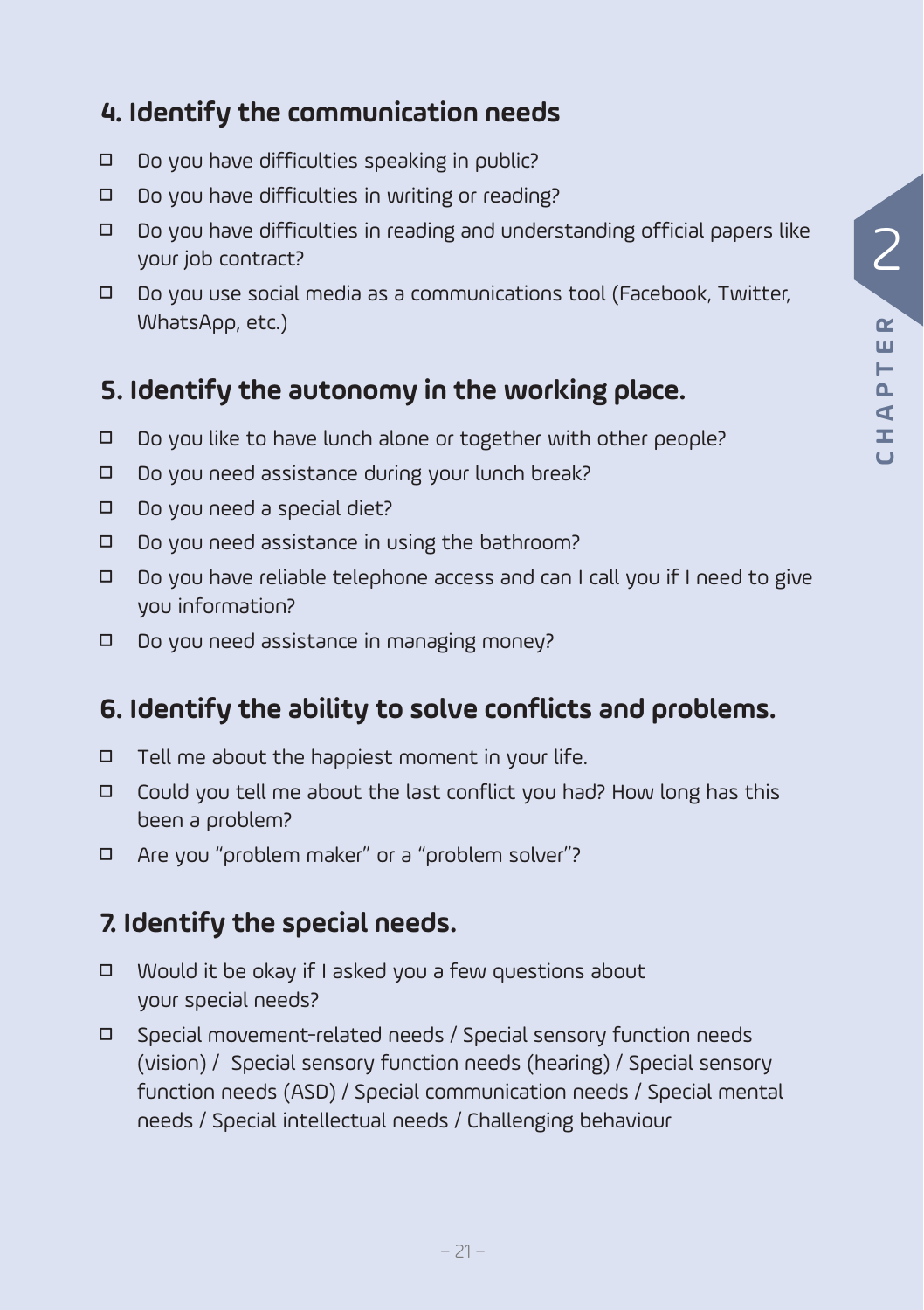## 4. Identify the communication needs

- ☐ Do you have difficulties speaking in public?
- ☐ Do you have difficulties in writing or reading?
- ☐ Do you have difficulties in reading and understanding official papers like your job contract?
- ☐ Do you use social media as a communications tool (Facebook, Twitter, WhatsApp, etc.)

## 5. Identify the autonomy in the working place.

- ☐ Do you like to have lunch alone or together with other people?
- ☐ Do you need assistance during your lunch break?
- ☐ Do you need a special diet?
- ☐ Do you need assistance in using the bathroom?
- ☐ Do you have reliable telephone access and can I call you if I need to give you information?
- ☐ Do you need assistance in managing money?

## 6. Identify the ability to solve conflicts and problems.

- ☐ Tell me about the happiest moment in your life.
- ☐ Could you tell me about the last conflict you had? How long has this been a problem?
- ☐ Are you "problem maker" or a "problem solver"?

## 7. Identify the special needs.

- ☐ Would it be okay if I asked you a few questions about your special needs?
- ☐ Special movement-related needs / Special sensory function needs (vision) / Special sensory function needs (hearing) / Special sensory function needs (ASD) / Special communication needs / Special mental needs / Special intellectual needs / Challenging behaviour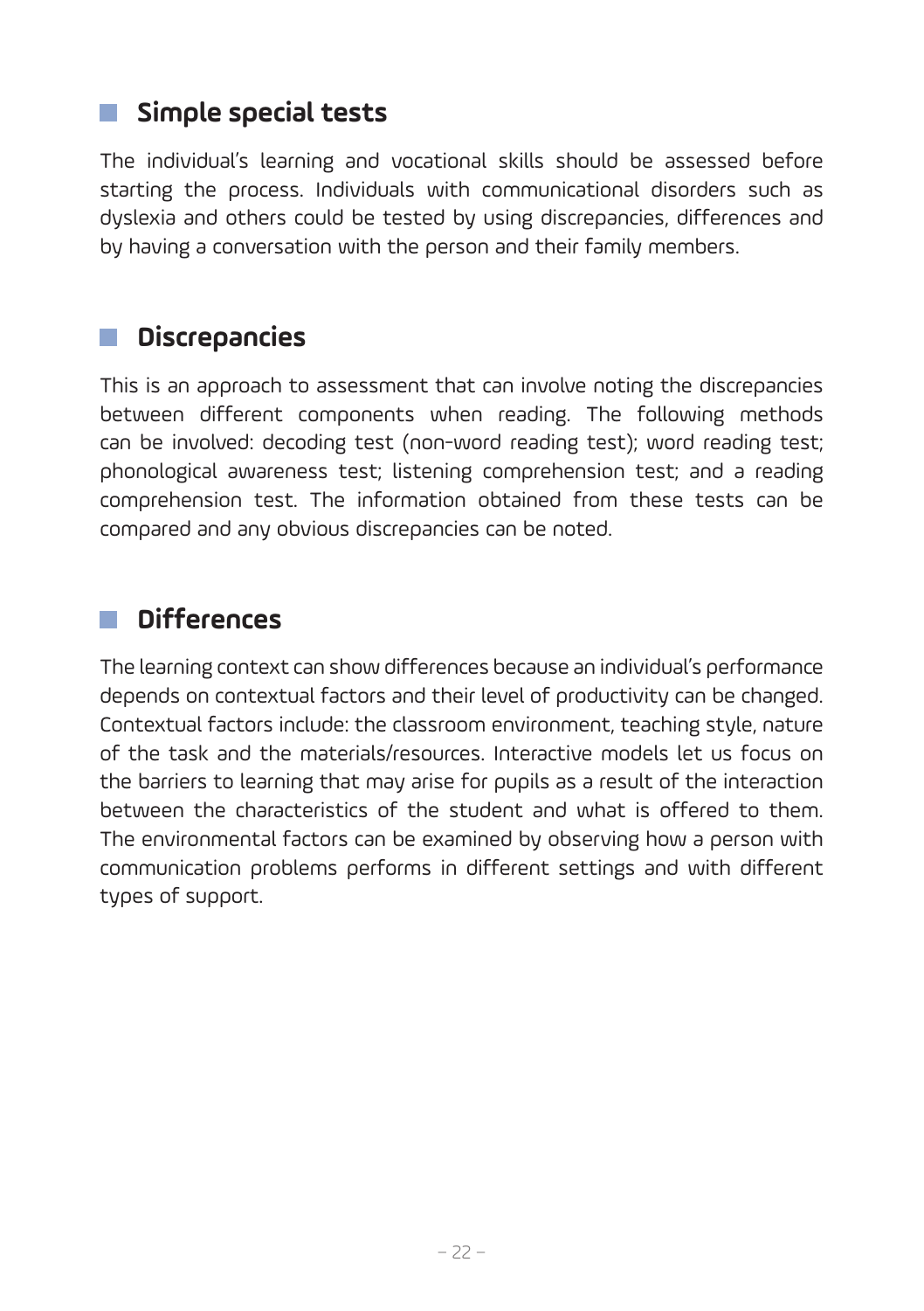## Simple special tests

The individual's learning and vocational skills should be assessed before starting the process. Individuals with communicational disorders such as dyslexia and others could be tested by using discrepancies, differences and by having a conversation with the person and their family members.

## Discrepancies

This is an approach to assessment that can involve noting the discrepancies between different components when reading. The following methods can be involved: decoding test (non-word reading test); word reading test; phonological awareness test; listening comprehension test; and a reading comprehension test. The information obtained from these tests can be compared and any obvious discrepancies can be noted.

## Differences

The learning context can show differences because an individual's performance depends on contextual factors and their level of productivity can be changed. Contextual factors include: the classroom environment, teaching style, nature of the task and the materials/resources. Interactive models let us focus on the barriers to learning that may arise for pupils as a result of the interaction between the characteristics of the student and what is offered to them. The environmental factors can be examined by observing how a person with communication problems performs in different settings and with different types of support.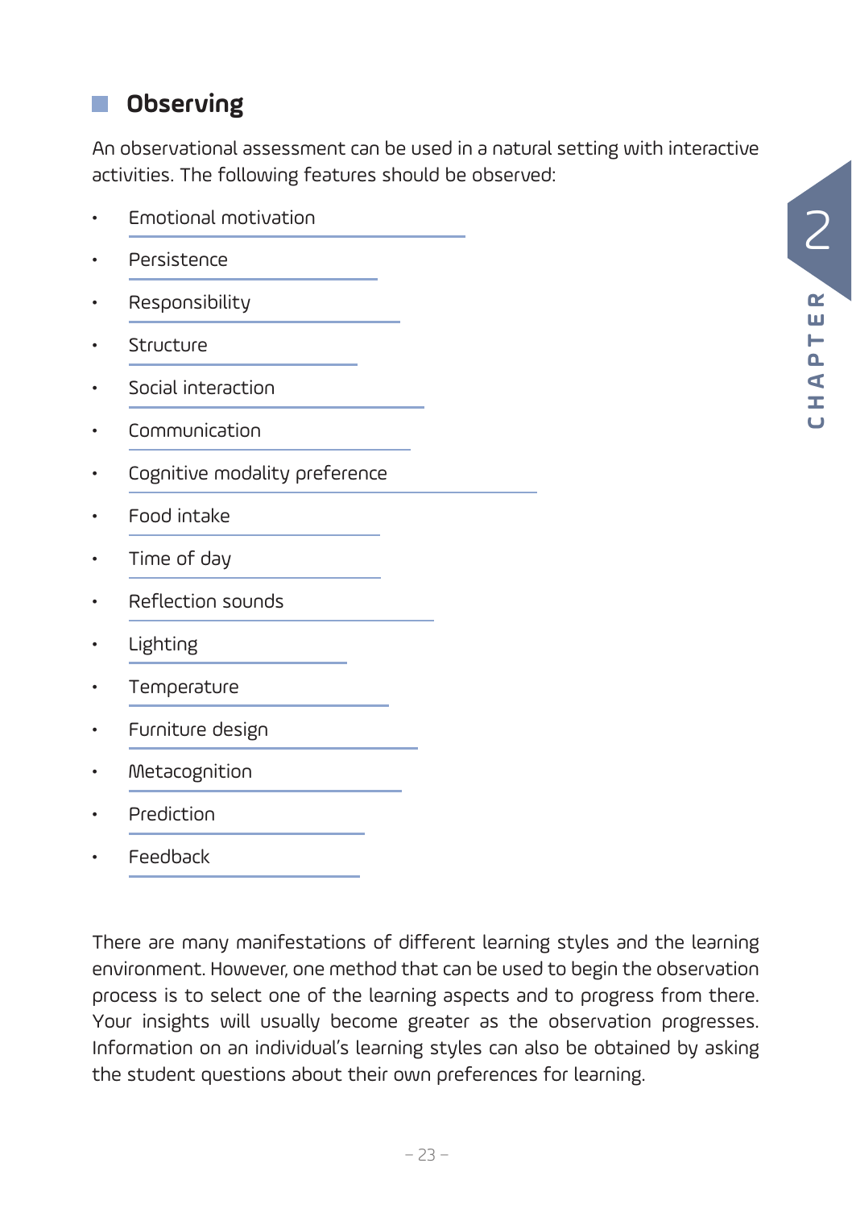## Observing

An observational assessment can be used in a natural setting with interactive activities. The following features should be observed:

- Emotional motivation
- Persistence
- Responsibility
- Structure
- Social interaction
- Communication
- Cognitive modality preference
- Food intake
- Time of day
- Reflection sounds
- Lighting
- Temperature
- Furniture design
- Metacognition
- Prediction
- Feedback

There are many manifestations of different learning styles and the learning environment. However, one method that can be used to begin the observation process is to select one of the learning aspects and to progress from there. Your insights will usually become greater as the observation progresses. Information on an individual's learning styles can also be obtained by asking the student questions about their own preferences for learning.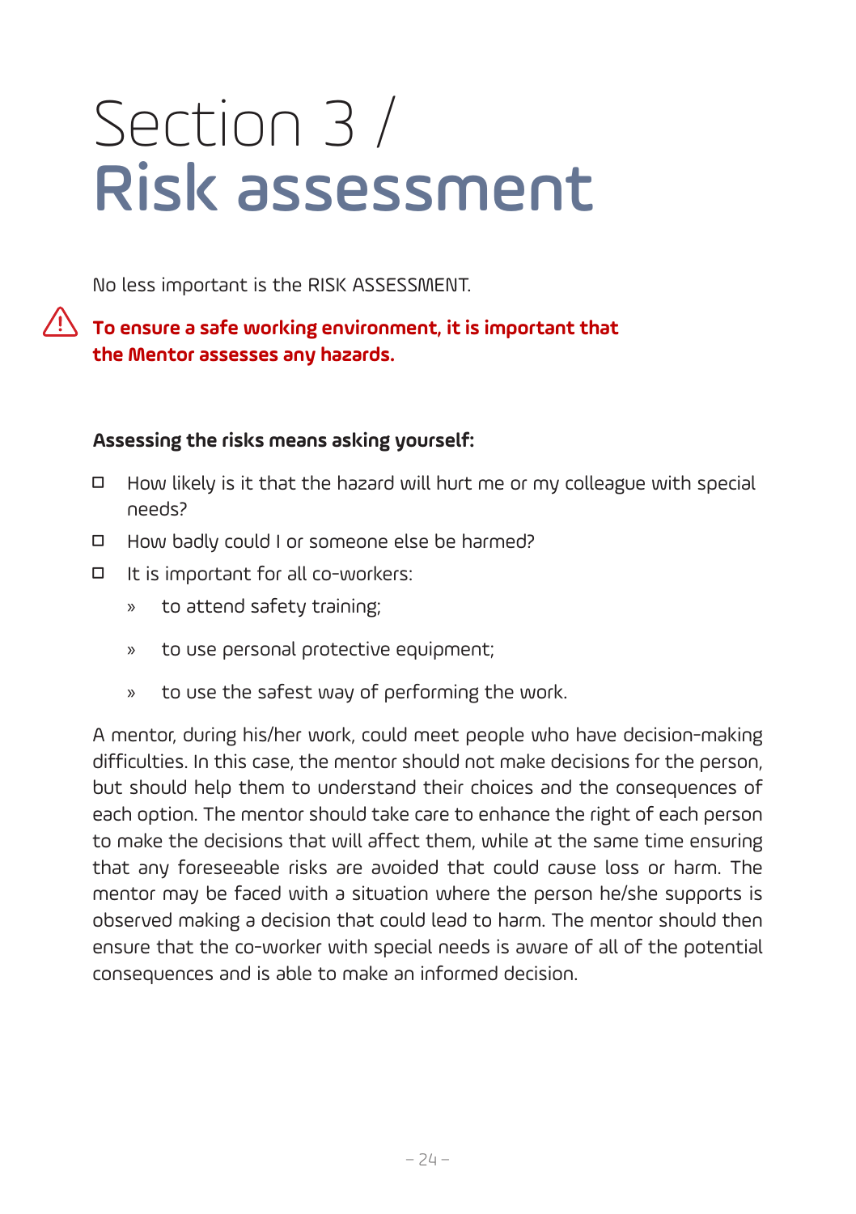# Section 3 / Risk assessment

No less important is the RISK ASSESSMENT.

⚠ **To ensure a safe working environment, it is important that the Mentor assesses any hazards.**

**Assessing the risks means asking yourself:**

- How likely is it that the hazard will hurt me or my colleague with special needs?
- How badly could I or someone else be harmed?
- It is important for all co-workers:
  - to attend safety training;
  - to use personal protective equipment;
  - to use the safest way of performing the work.

A mentor, during his/her work, could meet people who have decision-making difficulties. In this case, the mentor should not make decisions for the person, but should help them to understand their choices and the consequences of each option. The mentor should take care to enhance the right of each person to make the decisions that will affect them, while at the same time ensuring that any foreseeable risks are avoided that could cause loss or harm. The mentor may be faced with a situation where the person he/she supports is observed making a decision that could lead to harm. The mentor should then ensure that the co-worker with special needs is aware of all of the potential consequences and is able to make an informed decision.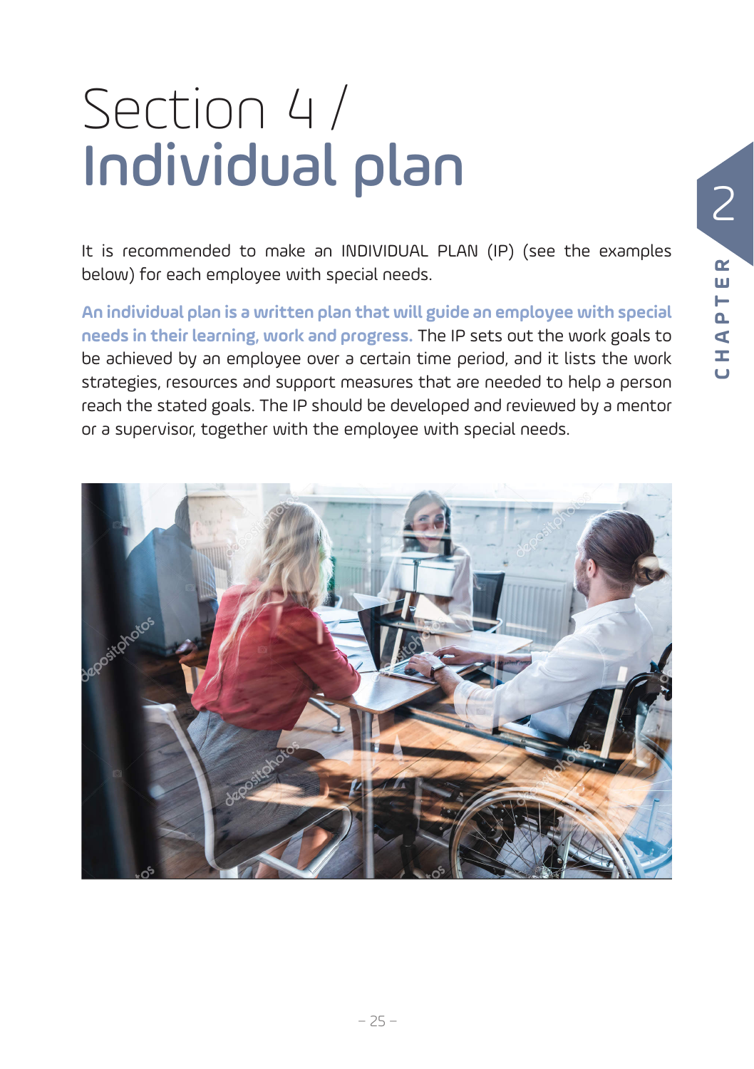# Section 4 / Individual plan

It is recommended to make an INDIVIDUAL PLAN (IP) (see the examples below) for each employee with special needs.

**An individual plan is a written plan that will guide an employee with special needs in their learning, work and progress.** The IP sets out the work goals to be achieved by an employee over a certain time period, and it lists the work strategies, resources and support measures that are needed to help a person reach the stated goals. The IP should be developed and reviewed by a mentor or a supervisor, together with the employee with special needs.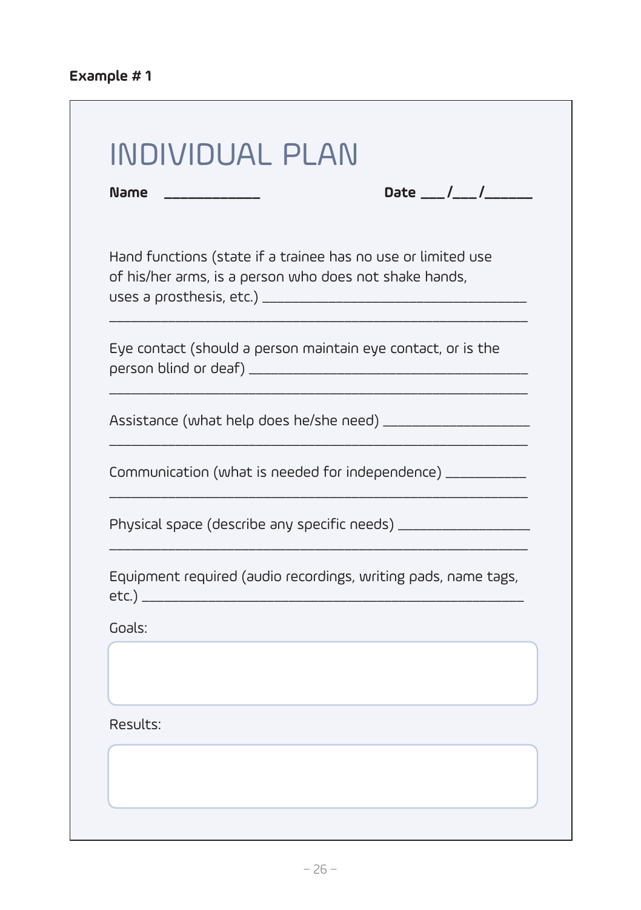**Example # 1**

# INDIVIDUAL PLAN

**Name** ____________ **Date** ___/___/_____

Hand functions (state if a trainee has no use or limited use of his/her arms, is a person who does not shake hands, uses a prosthesis, etc.) ________________________________

________________________________________________

Eye contact (should a person maintain eye contact, or is the person blind or deaf) ________________________________

________________________________________________

Assistance (what help does he/she need) __________________

________________________________________________

Communication (what is needed for independence) __________

________________________________________________

Physical space (describe any specific needs) ________________

________________________________________________

Equipment required (audio recordings, writing pads, name tags, etc.) ________________________________________________

Goals:

Results: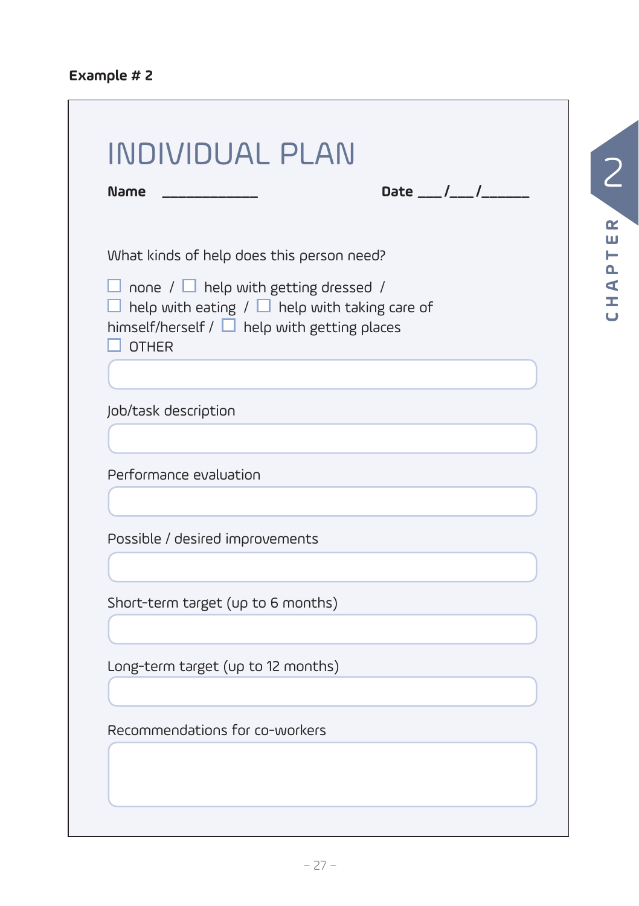**Example # 2**

# INDIVIDUAL PLAN

**Name** ____________ **Date** ___/___/______

What kinds of help does this person need?

☐ none / ☐ help with getting dressed /
☐ help with eating / ☐ help with taking care of himself/herself / ☐ help with getting places
☐ OTHER

Job/task description

Performance evaluation

Possible / desired improvements

Short-term target (up to 6 months)

Long-term target (up to 12 months)

Recommendations for co-workers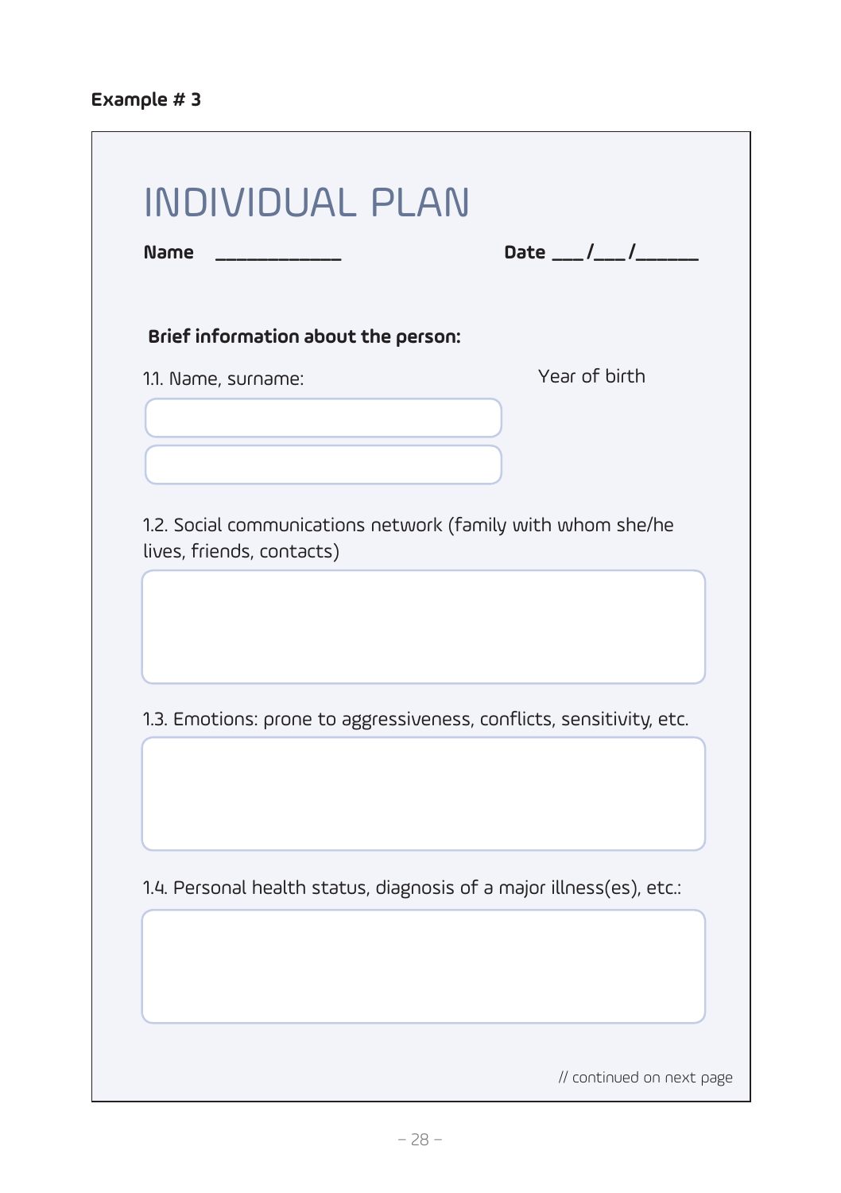**Example # 3**

# INDIVIDUAL PLAN

**Name** ____________ **Date** ___/___/_____

**Brief information about the person:**

1.1. Name, surname: Year of birth

1.2. Social communications network (family with whom she/he lives, friends, contacts)

1.3. Emotions: prone to aggressiveness, conflicts, sensitivity, etc.

1.4. Personal health status, diagnosis of a major illness(es), etc.:

// continued on next page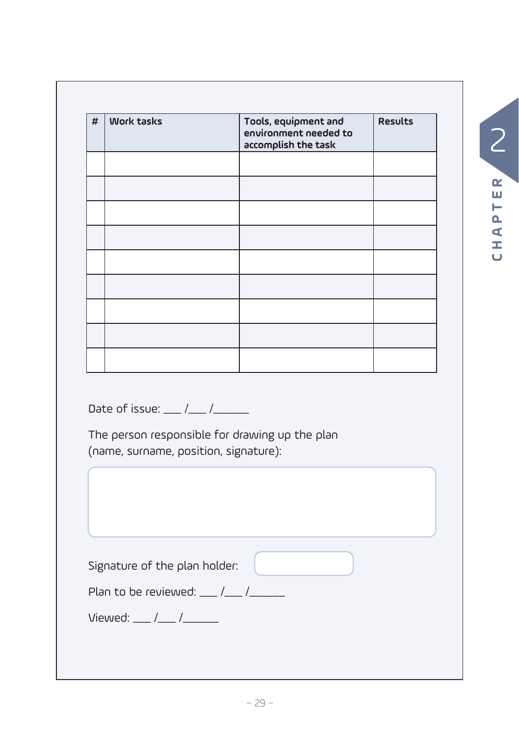| # | Work tasks | Tools, equipment and environment needed to accomplish the task | Results |
|---|---|---|---|
| | | | |
| | | | |
| | | | |
| | | | |
| | | | |
| | | | |
| | | | |
| | | | |
| | | | |

Date of issue: ___ /___ /______

The person responsible for drawing up the plan (name, surname, position, signature):

Signature of the plan holder:

Plan to be reviewed: ___ /___ /______

Viewed: ___ /___ /______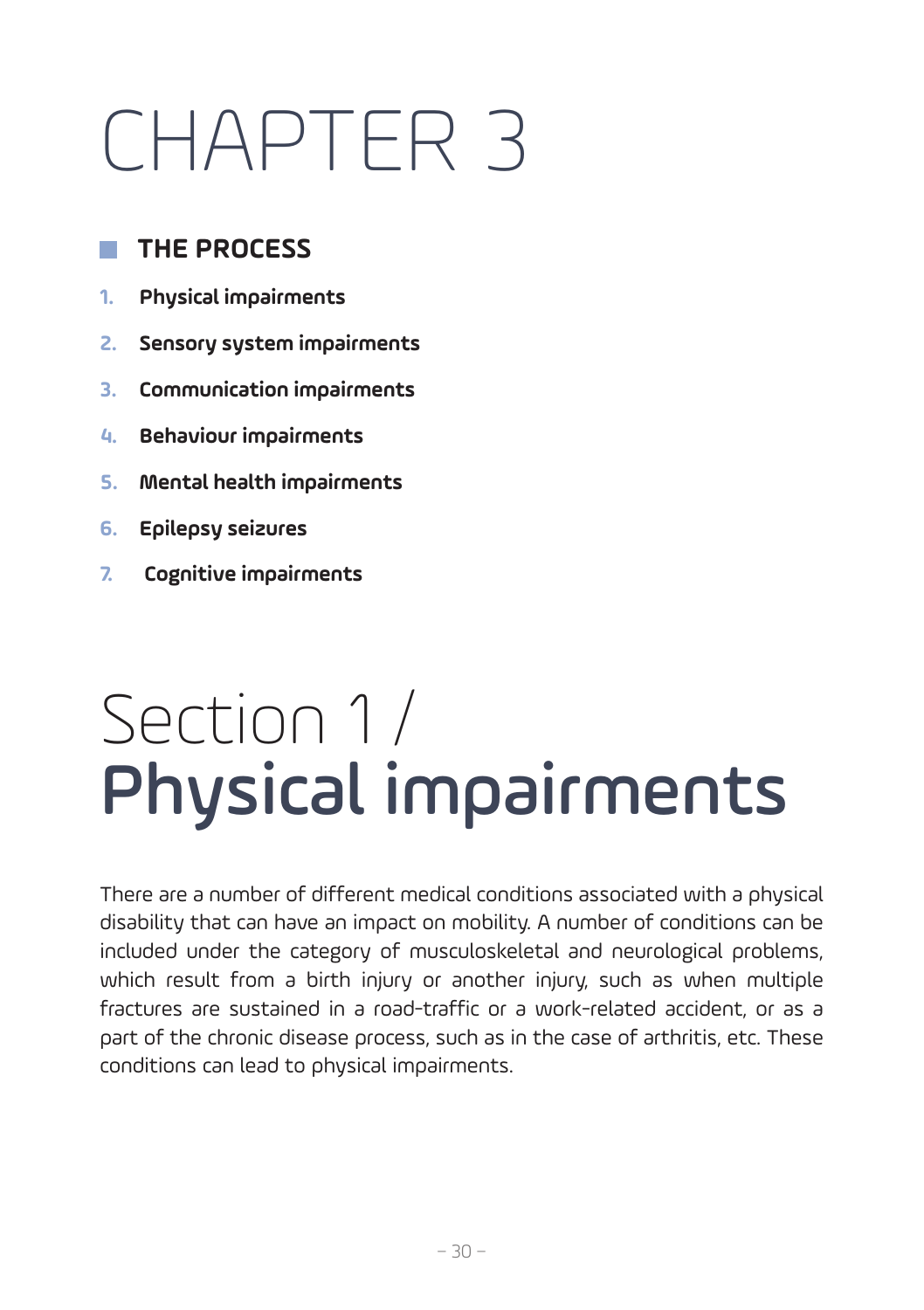# CHAPTER 3

## THE PROCESS

1. **Physical impairments**
2. **Sensory system impairments**
3. **Communication impairments**
4. **Behaviour impairments**
5. **Mental health impairments**
6. **Epilepsy seizures**
7. **Cognitive impairments**

# Section 1 / **Physical impairments**

There are a number of different medical conditions associated with a physical disability that can have an impact on mobility. A number of conditions can be included under the category of musculoskeletal and neurological problems, which result from a birth injury or another injury, such as when multiple fractures are sustained in a road-traffic or a work-related accident, or as a part of the chronic disease process, such as in the case of arthritis, etc. These conditions can lead to physical impairments.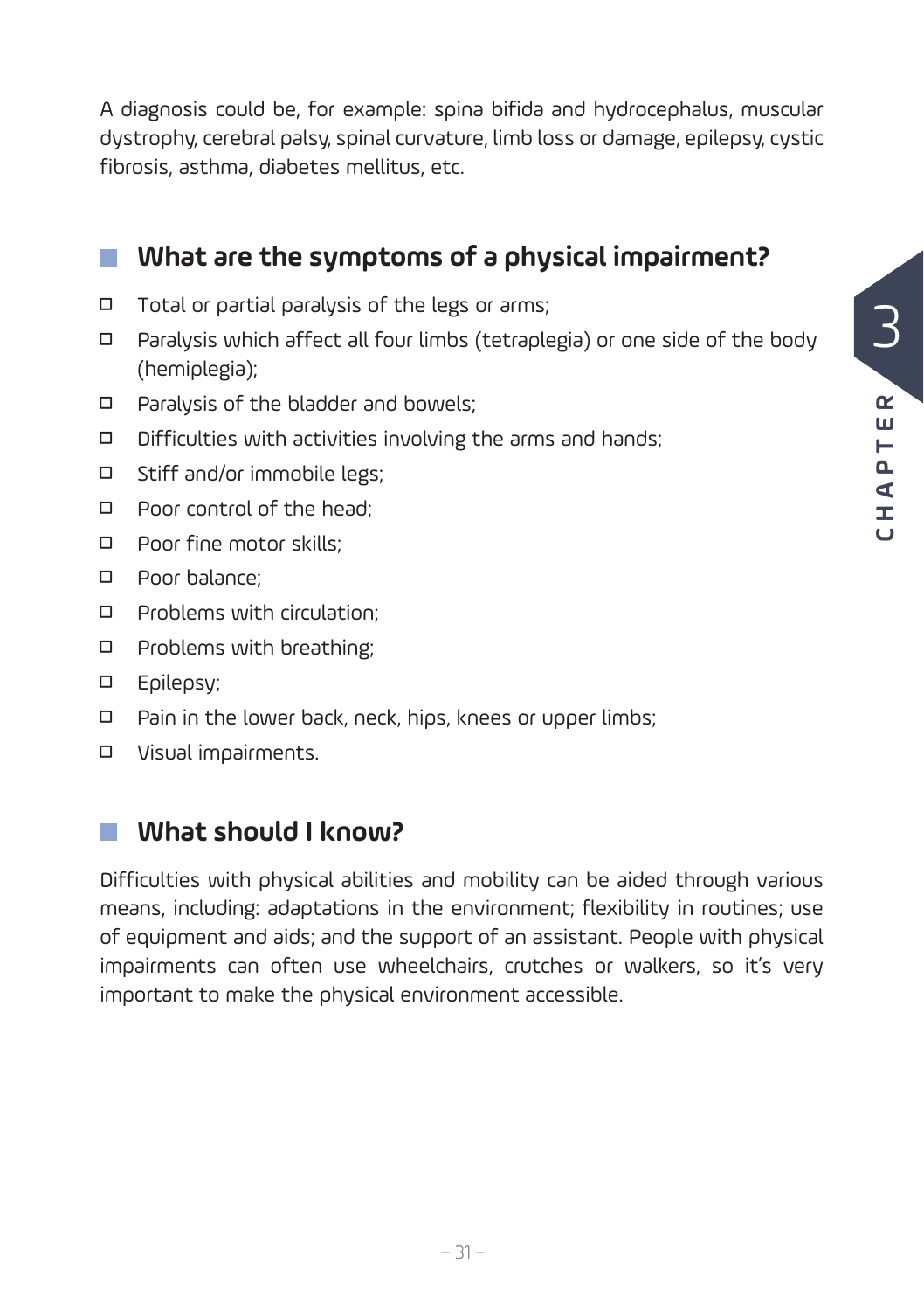A diagnosis could be, for example: spina bifida and hydrocephalus, muscular dystrophy, cerebral palsy, spinal curvature, limb loss or damage, epilepsy, cystic fibrosis, asthma, diabetes mellitus, etc.

## What are the symptoms of a physical impairment?

- Total or partial paralysis of the legs or arms;
- Paralysis which affect all four limbs (tetraplegia) or one side of the body (hemiplegia);
- Paralysis of the bladder and bowels;
- Difficulties with activities involving the arms and hands;
- Stiff and/or immobile legs;
- Poor control of the head;
- Poor fine motor skills;
- Poor balance;
- Problems with circulation;
- Problems with breathing;
- Epilepsy;
- Pain in the lower back, neck, hips, knees or upper limbs;
- Visual impairments.

## What should I know?

Difficulties with physical abilities and mobility can be aided through various means, including: adaptations in the environment; flexibility in routines; use of equipment and aids; and the support of an assistant. People with physical impairments can often use wheelchairs, crutches or walkers, so it's very important to make the physical environment accessible.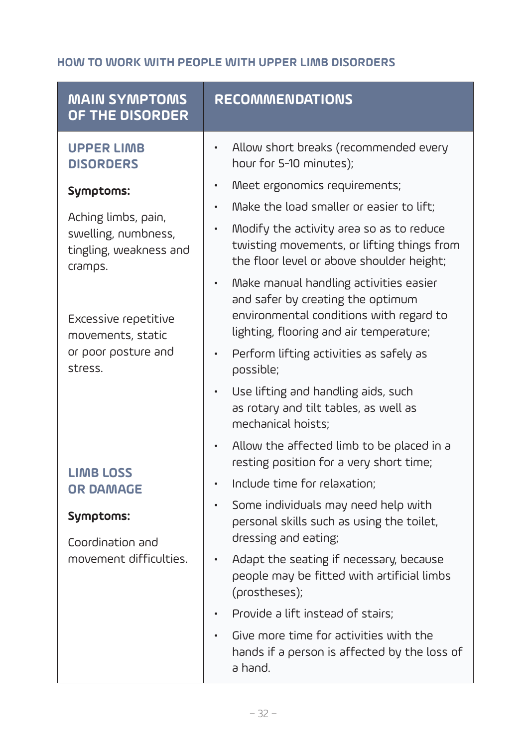### HOW TO WORK WITH PEOPLE WITH UPPER LIMB DISORDERS

| MAIN SYMPTOMS OF THE DISORDER | RECOMMENDATIONS |
|---|---|
| **UPPER LIMB DISORDERS**<br><br>**Symptoms:**<br><br>Aching limbs, pain, swelling, numbness, tingling, weakness and cramps.<br><br>Excessive repetitive movements, static or poor posture and stress.<br><br>**LIMB LOSS OR DAMAGE**<br><br>**Symptoms:**<br><br>Coordination and movement difficulties. | • Allow short breaks (recommended every hour for 5-10 minutes);<br>• Meet ergonomics requirements;<br>• Make the load smaller or easier to lift;<br>• Modify the activity area so as to reduce twisting movements, or lifting things from the floor level or above shoulder height;<br>• Make manual handling activities easier and safer by creating the optimum environmental conditions with regard to lighting, flooring and air temperature;<br>• Perform lifting activities as safely as possible;<br>• Use lifting and handling aids, such as rotary and tilt tables, as well as mechanical hoists;<br>• Allow the affected limb to be placed in a resting position for a very short time;<br>• Include time for relaxation;<br>• Some individuals may need help with personal skills such as using the toilet, dressing and eating;<br>• Adapt the seating if necessary, because people may be fitted with artificial limbs (prostheses);<br>• Provide a lift instead of stairs;<br>• Give more time for activities with the hands if a person is affected by the loss of a hand. |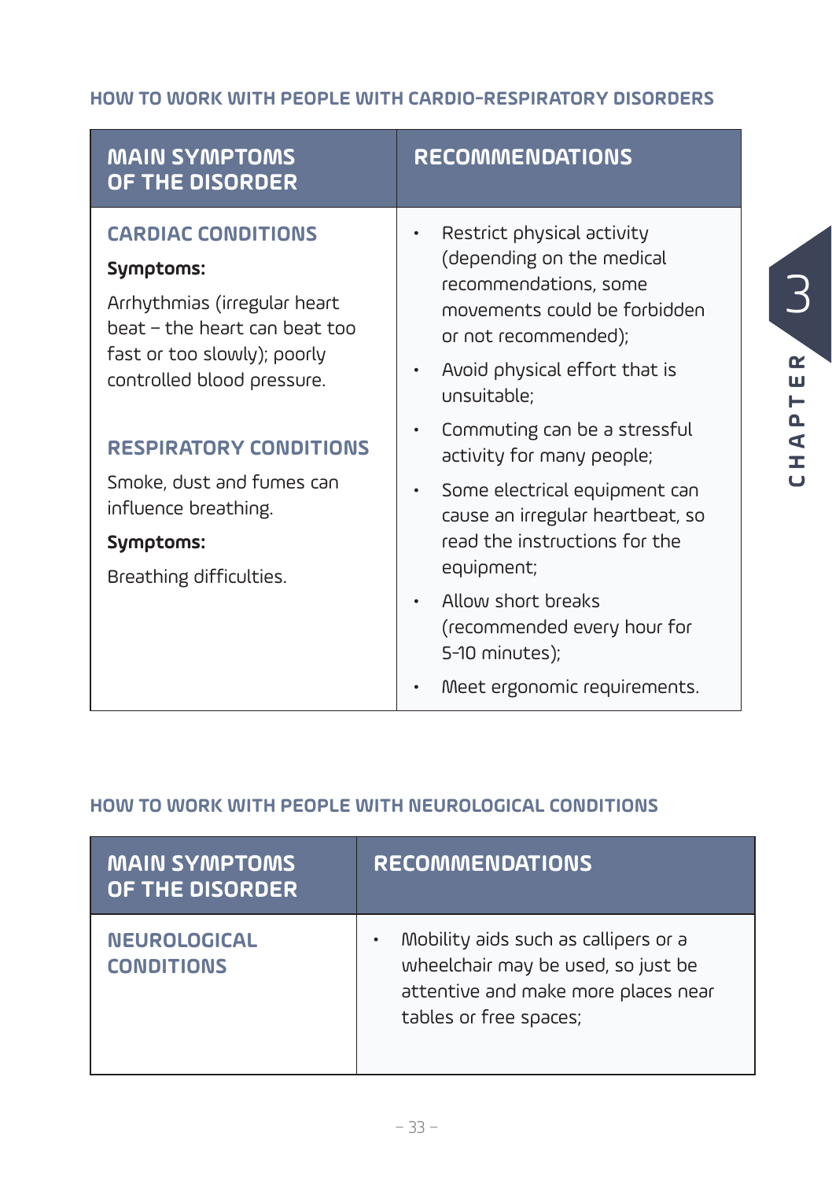### HOW TO WORK WITH PEOPLE WITH CARDIO-RESPIRATORY DISORDERS

| MAIN SYMPTOMS OF THE DISORDER | RECOMMENDATIONS |
|---|---|
| **CARDIAC CONDITIONS**<br>**Symptoms:**<br>Arrhythmias (irregular heart beat – the heart can beat too fast or too slowly); poorly controlled blood pressure.<br><br>**RESPIRATORY CONDITIONS**<br>Smoke, dust and fumes can influence breathing.<br>**Symptoms:**<br>Breathing difficulties. | • Restrict physical activity (depending on the medical recommendations, some movements could be forbidden or not recommended);<br>• Avoid physical effort that is unsuitable;<br>• Commuting can be a stressful activity for many people;<br>• Some electrical equipment can cause an irregular heartbeat, so read the instructions for the equipment;<br>• Allow short breaks (recommended every hour for 5-10 minutes);<br>• Meet ergonomic requirements. |

### HOW TO WORK WITH PEOPLE WITH NEUROLOGICAL CONDITIONS

| MAIN SYMPTOMS OF THE DISORDER | RECOMMENDATIONS |
|---|---|
| **NEUROLOGICAL CONDITIONS** | • Mobility aids such as callipers or a wheelchair may be used, so just be attentive and make more places near tables or free spaces; |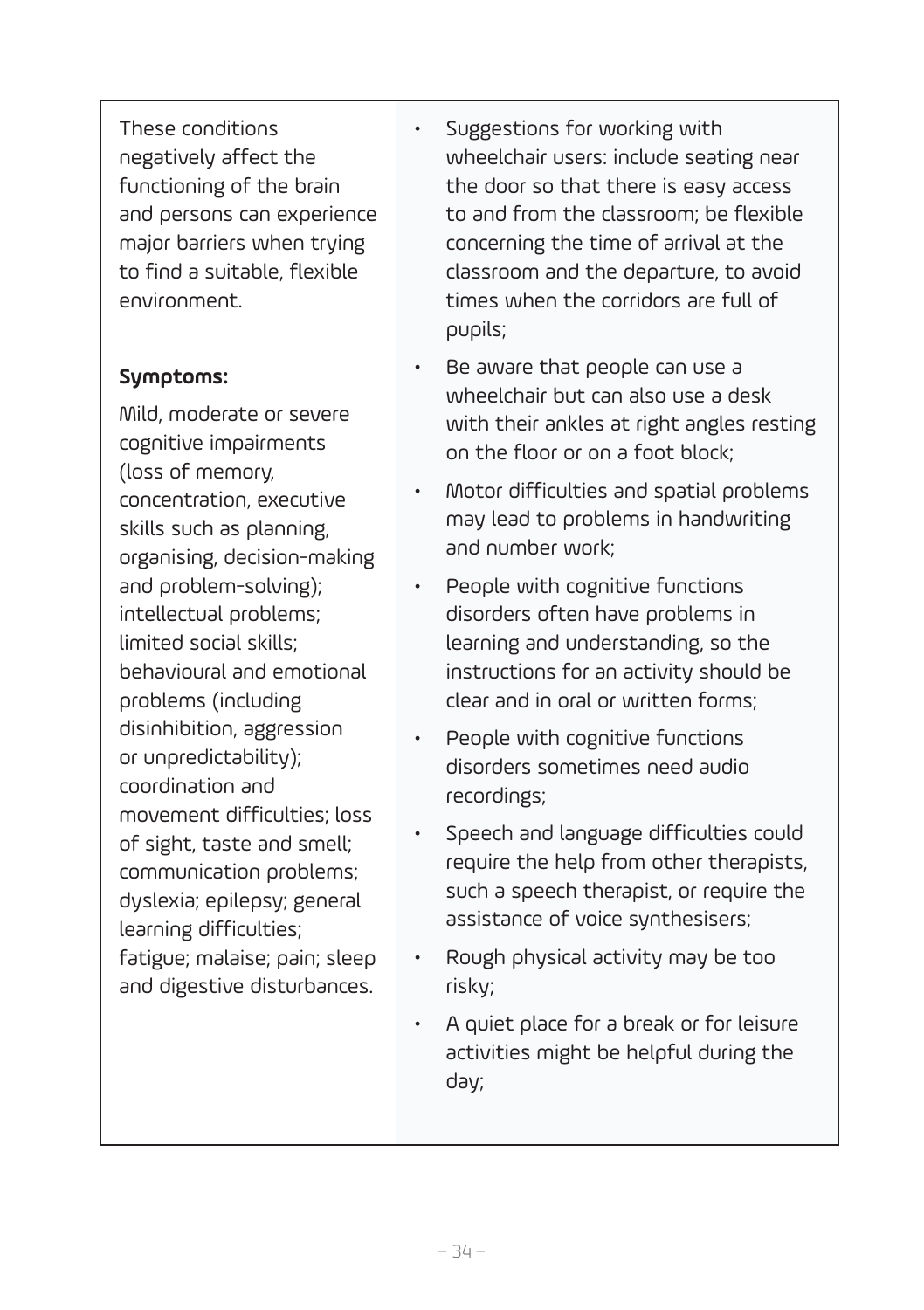| | |
|---|---|
| These conditions negatively affect the functioning of the brain and persons can experience major barriers when trying to find a suitable, flexible environment.<br><br>**Symptoms:**<br>Mild, moderate or severe cognitive impairments (loss of memory, concentration, executive skills such as planning, organising, decision-making and problem-solving); intellectual problems; limited social skills; behavioural and emotional problems (including disinhibition, aggression or unpredictability); coordination and movement difficulties; loss of sight, taste and smell; communication problems; dyslexia; epilepsy; general learning difficulties; fatigue; malaise; pain; sleep and digestive disturbances. | • Suggestions for working with wheelchair users: include seating near the door so that there is easy access to and from the classroom; be flexible concerning the time of arrival at the classroom and the departure, to avoid times when the corridors are full of pupils;<br>• Be aware that people can use a wheelchair but can also use a desk with their ankles at right angles resting on the floor or on a foot block;<br>• Motor difficulties and spatial problems may lead to problems in handwriting and number work;<br>• People with cognitive functions disorders often have problems in learning and understanding, so the instructions for an activity should be clear and in oral or written forms;<br>• People with cognitive functions disorders sometimes need audio recordings;<br>• Speech and language difficulties could require the help from other therapists, such a speech therapist, or require the assistance of voice synthesisers;<br>• Rough physical activity may be too risky;<br>• A quiet place for a break or for leisure activities might be helpful during the day; |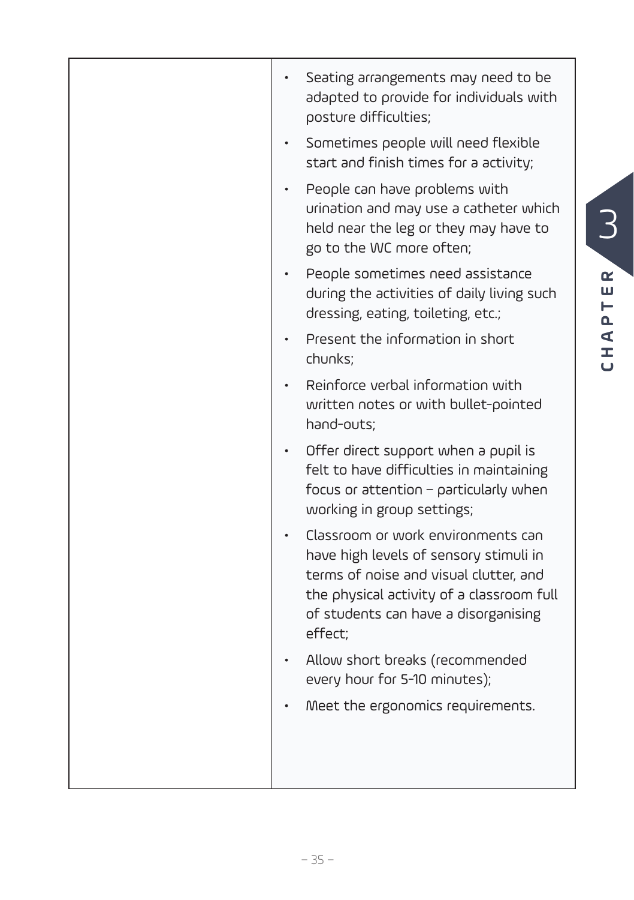| | |
|---|---|
| | • Seating arrangements may need to be adapted to provide for individuals with posture difficulties;<br>• Sometimes people will need flexible start and finish times for a activity;<br>• People can have problems with urination and may use a catheter which held near the leg or they may have to go to the WC more often;<br>• People sometimes need assistance during the activities of daily living such dressing, eating, toileting, etc.;<br>• Present the information in short chunks;<br>• Reinforce verbal information with written notes or with bullet-pointed hand-outs;<br>• Offer direct support when a pupil is felt to have difficulties in maintaining focus or attention – particularly when working in group settings;<br>• Classroom or work environments can have high levels of sensory stimuli in terms of noise and visual clutter, and the physical activity of a classroom full of students can have a disorganising effect;<br>• Allow short breaks (recommended every hour for 5-10 minutes);<br>• Meet the ergonomics requirements. |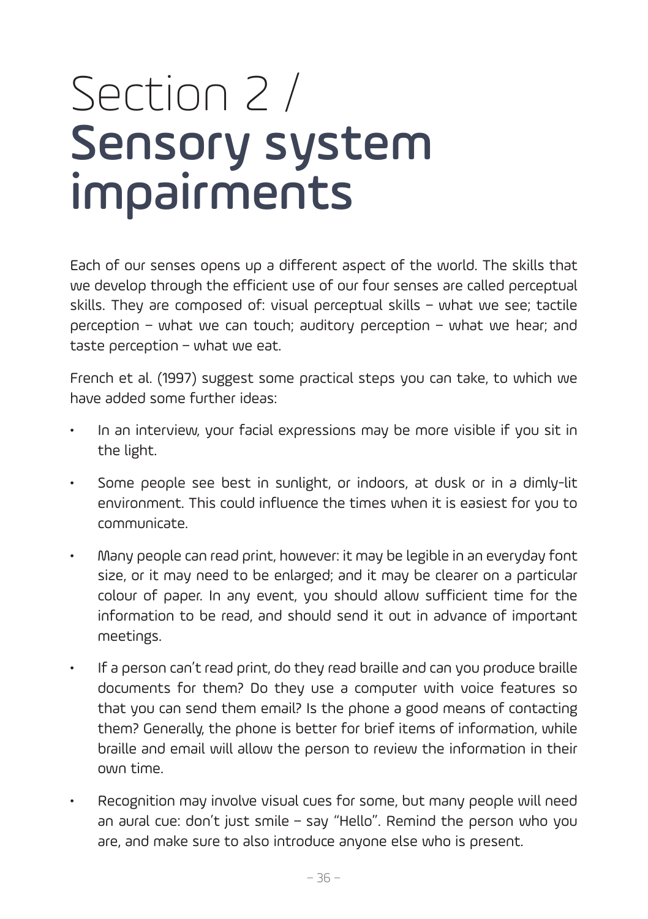# Section 2 / **Sensory system impairments**

Each of our senses opens up a different aspect of the world. The skills that we develop through the efficient use of our four senses are called perceptual skills. They are composed of: visual perceptual skills – what we see; tactile perception – what we can touch; auditory perception – what we hear; and taste perception – what we eat.

French et al. (1997) suggest some practical steps you can take, to which we have added some further ideas:

- In an interview, your facial expressions may be more visible if you sit in the light.
- Some people see best in sunlight, or indoors, at dusk or in a dimly-lit environment. This could influence the times when it is easiest for you to communicate.
- Many people can read print, however: it may be legible in an everyday font size, or it may need to be enlarged; and it may be clearer on a particular colour of paper. In any event, you should allow sufficient time for the information to be read, and should send it out in advance of important meetings.
- If a person can't read print, do they read braille and can you produce braille documents for them? Do they use a computer with voice features so that you can send them email? Is the phone a good means of contacting them? Generally, the phone is better for brief items of information, while braille and email will allow the person to review the information in their own time.
- Recognition may involve visual cues for some, but many people will need an aural cue: don't just smile – say "Hello". Remind the person who you are, and make sure to also introduce anyone else who is present.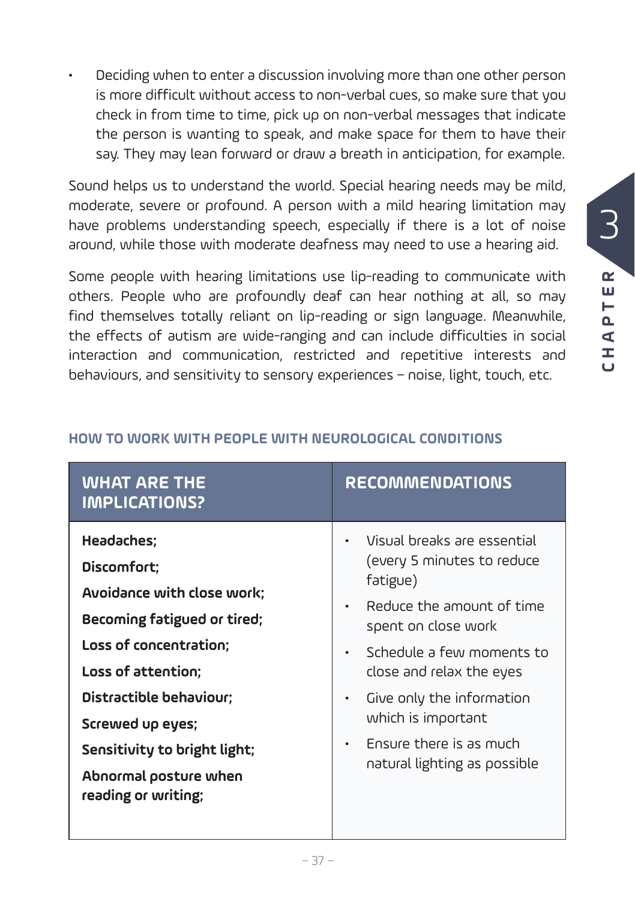- Deciding when to enter a discussion involving more than one other person is more difficult without access to non-verbal cues, so make sure that you check in from time to time, pick up on non-verbal messages that indicate the person is wanting to speak, and make space for them to have their say. They may lean forward or draw a breath in anticipation, for example.

Sound helps us to understand the world. Special hearing needs may be mild, moderate, severe or profound. A person with a mild hearing limitation may have problems understanding speech, especially if there is a lot of noise around, while those with moderate deafness may need to use a hearing aid.

Some people with hearing limitations use lip-reading to communicate with others. People who are profoundly deaf can hear nothing at all, so may find themselves totally reliant on lip-reading or sign language. Meanwhile, the effects of autism are wide-ranging and can include difficulties in social interaction and communication, restricted and repetitive interests and behaviours, and sensitivity to sensory experiences – noise, light, touch, etc.

### HOW TO WORK WITH PEOPLE WITH NEUROLOGICAL CONDITIONS

| WHAT ARE THE IMPLICATIONS? | RECOMMENDATIONS |
|---|---|
| **Headaches;**<br>**Discomfort;**<br>**Avoidance with close work;**<br>**Becoming fatigued or tired;**<br>**Loss of concentration;**<br>**Loss of attention;**<br>**Distractible behaviour;**<br>**Screwed up eyes;**<br>**Sensitivity to bright light;**<br>**Abnormal posture when reading or writing;** | • Visual breaks are essential (every 5 minutes to reduce fatigue)<br>• Reduce the amount of time spent on close work<br>• Schedule a few moments to close and relax the eyes<br>• Give only the information which is important<br>• Ensure there is as much natural lighting as possible |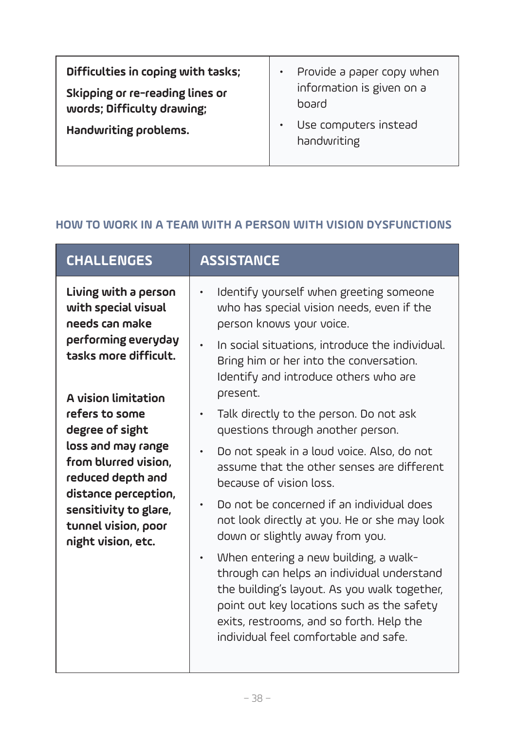| | |
|---|---|
| **Difficulties in coping with tasks; Skipping or re-reading lines or words; Difficulty drawing; Handwriting problems.** | • Provide a paper copy when information is given on a board<br>• Use computers instead handwriting |

### HOW TO WORK IN A TEAM WITH A PERSON WITH VISION DYSFUNCTIONS

| CHALLENGES | ASSISTANCE |
|---|---|
| **Living with a person with special visual needs can make performing everyday tasks more difficult.**<br><br>**A vision limitation refers to some degree of sight loss and may range from blurred vision, reduced depth and distance perception, sensitivity to glare, tunnel vision, poor night vision, etc.** | • Identify yourself when greeting someone who has special vision needs, even if the person knows your voice.<br>• In social situations, introduce the individual. Bring him or her into the conversation. Identify and introduce others who are present.<br>• Talk directly to the person. Do not ask questions through another person.<br>• Do not speak in a loud voice. Also, do not assume that the other senses are different because of vision loss.<br>• Do not be concerned if an individual does not look directly at you. He or she may look down or slightly away from you.<br>• When entering a new building, a walk-through can helps an individual understand the building's layout. As you walk together, point out key locations such as the safety exits, restrooms, and so forth. Help the individual feel comfortable and safe. |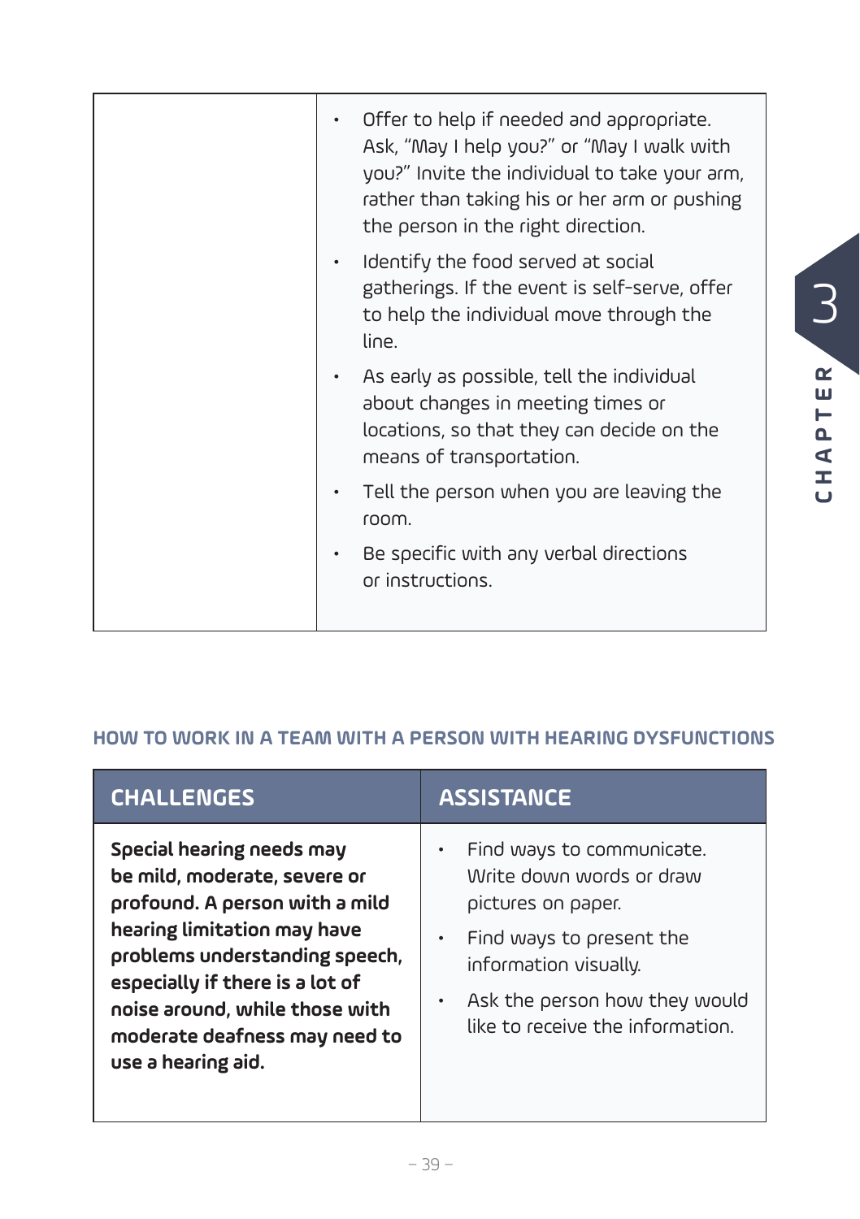| | |
|---|---|
| | • Offer to help if needed and appropriate. Ask, "May I help you?" or "May I walk with you?" Invite the individual to take your arm, rather than taking his or her arm or pushing the person in the right direction.<br>• Identify the food served at social gatherings. If the event is self-serve, offer to help the individual move through the line.<br>• As early as possible, tell the individual about changes in meeting times or locations, so that they can decide on the means of transportation.<br>• Tell the person when you are leaving the room.<br>• Be specific with any verbal directions or instructions. |

### HOW TO WORK IN A TEAM WITH A PERSON WITH HEARING DYSFUNCTIONS

| CHALLENGES | ASSISTANCE |
|---|---|
| **Special hearing needs may be mild, moderate, severe or profound. A person with a mild hearing limitation may have problems understanding speech, especially if there is a lot of noise around, while those with moderate deafness may need to use a hearing aid.** | • Find ways to communicate. Write down words or draw pictures on paper.<br>• Find ways to present the information visually.<br>• Ask the person how they would like to receive the information. |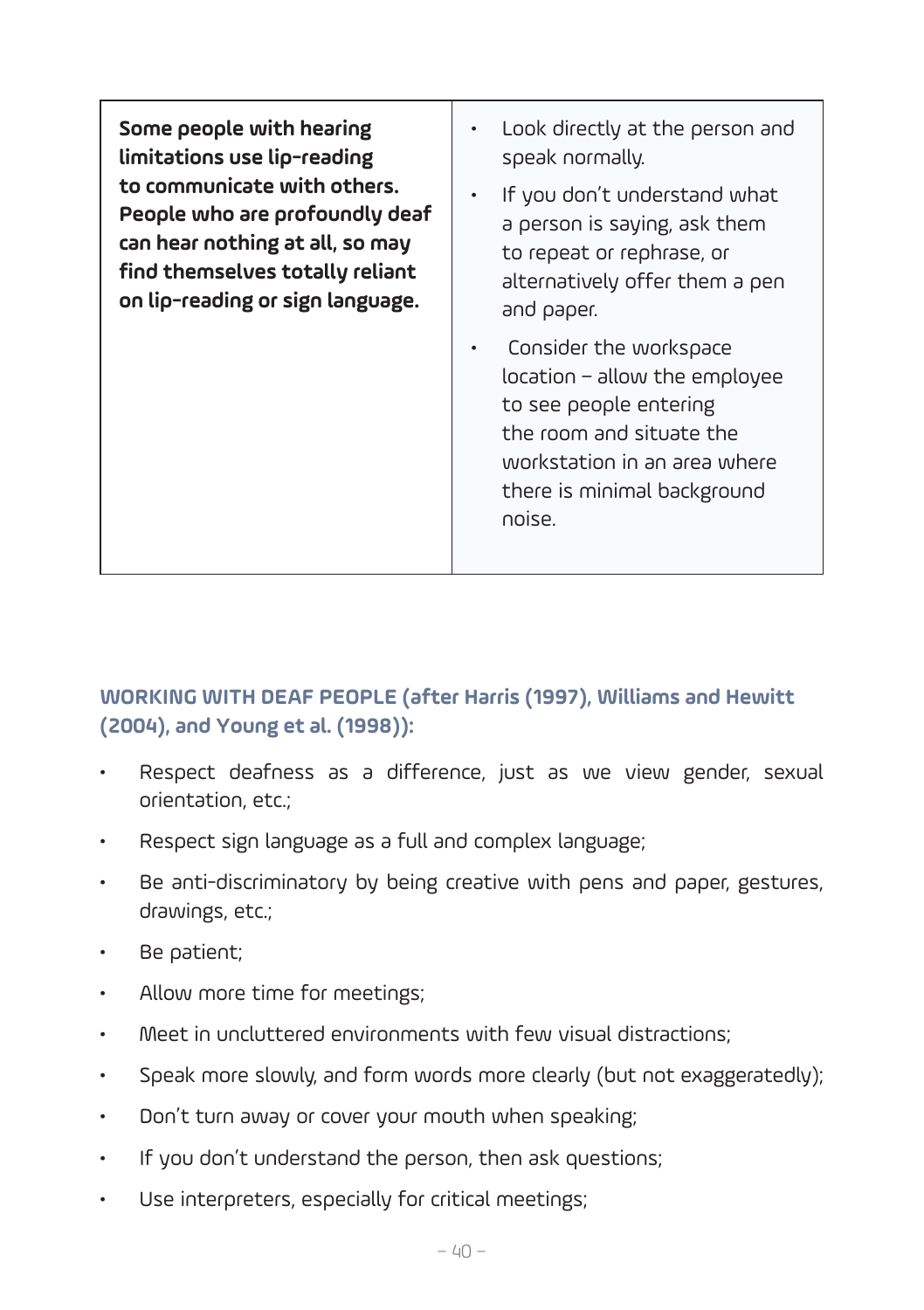| Some people with hearing limitations use lip-reading to communicate with others. People who are profoundly deaf can hear nothing at all, so may find themselves totally reliant on lip-reading or sign language. | • Look directly at the person and speak normally.<br>• If you don't understand what a person is saying, ask them to repeat or rephrase, or alternatively offer them a pen and paper.<br>• Consider the workspace location – allow the employee to see people entering the room and situate the workstation in an area where there is minimal background noise. |
|---|---|

**WORKING WITH DEAF PEOPLE (after Harris (1997), Williams and Hewitt (2004), and Young et al. (1998)):**

- Respect deafness as a difference, just as we view gender, sexual orientation, etc.;
- Respect sign language as a full and complex language;
- Be anti-discriminatory by being creative with pens and paper, gestures, drawings, etc.;
- Be patient;
- Allow more time for meetings;
- Meet in uncluttered environments with few visual distractions;
- Speak more slowly, and form words more clearly (but not exaggeratedly);
- Don't turn away or cover your mouth when speaking;
- If you don't understand the person, then ask questions;
- Use interpreters, especially for critical meetings;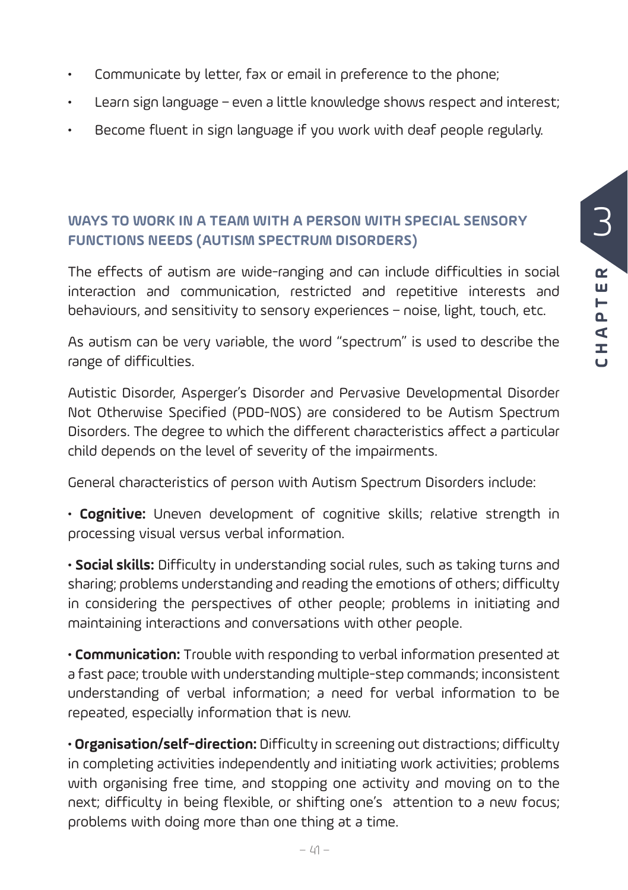- Communicate by letter, fax or email in preference to the phone;
- Learn sign language – even a little knowledge shows respect and interest;
- Become fluent in sign language if you work with deaf people regularly.

## WAYS TO WORK IN A TEAM WITH A PERSON WITH SPECIAL SENSORY FUNCTIONS NEEDS (AUTISM SPECTRUM DISORDERS)

The effects of autism are wide-ranging and can include difficulties in social interaction and communication, restricted and repetitive interests and behaviours, and sensitivity to sensory experiences – noise, light, touch, etc.

As autism can be very variable, the word "spectrum" is used to describe the range of difficulties.

Autistic Disorder, Asperger's Disorder and Pervasive Developmental Disorder Not Otherwise Specified (PDD-NOS) are considered to be Autism Spectrum Disorders. The degree to which the different characteristics affect a particular child depends on the level of severity of the impairments.

General characteristics of person with Autism Spectrum Disorders include:

- **Cognitive:** Uneven development of cognitive skills; relative strength in processing visual versus verbal information.
- **Social skills:** Difficulty in understanding social rules, such as taking turns and sharing; problems understanding and reading the emotions of others; difficulty in considering the perspectives of other people; problems in initiating and maintaining interactions and conversations with other people.
- **Communication:** Trouble with responding to verbal information presented at a fast pace; trouble with understanding multiple-step commands; inconsistent understanding of verbal information; a need for verbal information to be repeated, especially information that is new.
- **Organisation/self-direction:** Difficulty in screening out distractions; difficulty in completing activities independently and initiating work activities; problems with organising free time, and stopping one activity and moving on to the next; difficulty in being flexible, or shifting one's attention to a new focus; problems with doing more than one thing at a time.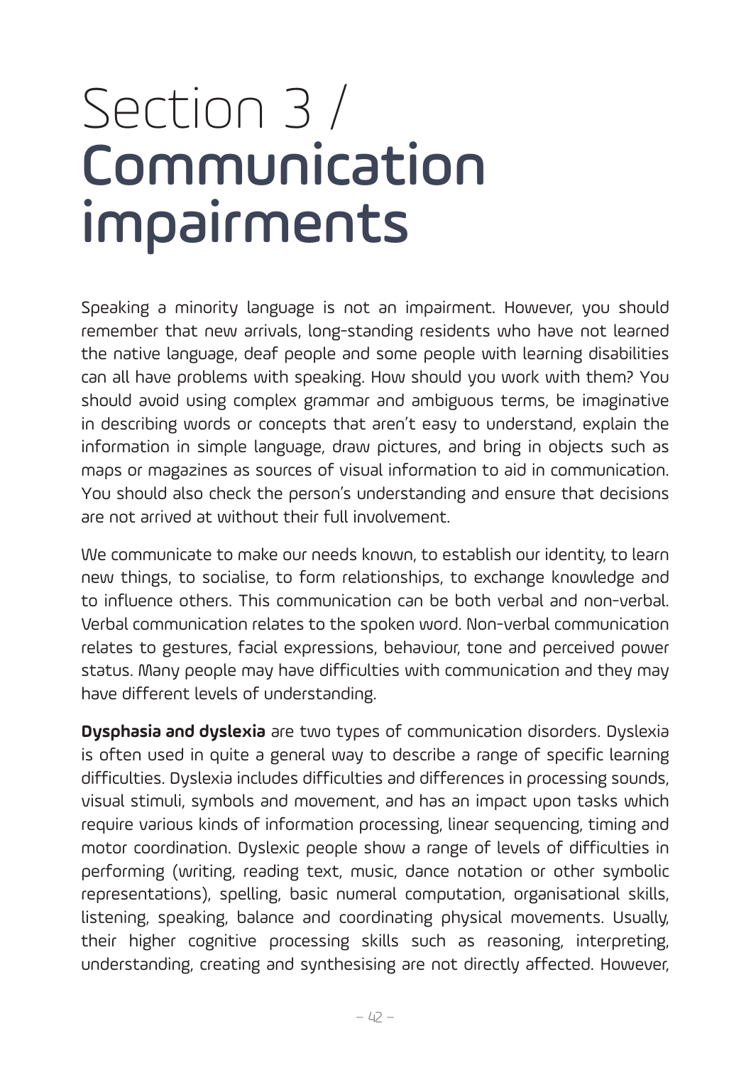# Section 3 / **Communication impairments**

Speaking a minority language is not an impairment. However, you should remember that new arrivals, long-standing residents who have not learned the native language, deaf people and some people with learning disabilities can all have problems with speaking. How should you work with them? You should avoid using complex grammar and ambiguous terms, be imaginative in describing words or concepts that aren't easy to understand, explain the information in simple language, draw pictures, and bring in objects such as maps or magazines as sources of visual information to aid in communication. You should also check the person's understanding and ensure that decisions are not arrived at without their full involvement.

We communicate to make our needs known, to establish our identity, to learn new things, to socialise, to form relationships, to exchange knowledge and to influence others. This communication can be both verbal and non-verbal. Verbal communication relates to the spoken word. Non-verbal communication relates to gestures, facial expressions, behaviour, tone and perceived power status. Many people may have difficulties with communication and they may have different levels of understanding.

**Dysphasia and dyslexia** are two types of communication disorders. Dyslexia is often used in quite a general way to describe a range of specific learning difficulties. Dyslexia includes difficulties and differences in processing sounds, visual stimuli, symbols and movement, and has an impact upon tasks which require various kinds of information processing, linear sequencing, timing and motor coordination. Dyslexic people show a range of levels of difficulties in performing (writing, reading text, music, dance notation or other symbolic representations), spelling, basic numeral computation, organisational skills, listening, speaking, balance and coordinating physical movements. Usually, their higher cognitive processing skills such as reasoning, interpreting, understanding, creating and synthesising are not directly affected. However,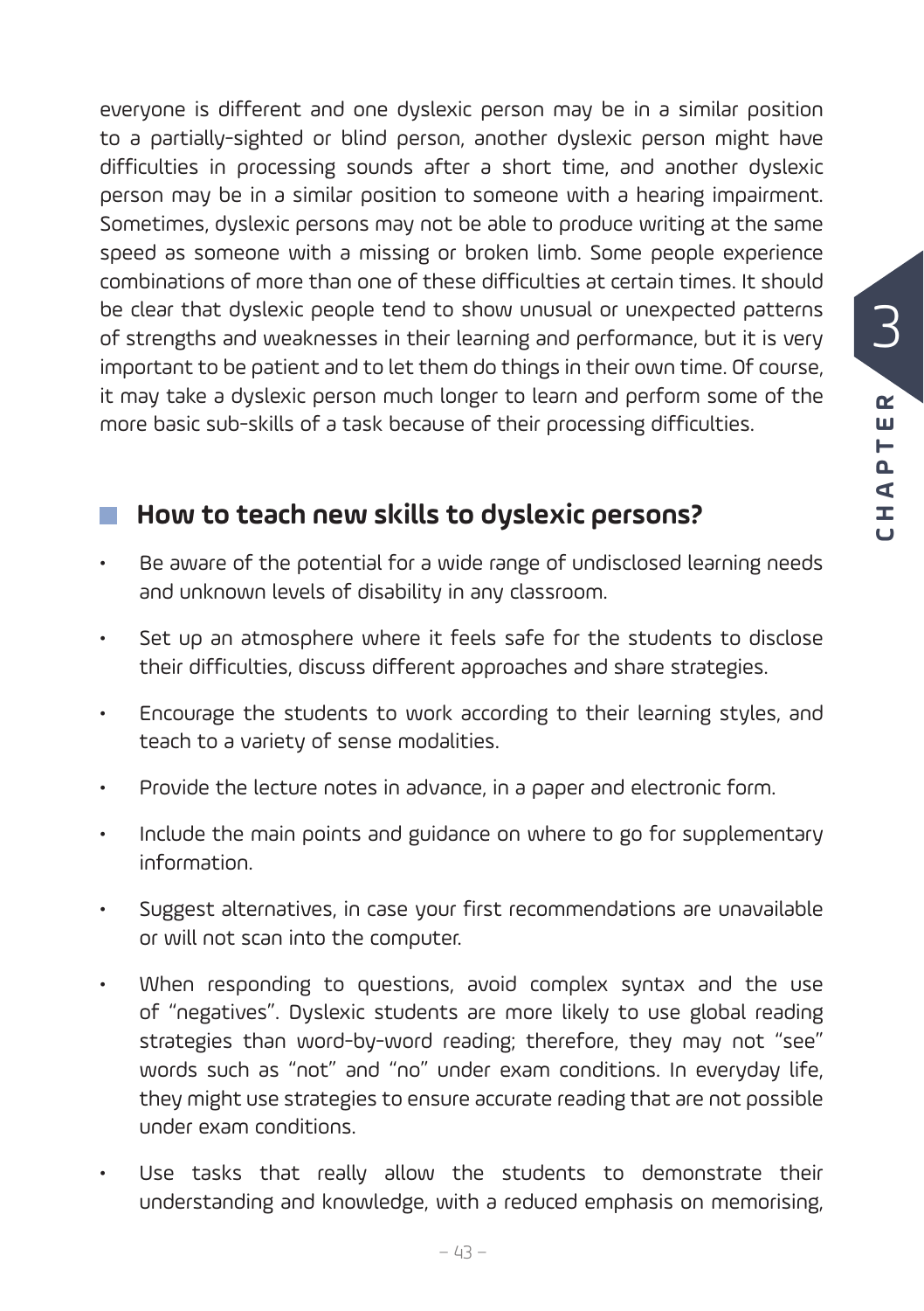everyone is different and one dyslexic person may be in a similar position to a partially-sighted or blind person, another dyslexic person might have difficulties in processing sounds after a short time, and another dyslexic person may be in a similar position to someone with a hearing impairment. Sometimes, dyslexic persons may not be able to produce writing at the same speed as someone with a missing or broken limb. Some people experience combinations of more than one of these difficulties at certain times. It should be clear that dyslexic people tend to show unusual or unexpected patterns of strengths and weaknesses in their learning and performance, but it is very important to be patient and to let them do things in their own time. Of course, it may take a dyslexic person much longer to learn and perform some of the more basic sub-skills of a task because of their processing difficulties.

## How to teach new skills to dyslexic persons?

- Be aware of the potential for a wide range of undisclosed learning needs and unknown levels of disability in any classroom.
- Set up an atmosphere where it feels safe for the students to disclose their difficulties, discuss different approaches and share strategies.
- Encourage the students to work according to their learning styles, and teach to a variety of sense modalities.
- Provide the lecture notes in advance, in a paper and electronic form.
- Include the main points and guidance on where to go for supplementary information.
- Suggest alternatives, in case your first recommendations are unavailable or will not scan into the computer.
- When responding to questions, avoid complex syntax and the use of "negatives". Dyslexic students are more likely to use global reading strategies than word-by-word reading; therefore, they may not "see" words such as "not" and "no" under exam conditions. In everyday life, they might use strategies to ensure accurate reading that are not possible under exam conditions.
- Use tasks that really allow the students to demonstrate their understanding and knowledge, with a reduced emphasis on memorising,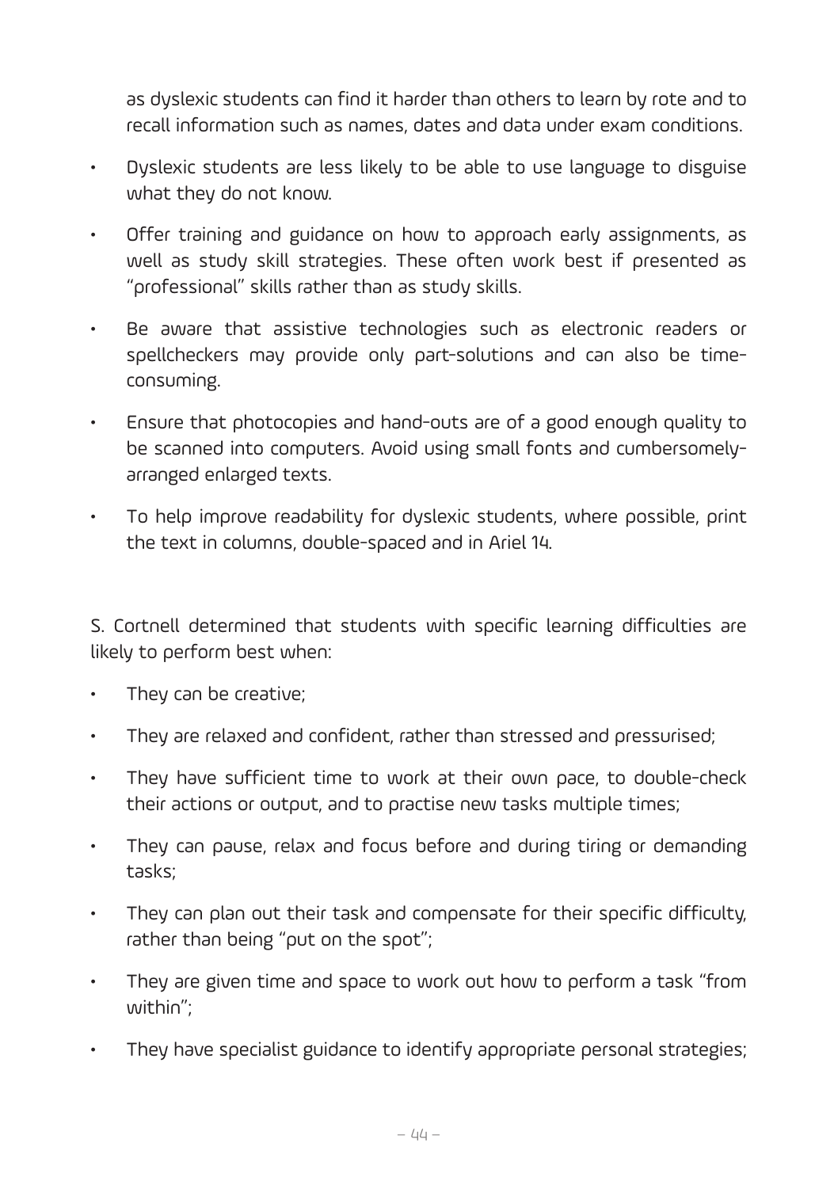as dyslexic students can find it harder than others to learn by rote and to recall information such as names, dates and data under exam conditions.

- Dyslexic students are less likely to be able to use language to disguise what they do not know.
- Offer training and guidance on how to approach early assignments, as well as study skill strategies. These often work best if presented as "professional" skills rather than as study skills.
- Be aware that assistive technologies such as electronic readers or spellcheckers may provide only part-solutions and can also be time-consuming.
- Ensure that photocopies and hand-outs are of a good enough quality to be scanned into computers. Avoid using small fonts and cumbersomely-arranged enlarged texts.
- To help improve readability for dyslexic students, where possible, print the text in columns, double-spaced and in Ariel 14.

S. Cortnell determined that students with specific learning difficulties are likely to perform best when:

- They can be creative;
- They are relaxed and confident, rather than stressed and pressurised;
- They have sufficient time to work at their own pace, to double-check their actions or output, and to practise new tasks multiple times;
- They can pause, relax and focus before and during tiring or demanding tasks;
- They can plan out their task and compensate for their specific difficulty, rather than being "put on the spot";
- They are given time and space to work out how to perform a task "from within";
- They have specialist guidance to identify appropriate personal strategies;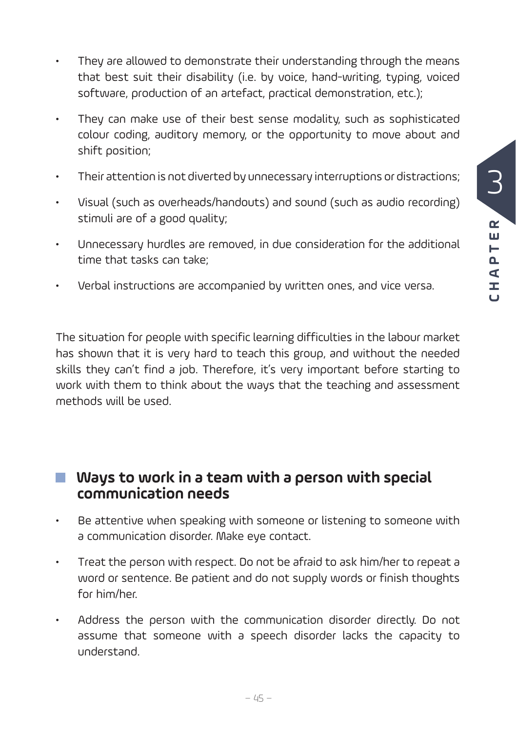- They are allowed to demonstrate their understanding through the means that best suit their disability (i.e. by voice, hand-writing, typing, voiced software, production of an artefact, practical demonstration, etc.);
- They can make use of their best sense modality, such as sophisticated colour coding, auditory memory, or the opportunity to move about and shift position;
- Their attention is not diverted by unnecessary interruptions or distractions;
- Visual (such as overheads/handouts) and sound (such as audio recording) stimuli are of a good quality;
- Unnecessary hurdles are removed, in due consideration for the additional time that tasks can take;
- Verbal instructions are accompanied by written ones, and vice versa.

The situation for people with specific learning difficulties in the labour market has shown that it is very hard to teach this group, and without the needed skills they can't find a job. Therefore, it's very important before starting to work with them to think about the ways that the teaching and assessment methods will be used.

## Ways to work in a team with a person with special communication needs

- Be attentive when speaking with someone or listening to someone with a communication disorder. Make eye contact.
- Treat the person with respect. Do not be afraid to ask him/her to repeat a word or sentence. Be patient and do not supply words or finish thoughts for him/her.
- Address the person with the communication disorder directly. Do not assume that someone with a speech disorder lacks the capacity to understand.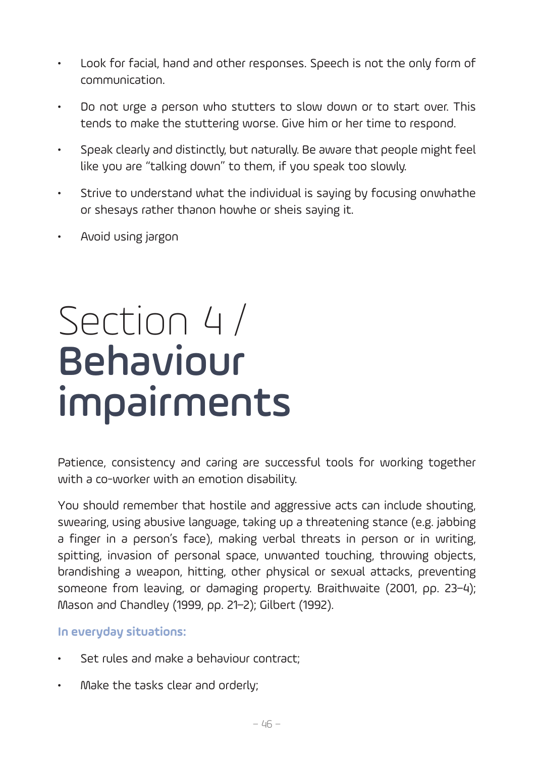- Look for facial, hand and other responses. Speech is not the only form of communication.
- Do not urge a person who stutters to slow down or to start over. This tends to make the stuttering worse. Give him or her time to respond.
- Speak clearly and distinctly, but naturally. Be aware that people might feel like you are "talking down" to them, if you speak too slowly.
- Strive to understand what the individual is saying by focusing onwhathe or shesays rather thanon howhe or sheis saying it.
- Avoid using jargon

# Section 4 / **Behaviour impairments**

Patience, consistency and caring are successful tools for working together with a co-worker with an emotion disability.

You should remember that hostile and aggressive acts can include shouting, swearing, using abusive language, taking up a threatening stance (e.g. jabbing a finger in a person's face), making verbal threats in person or in writing, spitting, invasion of personal space, unwanted touching, throwing objects, brandishing a weapon, hitting, other physical or sexual attacks, preventing someone from leaving, or damaging property. Braithwaite (2001, pp. 23–4); Mason and Chandley (1999, pp. 21–2); Gilbert (1992).

**In everyday situations:**

- Set rules and make a behaviour contract;
- Make the tasks clear and orderly;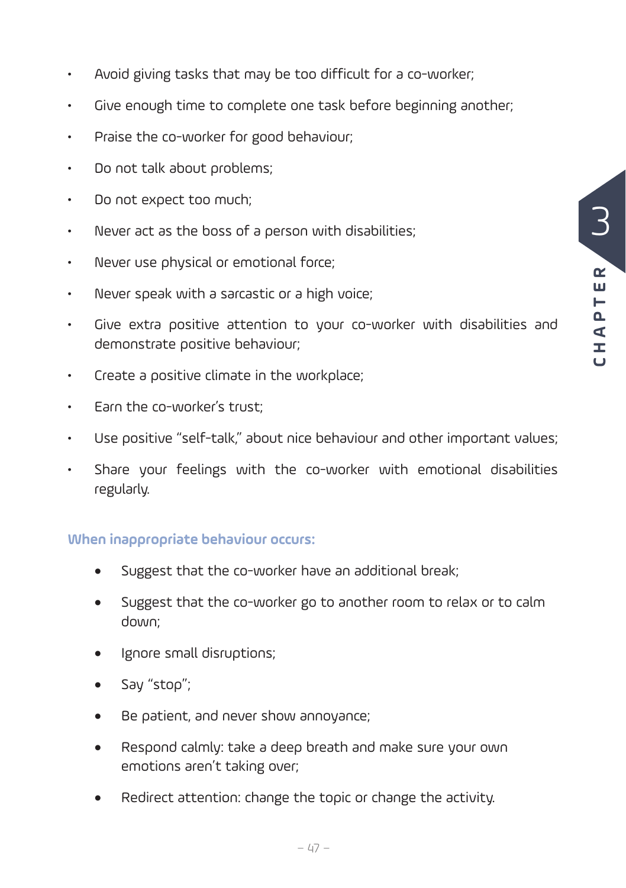- Avoid giving tasks that may be too difficult for a co-worker;
- Give enough time to complete one task before beginning another;
- Praise the co-worker for good behaviour;
- Do not talk about problems;
- Do not expect too much;
- Never act as the boss of a person with disabilities;
- Never use physical or emotional force;
- Never speak with a sarcastic or a high voice;
- Give extra positive attention to your co-worker with disabilities and demonstrate positive behaviour;
- Create a positive climate in the workplace;
- Earn the co-worker's trust;
- Use positive "self-talk," about nice behaviour and other important values;
- Share your feelings with the co-worker with emotional disabilities regularly.

**When inappropriate behaviour occurs:**

- Suggest that the co-worker have an additional break;
- Suggest that the co-worker go to another room to relax or to calm down;
- Ignore small disruptions;
- Say "stop";
- Be patient, and never show annoyance;
- Respond calmly: take a deep breath and make sure your own emotions aren't taking over;
- Redirect attention: change the topic or change the activity.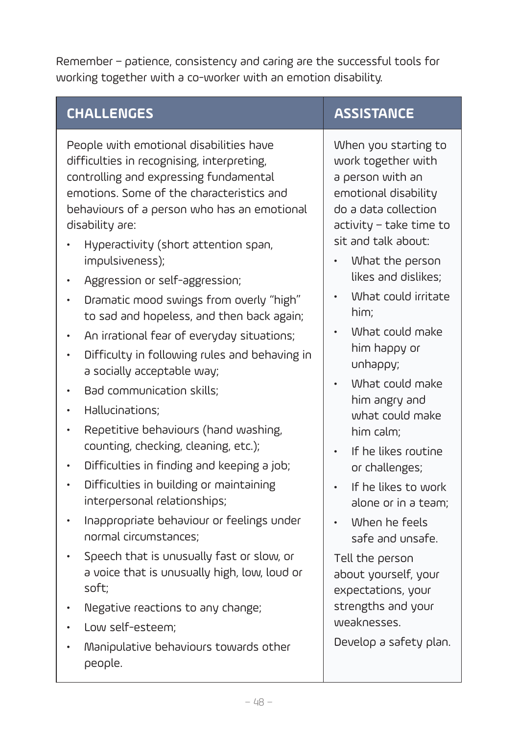Remember – patience, consistency and caring are the successful tools for working together with a co-worker with an emotion disability.

| CHALLENGES | ASSISTANCE |
|---|---|
| People with emotional disabilities have difficulties in recognising, interpreting, controlling and expressing fundamental emotions. Some of the characteristics and behaviours of a person who has an emotional disability are:<br>• Hyperactivity (short attention span, impulsiveness);<br>• Aggression or self-aggression;<br>• Dramatic mood swings from overly "high" to sad and hopeless, and then back again;<br>• An irrational fear of everyday situations;<br>• Difficulty in following rules and behaving in a socially acceptable way;<br>• Bad communication skills;<br>• Hallucinations;<br>• Repetitive behaviours (hand washing, counting, checking, cleaning, etc.);<br>• Difficulties in finding and keeping a job;<br>• Difficulties in building or maintaining interpersonal relationships;<br>• Inappropriate behaviour or feelings under normal circumstances;<br>• Speech that is unusually fast or slow, or a voice that is unusually high, low, loud or soft;<br>• Negative reactions to any change;<br>• Low self-esteem;<br>• Manipulative behaviours towards other people. | When you starting to work together with a person with an emotional disability do a data collection activity – take time to sit and talk about:<br>• What the person likes and dislikes;<br>• What could irritate him;<br>• What could make him happy or unhappy;<br>• What could make him angry and what could make him calm;<br>• If he likes routine or challenges;<br>• If he likes to work alone or in a team;<br>• When he feels safe and unsafe.<br>Tell the person about yourself, your expectations, your strengths and your weaknesses.<br>Develop a safety plan. |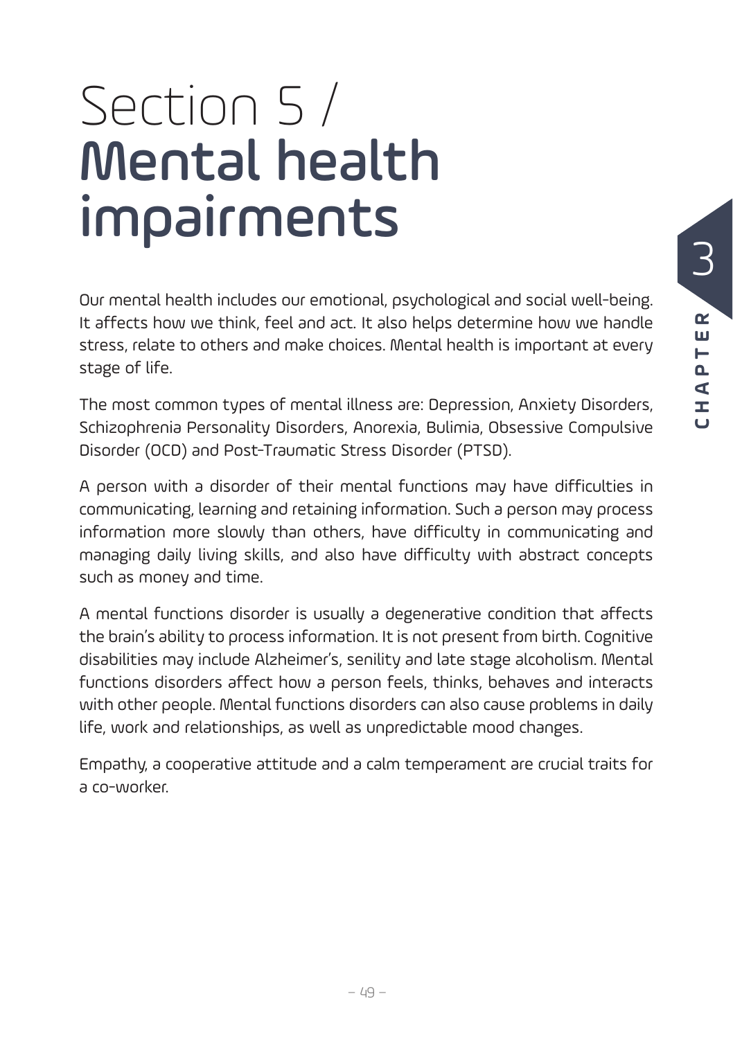# Section 5 / **Mental health impairments**

Our mental health includes our emotional, psychological and social well-being. It affects how we think, feel and act. It also helps determine how we handle stress, relate to others and make choices. Mental health is important at every stage of life.

The most common types of mental illness are: Depression, Anxiety Disorders, Schizophrenia Personality Disorders, Anorexia, Bulimia, Obsessive Compulsive Disorder (OCD) and Post-Traumatic Stress Disorder (PTSD).

A person with a disorder of their mental functions may have difficulties in communicating, learning and retaining information. Such a person may process information more slowly than others, have difficulty in communicating and managing daily living skills, and also have difficulty with abstract concepts such as money and time.

A mental functions disorder is usually a degenerative condition that affects the brain's ability to process information. It is not present from birth. Cognitive disabilities may include Alzheimer's, senility and late stage alcoholism. Mental functions disorders affect how a person feels, thinks, behaves and interacts with other people. Mental functions disorders can also cause problems in daily life, work and relationships, as well as unpredictable mood changes.

Empathy, a cooperative attitude and a calm temperament are crucial traits for a co-worker.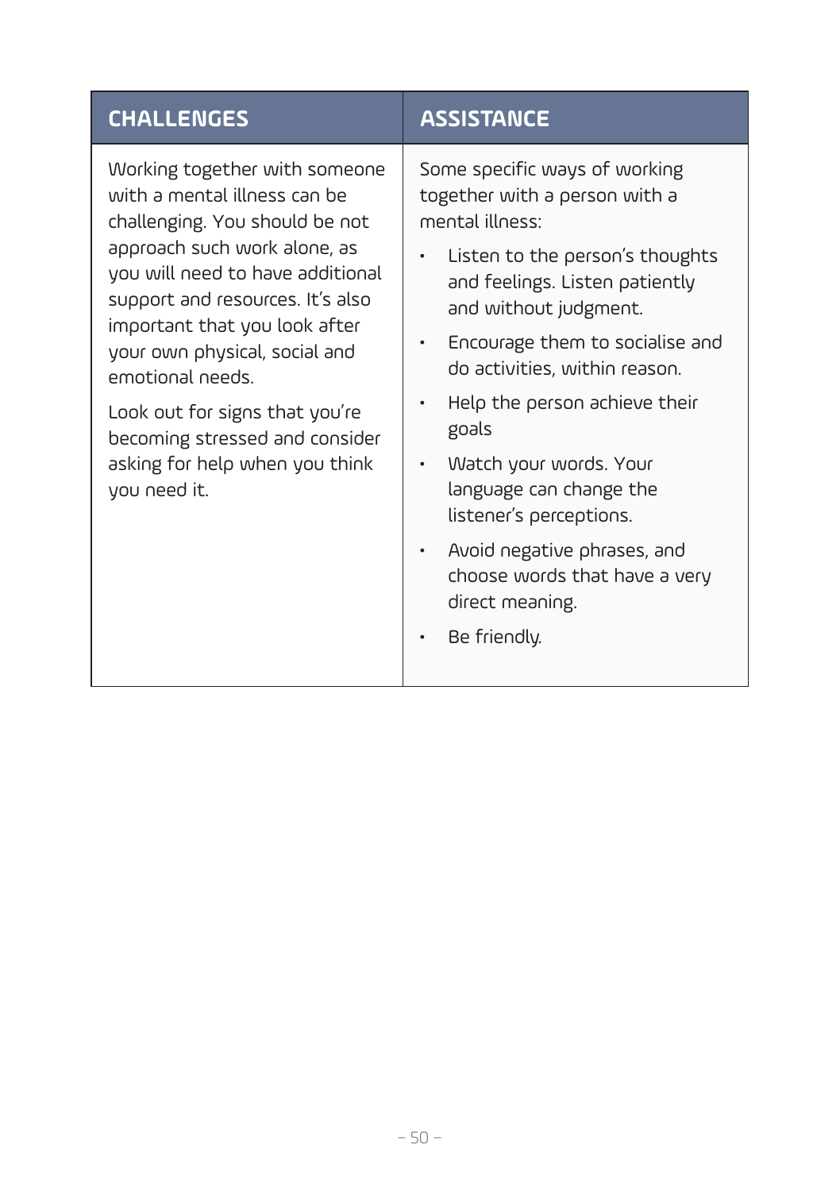| CHALLENGES | ASSISTANCE |
|---|---|
| Working together with someone with a mental illness can be challenging. You should be not approach such work alone, as you will need to have additional support and resources. It's also important that you look after your own physical, social and emotional needs.<br><br>Look out for signs that you're becoming stressed and consider asking for help when you think you need it. | Some specific ways of working together with a person with a mental illness:<br><br>• Listen to the person's thoughts and feelings. Listen patiently and without judgment.<br>• Encourage them to socialise and do activities, within reason.<br>• Help the person achieve their goals<br>• Watch your words. Your language can change the listener's perceptions.<br>• Avoid negative phrases, and choose words that have a very direct meaning.<br>• Be friendly. |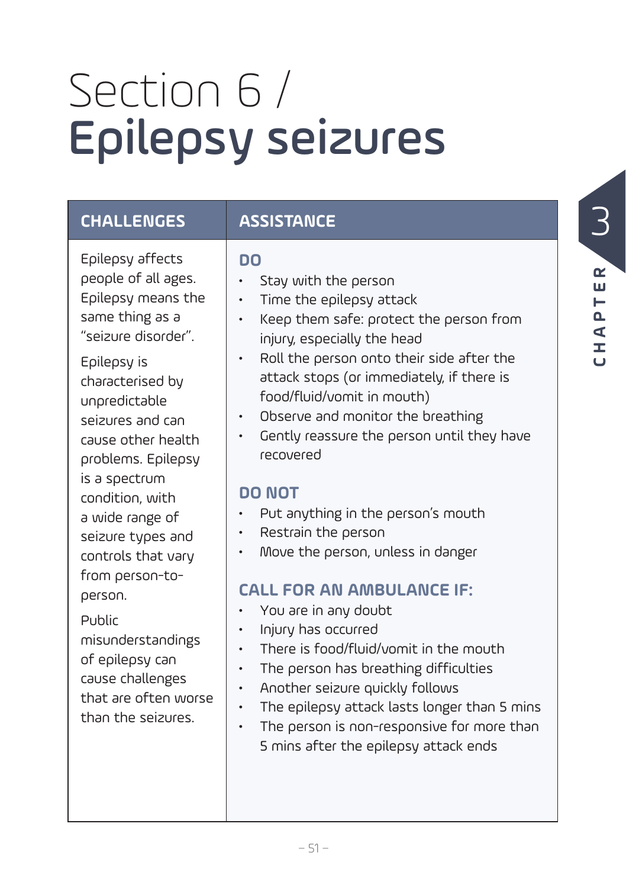# Section 6 / **Epilepsy seizures**

| CHALLENGES | ASSISTANCE |
|---|---|
| Epilepsy affects people of all ages. Epilepsy means the same thing as a "seizure disorder".<br><br>Epilepsy is characterised by unpredictable seizures and can cause other health problems. Epilepsy is a spectrum condition, with a wide range of seizure types and controls that vary from person-to-person.<br><br>Public misunderstandings of epilepsy can cause challenges that are often worse than the seizures. | **DO**<br>• Stay with the person<br>• Time the epilepsy attack<br>• Keep them safe: protect the person from injury, especially the head<br>• Roll the person onto their side after the attack stops (or immediately, if there is food/fluid/vomit in mouth)<br>• Observe and monitor the breathing<br>• Gently reassure the person until they have recovered<br><br>**DO NOT**<br>• Put anything in the person's mouth<br>• Restrain the person<br>• Move the person, unless in danger<br><br>**CALL FOR AN AMBULANCE IF:**<br>• You are in any doubt<br>• Injury has occurred<br>• There is food/fluid/vomit in the mouth<br>• The person has breathing difficulties<br>• Another seizure quickly follows<br>• The epilepsy attack lasts longer than 5 mins<br>• The person is non-responsive for more than 5 mins after the epilepsy attack ends |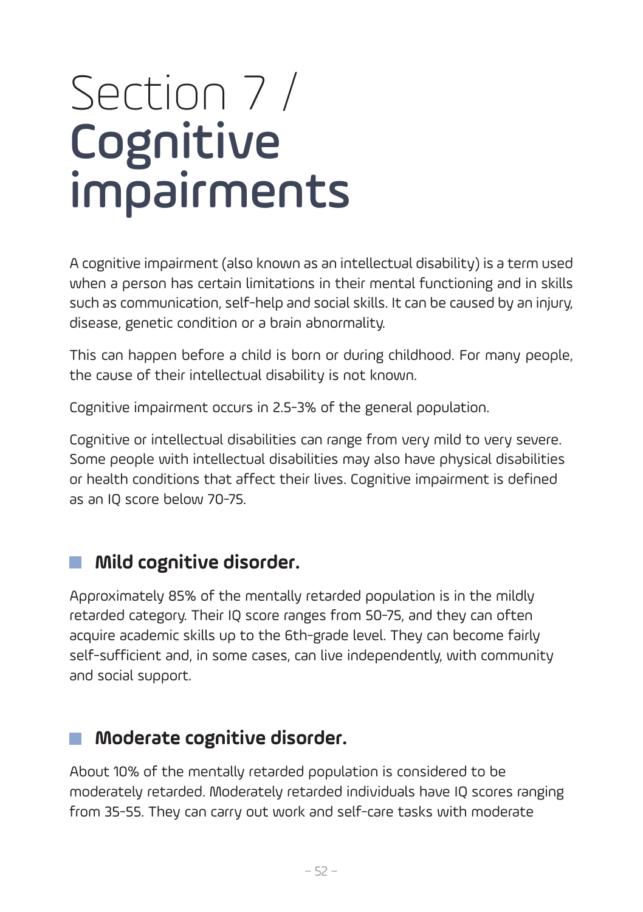# Section 7 / **Cognitive impairments**

A cognitive impairment (also known as an intellectual disability) is a term used when a person has certain limitations in their mental functioning and in skills such as communication, self-help and social skills. It can be caused by an injury, disease, genetic condition or a brain abnormality.

This can happen before a child is born or during childhood. For many people, the cause of their intellectual disability is not known.

Cognitive impairment occurs in 2.5-3% of the general population.

Cognitive or intellectual disabilities can range from very mild to very severe. Some people with intellectual disabilities may also have physical disabilities or health conditions that affect their lives. Cognitive impairment is defined as an IQ score below 70-75.

## Mild cognitive disorder.

Approximately 85% of the mentally retarded population is in the mildly retarded category. Their IQ score ranges from 50-75, and they can often acquire academic skills up to the 6th-grade level. They can become fairly self-sufficient and, in some cases, can live independently, with community and social support.

## Moderate cognitive disorder.

About 10% of the mentally retarded population is considered to be moderately retarded. Moderately retarded individuals have IQ scores ranging from 35-55. They can carry out work and self-care tasks with moderate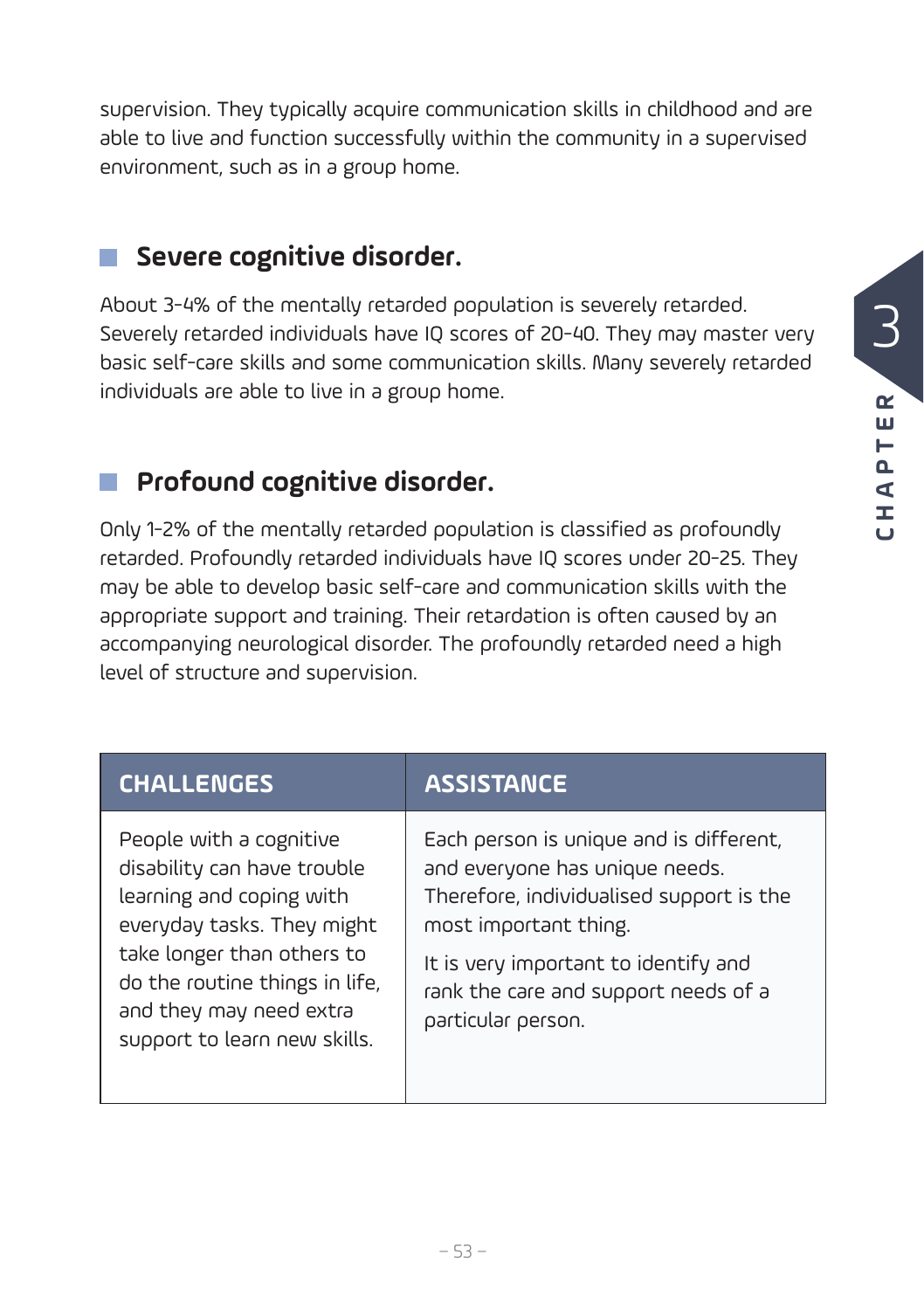supervision. They typically acquire communication skills in childhood and are able to live and function successfully within the community in a supervised environment, such as in a group home.

## Severe cognitive disorder.

About 3-4% of the mentally retarded population is severely retarded. Severely retarded individuals have IQ scores of 20-40. They may master very basic self-care skills and some communication skills. Many severely retarded individuals are able to live in a group home.

## Profound cognitive disorder.

Only 1-2% of the mentally retarded population is classified as profoundly retarded. Profoundly retarded individuals have IQ scores under 20-25. They may be able to develop basic self-care and communication skills with the appropriate support and training. Their retardation is often caused by an accompanying neurological disorder. The profoundly retarded need a high level of structure and supervision.

| CHALLENGES | ASSISTANCE |
| --- | --- |
| People with a cognitive disability can have trouble learning and coping with everyday tasks. They might take longer than others to do the routine things in life, and they may need extra support to learn new skills. | Each person is unique and is different, and everyone has unique needs. Therefore, individualised support is the most important thing. It is very important to identify and rank the care and support needs of a particular person. |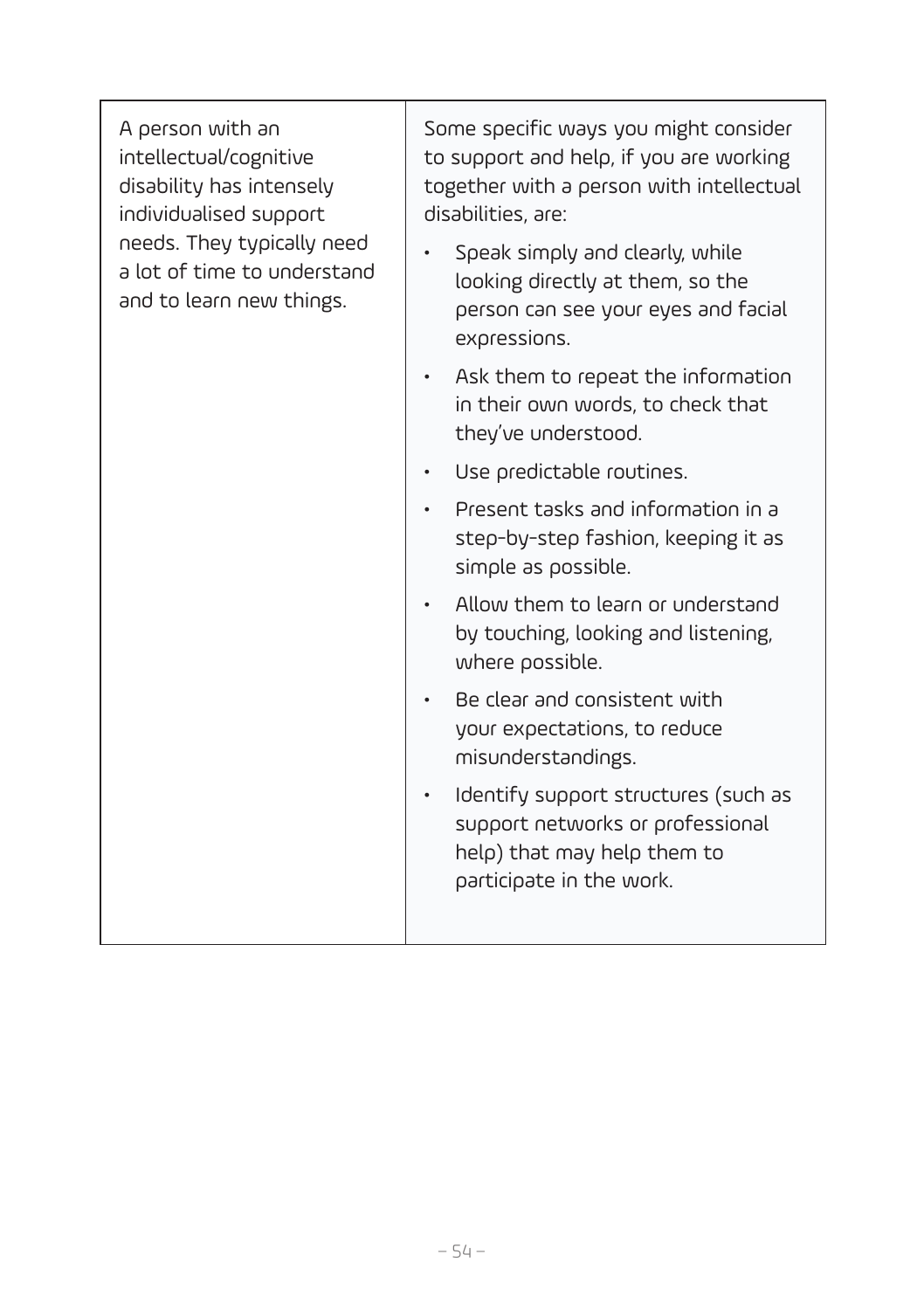| | |
|---|---|
| A person with an intellectual/cognitive disability has intensely individualised support needs. They typically need a lot of time to understand and to learn new things. | Some specific ways you might consider to support and help, if you are working together with a person with intellectual disabilities, are:<br>• Speak simply and clearly, while looking directly at them, so the person can see your eyes and facial expressions.<br>• Ask them to repeat the information in their own words, to check that they've understood.<br>• Use predictable routines.<br>• Present tasks and information in a step-by-step fashion, keeping it as simple as possible.<br>• Allow them to learn or understand by touching, looking and listening, where possible.<br>• Be clear and consistent with your expectations, to reduce misunderstandings.<br>• Identify support structures (such as support networks or professional help) that may help them to participate in the work. |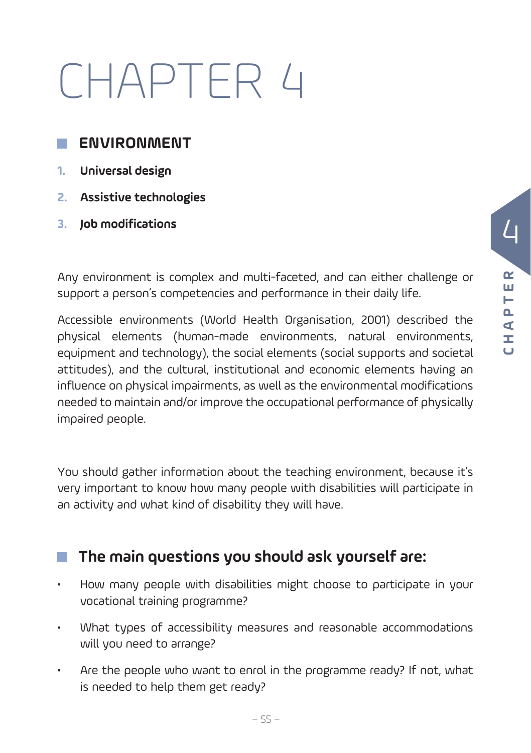# CHAPTER 4

## ENVIRONMENT

1. **Universal design**
2. **Assistive technologies**
3. **Job modifications**

Any environment is complex and multi-faceted, and can either challenge or support a person's competencies and performance in their daily life.

Accessible environments (World Health Organisation, 2001) described the physical elements (human-made environments, natural environments, equipment and technology), the social elements (social supports and societal attitudes), and the cultural, institutional and economic elements having an influence on physical impairments, as well as the environmental modifications needed to maintain and/or improve the occupational performance of physically impaired people.

You should gather information about the teaching environment, because it's very important to know how many people with disabilities will participate in an activity and what kind of disability they will have.

## The main questions you should ask yourself are:

- How many people with disabilities might choose to participate in your vocational training programme?
- What types of accessibility measures and reasonable accommodations will you need to arrange?
- Are the people who want to enrol in the programme ready? If not, what is needed to help them get ready?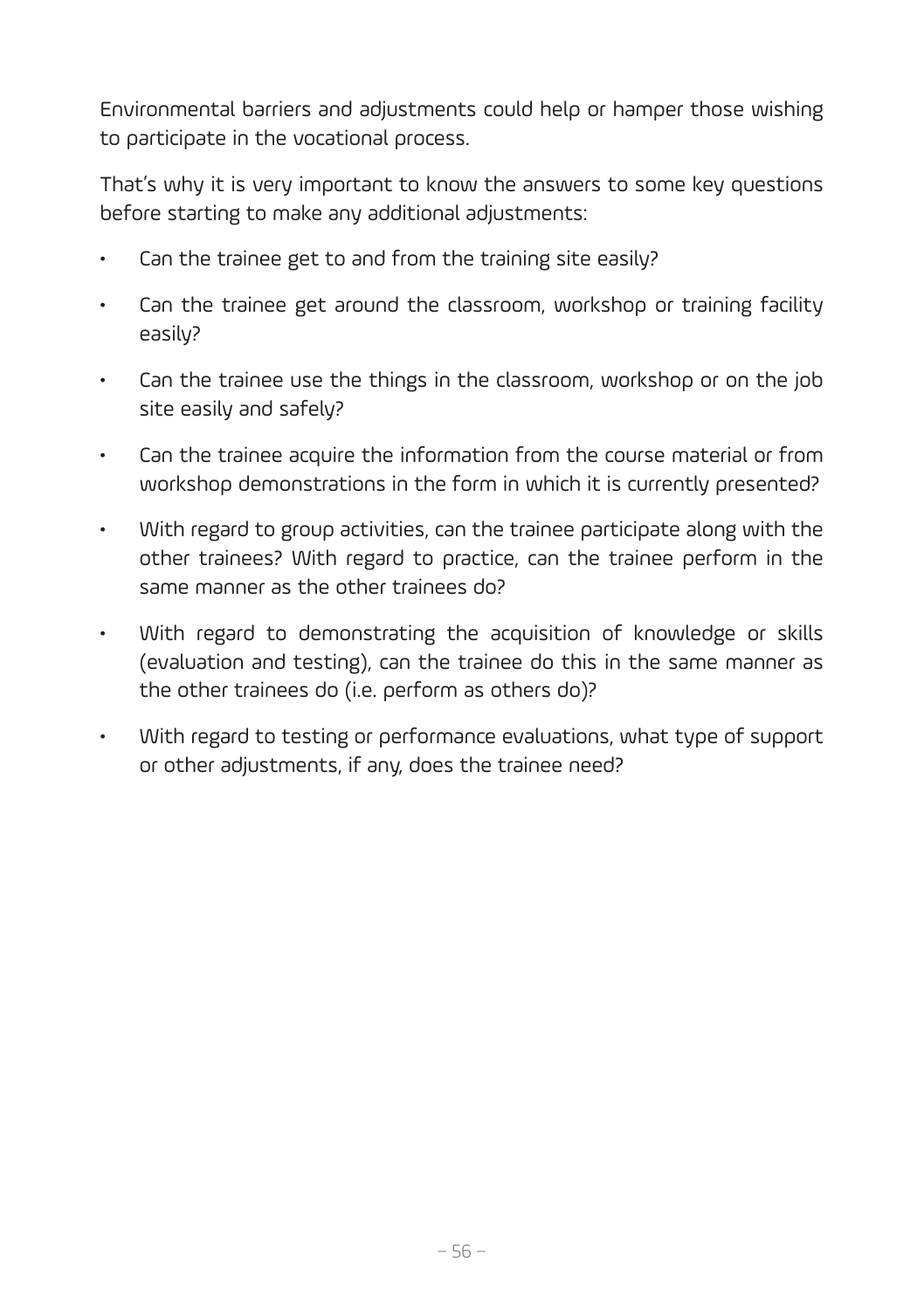Environmental barriers and adjustments could help or hamper those wishing to participate in the vocational process.

That's why it is very important to know the answers to some key questions before starting to make any additional adjustments:

- Can the trainee get to and from the training site easily?
- Can the trainee get around the classroom, workshop or training facility easily?
- Can the trainee use the things in the classroom, workshop or on the job site easily and safely?
- Can the trainee acquire the information from the course material or from workshop demonstrations in the form in which it is currently presented?
- With regard to group activities, can the trainee participate along with the other trainees? With regard to practice, can the trainee perform in the same manner as the other trainees do?
- With regard to demonstrating the acquisition of knowledge or skills (evaluation and testing), can the trainee do this in the same manner as the other trainees do (i.e. perform as others do)?
- With regard to testing or performance evaluations, what type of support or other adjustments, if any, does the trainee need?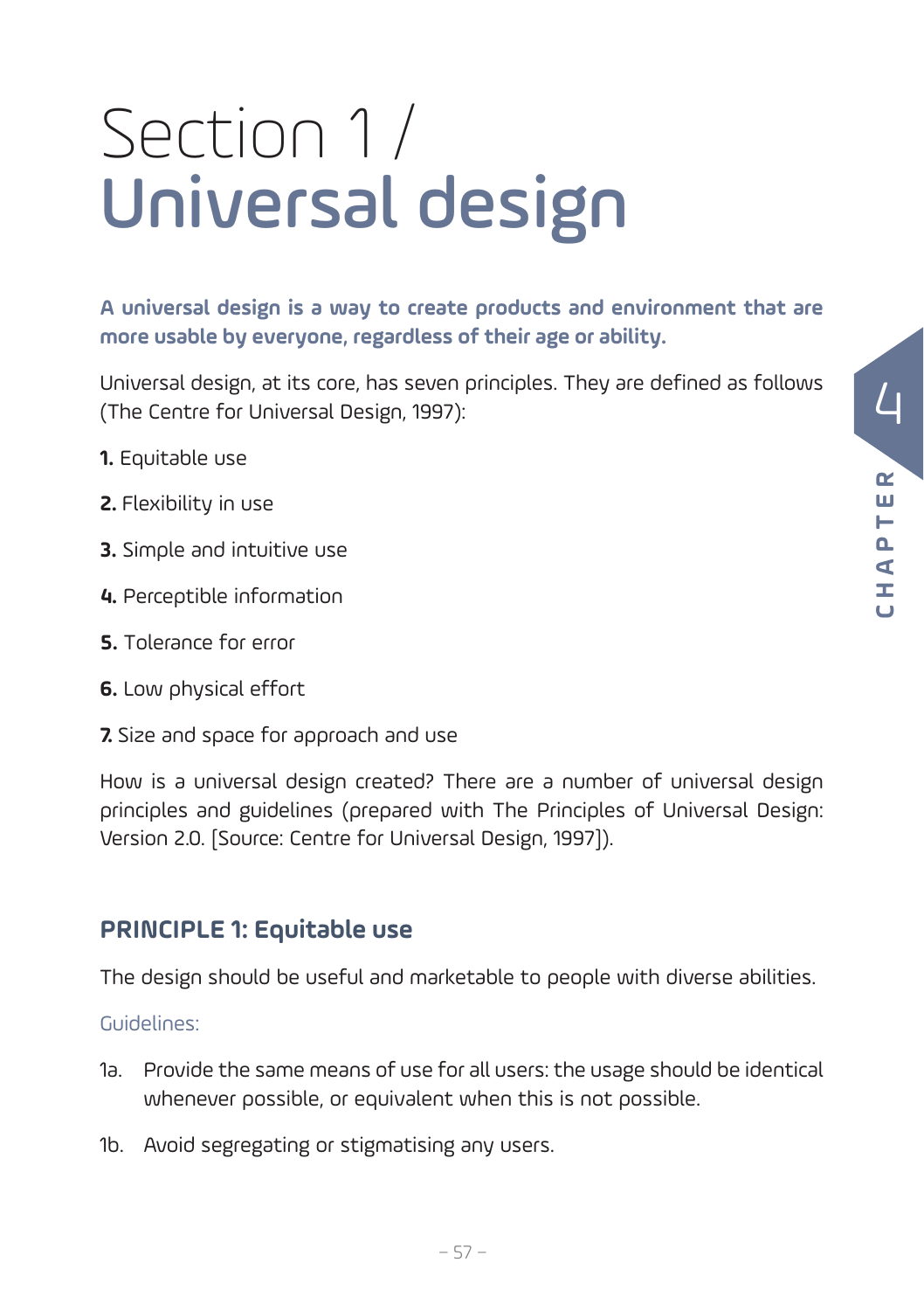# Section 1 / Universal design

**A universal design is a way to create products and environment that are more usable by everyone, regardless of their age or ability.**

Universal design, at its core, has seven principles. They are defined as follows (The Centre for Universal Design, 1997):

**1.** Equitable use

**2.** Flexibility in use

**3.** Simple and intuitive use

**4.** Perceptible information

**5.** Tolerance for error

**6.** Low physical effort

**7.** Size and space for approach and use

How is a universal design created? There are a number of universal design principles and guidelines (prepared with The Principles of Universal Design: Version 2.0. [Source: Centre for Universal Design, 1997]).

## PRINCIPLE 1: Equitable use

The design should be useful and marketable to people with diverse abilities.

Guidelines:

1a. Provide the same means of use for all users: the usage should be identical whenever possible, or equivalent when this is not possible.

1b. Avoid segregating or stigmatising any users.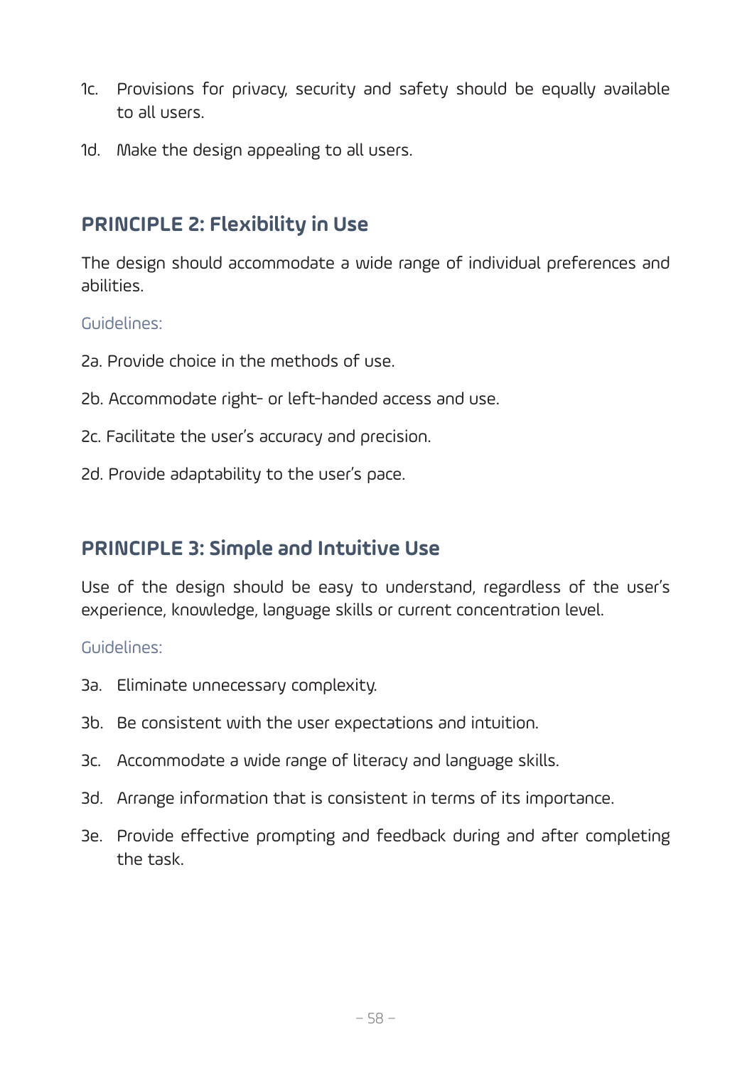1c. Provisions for privacy, security and safety should be equally available to all users.

1d. Make the design appealing to all users.

## PRINCIPLE 2: Flexibility in Use

The design should accommodate a wide range of individual preferences and abilities.

Guidelines:

2a. Provide choice in the methods of use.

2b. Accommodate right- or left-handed access and use.

2c. Facilitate the user's accuracy and precision.

2d. Provide adaptability to the user's pace.

## PRINCIPLE 3: Simple and Intuitive Use

Use of the design should be easy to understand, regardless of the user's experience, knowledge, language skills or current concentration level.

Guidelines:

3a. Eliminate unnecessary complexity.

3b. Be consistent with the user expectations and intuition.

3c. Accommodate a wide range of literacy and language skills.

3d. Arrange information that is consistent in terms of its importance.

3e. Provide effective prompting and feedback during and after completing the task.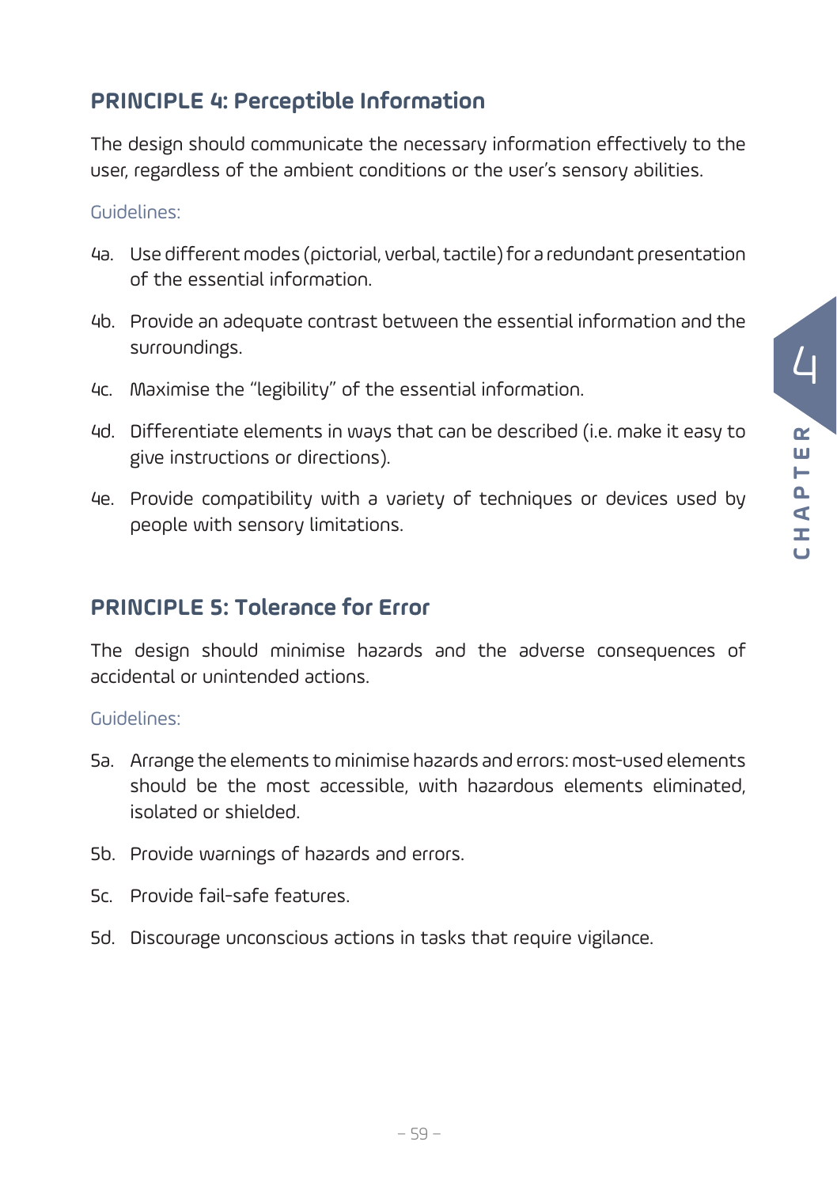## PRINCIPLE 4: Perceptible Information

The design should communicate the necessary information effectively to the user, regardless of the ambient conditions or the user's sensory abilities.

Guidelines:

4a. Use different modes (pictorial, verbal, tactile) for a redundant presentation of the essential information.

4b. Provide an adequate contrast between the essential information and the surroundings.

4c. Maximise the "legibility" of the essential information.

4d. Differentiate elements in ways that can be described (i.e. make it easy to give instructions or directions).

4e. Provide compatibility with a variety of techniques or devices used by people with sensory limitations.

## PRINCIPLE 5: Tolerance for Error

The design should minimise hazards and the adverse consequences of accidental or unintended actions.

Guidelines:

5a. Arrange the elements to minimise hazards and errors: most-used elements should be the most accessible, with hazardous elements eliminated, isolated or shielded.

5b. Provide warnings of hazards and errors.

5c. Provide fail-safe features.

5d. Discourage unconscious actions in tasks that require vigilance.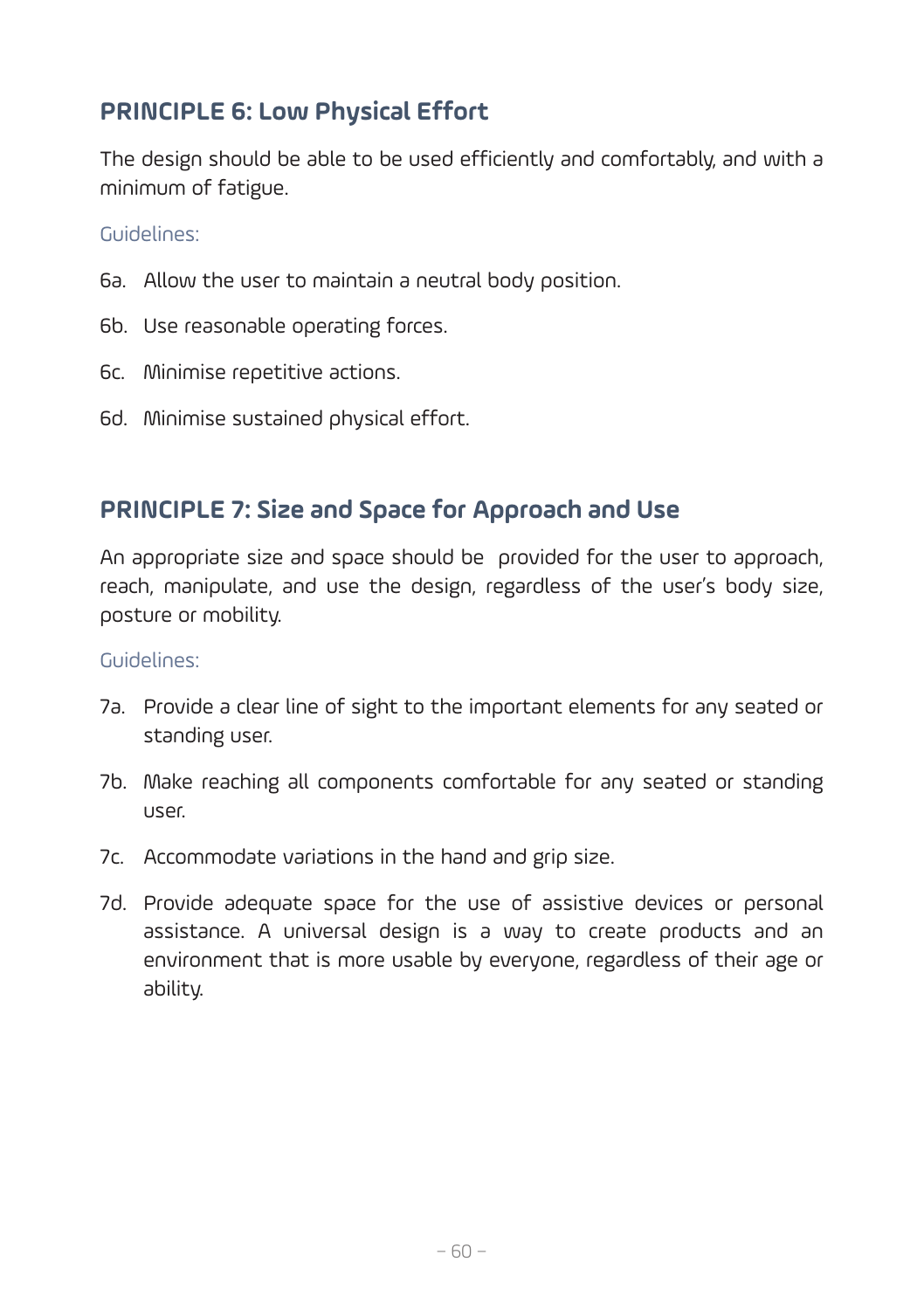## PRINCIPLE 6: Low Physical Effort

The design should be able to be used efficiently and comfortably, and with a minimum of fatigue.

Guidelines:

6a. Allow the user to maintain a neutral body position.

6b. Use reasonable operating forces.

6c. Minimise repetitive actions.

6d. Minimise sustained physical effort.

## PRINCIPLE 7: Size and Space for Approach and Use

An appropriate size and space should be provided for the user to approach, reach, manipulate, and use the design, regardless of the user's body size, posture or mobility.

Guidelines:

7a. Provide a clear line of sight to the important elements for any seated or standing user.

7b. Make reaching all components comfortable for any seated or standing user.

7c. Accommodate variations in the hand and grip size.

7d. Provide adequate space for the use of assistive devices or personal assistance. A universal design is a way to create products and an environment that is more usable by everyone, regardless of their age or ability.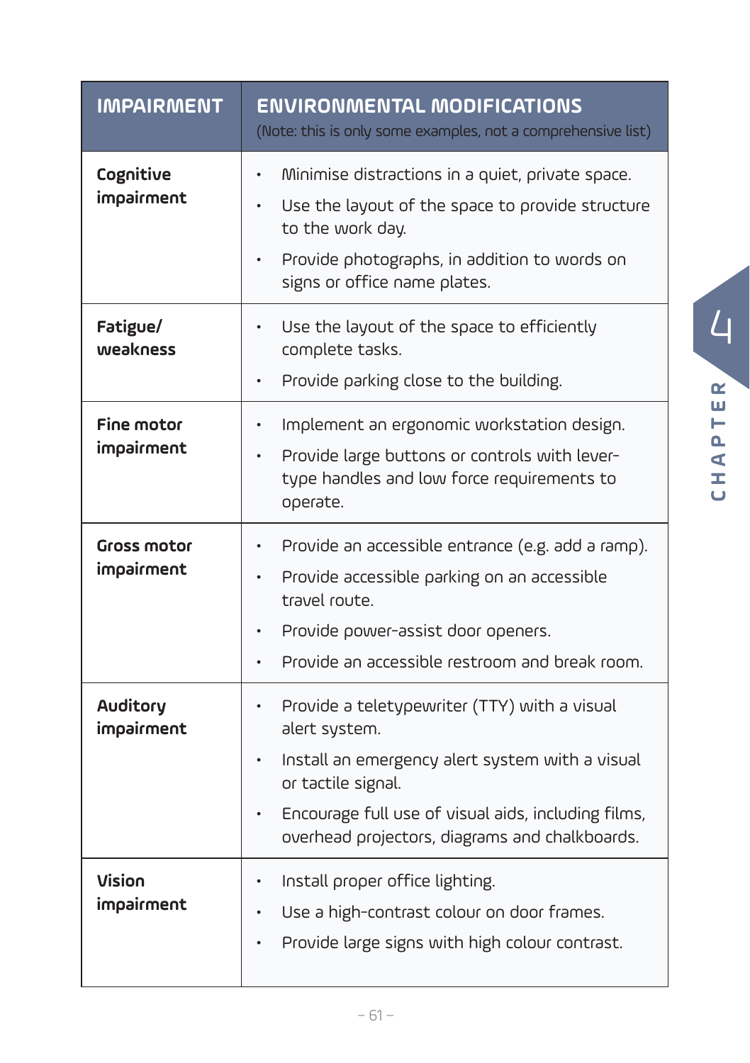| IMPAIRMENT | ENVIRONMENTAL MODIFICATIONS (Note: this is only some examples, not a comprehensive list) |
|---|---|
| **Cognitive impairment** | • Minimise distractions in a quiet, private space. <br>• Use the layout of the space to provide structure to the work day. <br>• Provide photographs, in addition to words on signs or office name plates. |
| **Fatigue/ weakness** | • Use the layout of the space to efficiently complete tasks. <br>• Provide parking close to the building. |
| **Fine motor impairment** | • Implement an ergonomic workstation design. <br>• Provide large buttons or controls with lever-type handles and low force requirements to operate. |
| **Gross motor impairment** | • Provide an accessible entrance (e.g. add a ramp). <br>• Provide accessible parking on an accessible travel route. <br>• Provide power-assist door openers. <br>• Provide an accessible restroom and break room. |
| **Auditory impairment** | • Provide a teletypewriter (TTY) with a visual alert system. <br>• Install an emergency alert system with a visual or tactile signal. <br>• Encourage full use of visual aids, including films, overhead projectors, diagrams and chalkboards. |
| **Vision impairment** | • Install proper office lighting. <br>• Use a high-contrast colour on door frames. <br>• Provide large signs with high colour contrast. |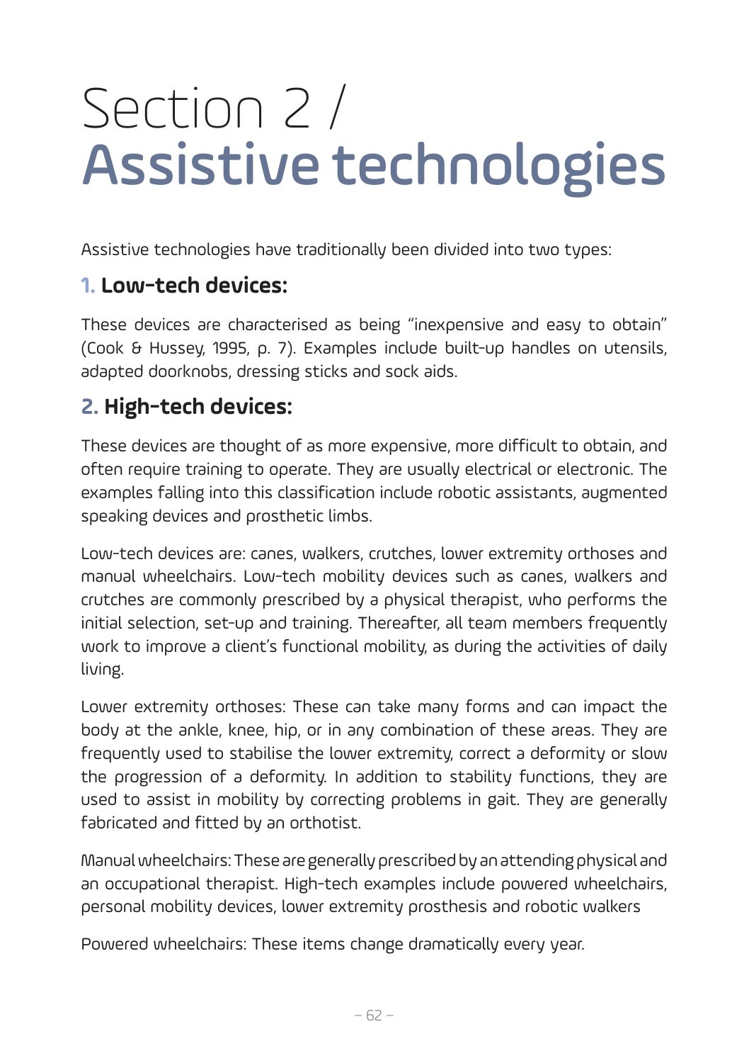# Section 2 / Assistive technologies

Assistive technologies have traditionally been divided into two types:

## 1. Low-tech devices:

These devices are characterised as being "inexpensive and easy to obtain" (Cook & Hussey, 1995, p. 7). Examples include built-up handles on utensils, adapted doorknobs, dressing sticks and sock aids.

## 2. High-tech devices:

These devices are thought of as more expensive, more difficult to obtain, and often require training to operate. They are usually electrical or electronic. The examples falling into this classification include robotic assistants, augmented speaking devices and prosthetic limbs.

Low-tech devices are: canes, walkers, crutches, lower extremity orthoses and manual wheelchairs. Low-tech mobility devices such as canes, walkers and crutches are commonly prescribed by a physical therapist, who performs the initial selection, set-up and training. Thereafter, all team members frequently work to improve a client's functional mobility, as during the activities of daily living.

Lower extremity orthoses: These can take many forms and can impact the body at the ankle, knee, hip, or in any combination of these areas. They are frequently used to stabilise the lower extremity, correct a deformity or slow the progression of a deformity. In addition to stability functions, they are used to assist in mobility by correcting problems in gait. They are generally fabricated and fitted by an orthotist.

Manual wheelchairs: These are generally prescribed by an attending physical and an occupational therapist. High-tech examples include powered wheelchairs, personal mobility devices, lower extremity prosthesis and robotic walkers

Powered wheelchairs: These items change dramatically every year.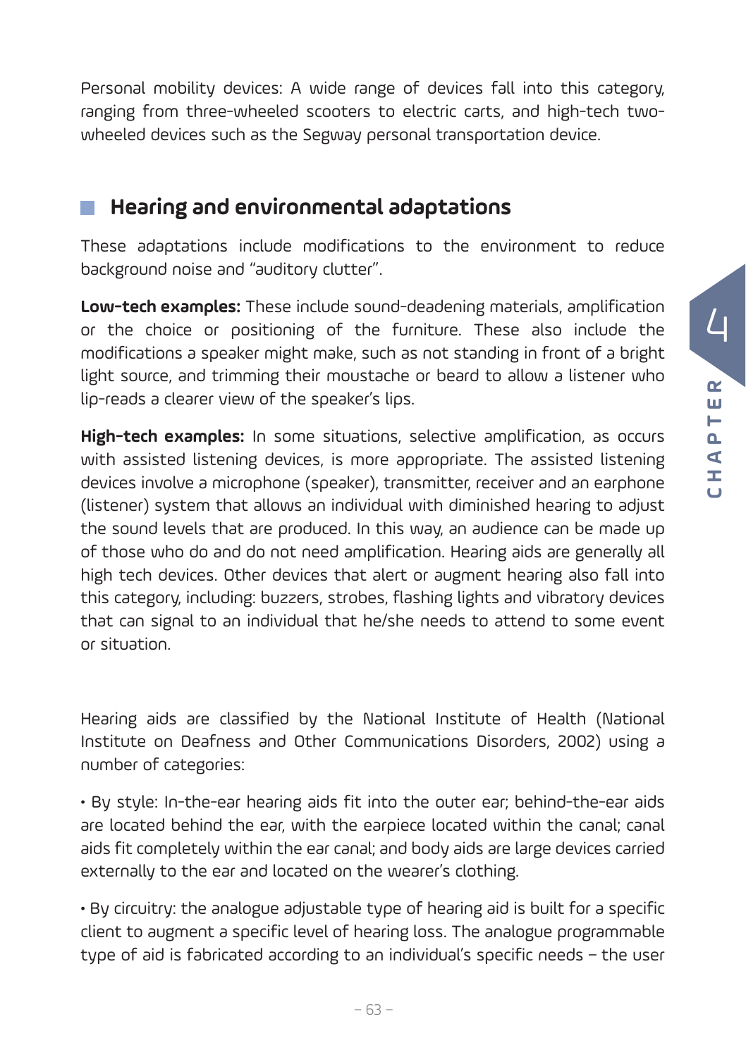Personal mobility devices: A wide range of devices fall into this category, ranging from three-wheeled scooters to electric carts, and high-tech two-wheeled devices such as the Segway personal transportation device.

## Hearing and environmental adaptations

These adaptations include modifications to the environment to reduce background noise and "auditory clutter".

**Low-tech examples:** These include sound-deadening materials, amplification or the choice or positioning of the furniture. These also include the modifications a speaker might make, such as not standing in front of a bright light source, and trimming their moustache or beard to allow a listener who lip-reads a clearer view of the speaker's lips.

**High-tech examples:** In some situations, selective amplification, as occurs with assisted listening devices, is more appropriate. The assisted listening devices involve a microphone (speaker), transmitter, receiver and an earphone (listener) system that allows an individual with diminished hearing to adjust the sound levels that are produced. In this way, an audience can be made up of those who do and do not need amplification. Hearing aids are generally all high tech devices. Other devices that alert or augment hearing also fall into this category, including: buzzers, strobes, flashing lights and vibratory devices that can signal to an individual that he/she needs to attend to some event or situation.

Hearing aids are classified by the National Institute of Health (National Institute on Deafness and Other Communications Disorders, 2002) using a number of categories:

- By style: In-the-ear hearing aids fit into the outer ear; behind-the-ear aids are located behind the ear, with the earpiece located within the canal; canal aids fit completely within the ear canal; and body aids are large devices carried externally to the ear and located on the wearer's clothing.

- By circuitry: the analogue adjustable type of hearing aid is built for a specific client to augment a specific level of hearing loss. The analogue programmable type of aid is fabricated according to an individual's specific needs – the user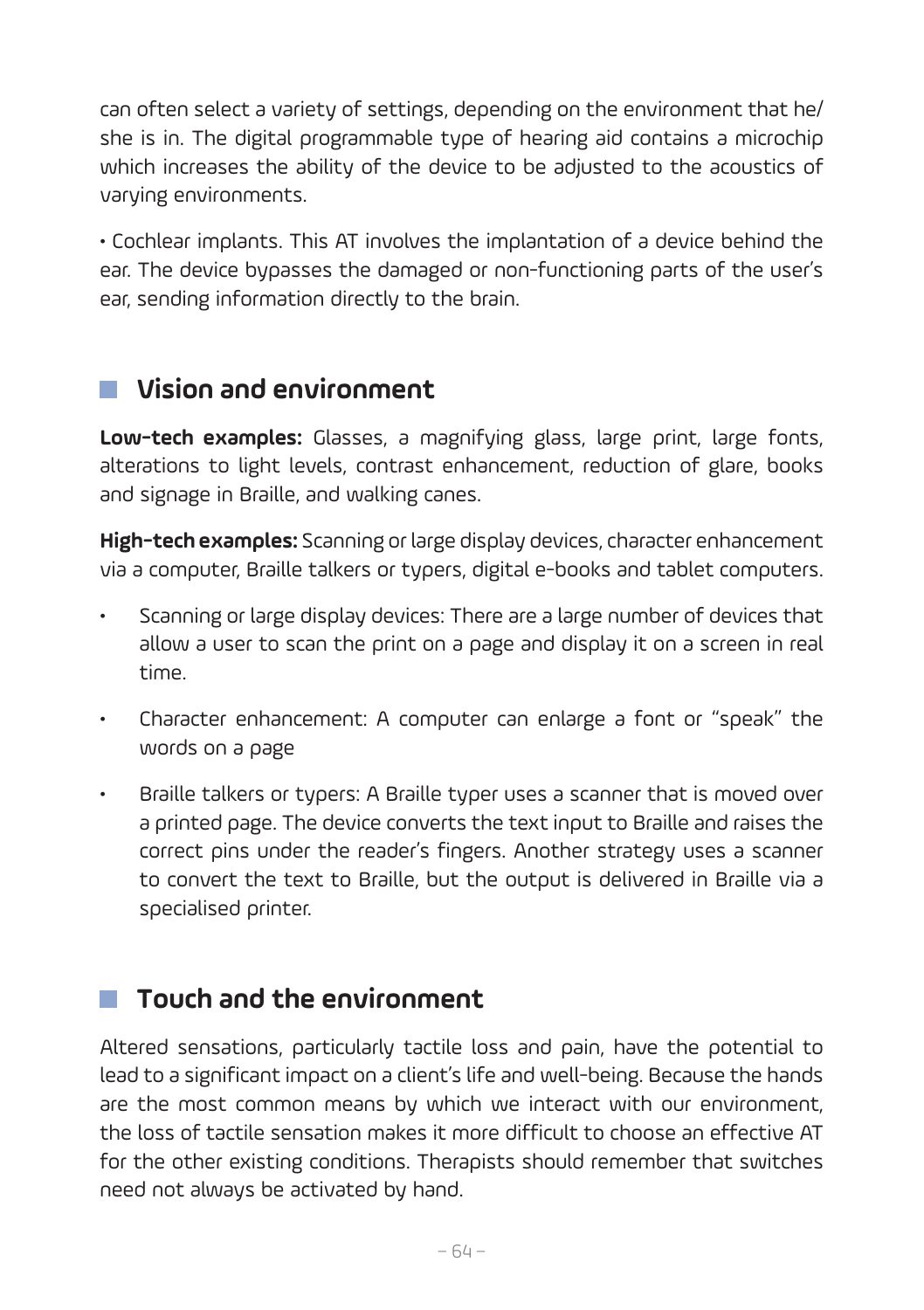can often select a variety of settings, depending on the environment that he/she is in. The digital programmable type of hearing aid contains a microchip which increases the ability of the device to be adjusted to the acoustics of varying environments.

• Cochlear implants. This AT involves the implantation of a device behind the ear. The device bypasses the damaged or non-functioning parts of the user's ear, sending information directly to the brain.

## Vision and environment

**Low-tech examples:** Glasses, a magnifying glass, large print, large fonts, alterations to light levels, contrast enhancement, reduction of glare, books and signage in Braille, and walking canes.

**High-tech examples:** Scanning or large display devices, character enhancement via a computer, Braille talkers or typers, digital e-books and tablet computers.

- Scanning or large display devices: There are a large number of devices that allow a user to scan the print on a page and display it on a screen in real time.
- Character enhancement: A computer can enlarge a font or "speak" the words on a page
- Braille talkers or typers: A Braille typer uses a scanner that is moved over a printed page. The device converts the text input to Braille and raises the correct pins under the reader's fingers. Another strategy uses a scanner to convert the text to Braille, but the output is delivered in Braille via a specialised printer.

## Touch and the environment

Altered sensations, particularly tactile loss and pain, have the potential to lead to a significant impact on a client's life and well-being. Because the hands are the most common means by which we interact with our environment, the loss of tactile sensation makes it more difficult to choose an effective AT for the other existing conditions. Therapists should remember that switches need not always be activated by hand.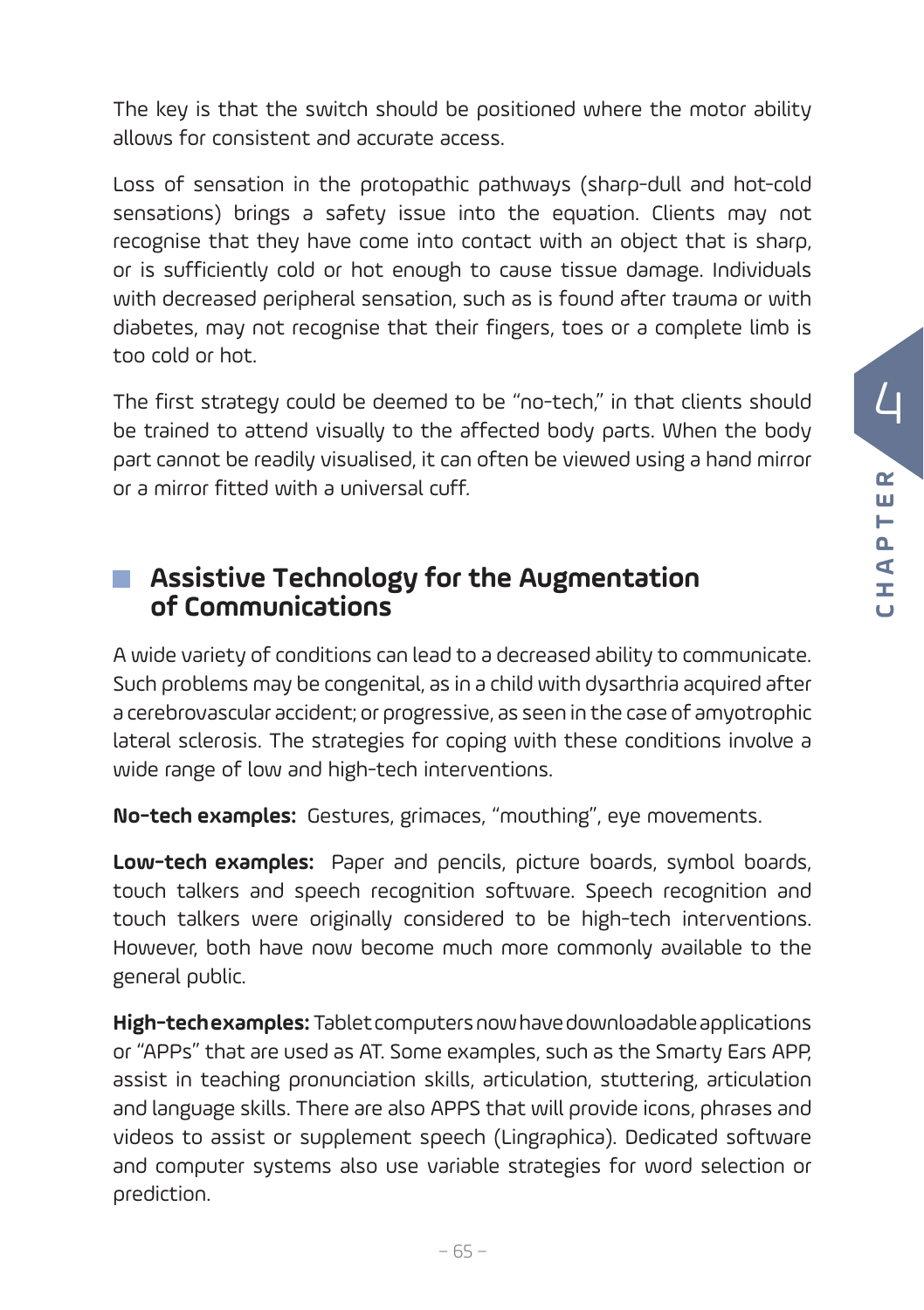The key is that the switch should be positioned where the motor ability allows for consistent and accurate access.

Loss of sensation in the protopathic pathways (sharp-dull and hot-cold sensations) brings a safety issue into the equation. Clients may not recognise that they have come into contact with an object that is sharp, or is sufficiently cold or hot enough to cause tissue damage. Individuals with decreased peripheral sensation, such as is found after trauma or with diabetes, may not recognise that their fingers, toes or a complete limb is too cold or hot.

The first strategy could be deemed to be "no-tech," in that clients should be trained to attend visually to the affected body parts. When the body part cannot be readily visualised, it can often be viewed using a hand mirror or a mirror fitted with a universal cuff.

## Assistive Technology for the Augmentation of Communications

A wide variety of conditions can lead to a decreased ability to communicate. Such problems may be congenital, as in a child with dysarthria acquired after a cerebrovascular accident; or progressive, as seen in the case of amyotrophic lateral sclerosis. The strategies for coping with these conditions involve a wide range of low and high-tech interventions.

**No-tech examples:** Gestures, grimaces, "mouthing", eye movements.

**Low-tech examples:** Paper and pencils, picture boards, symbol boards, touch talkers and speech recognition software. Speech recognition and touch talkers were originally considered to be high-tech interventions. However, both have now become much more commonly available to the general public.

**High-tech examples:** Tablet computers now have downloadable applications or "APPs" that are used as AT. Some examples, such as the Smarty Ears APP, assist in teaching pronunciation skills, articulation, stuttering, articulation and language skills. There are also APPS that will provide icons, phrases and videos to assist or supplement speech (Lingraphica). Dedicated software and computer systems also use variable strategies for word selection or prediction.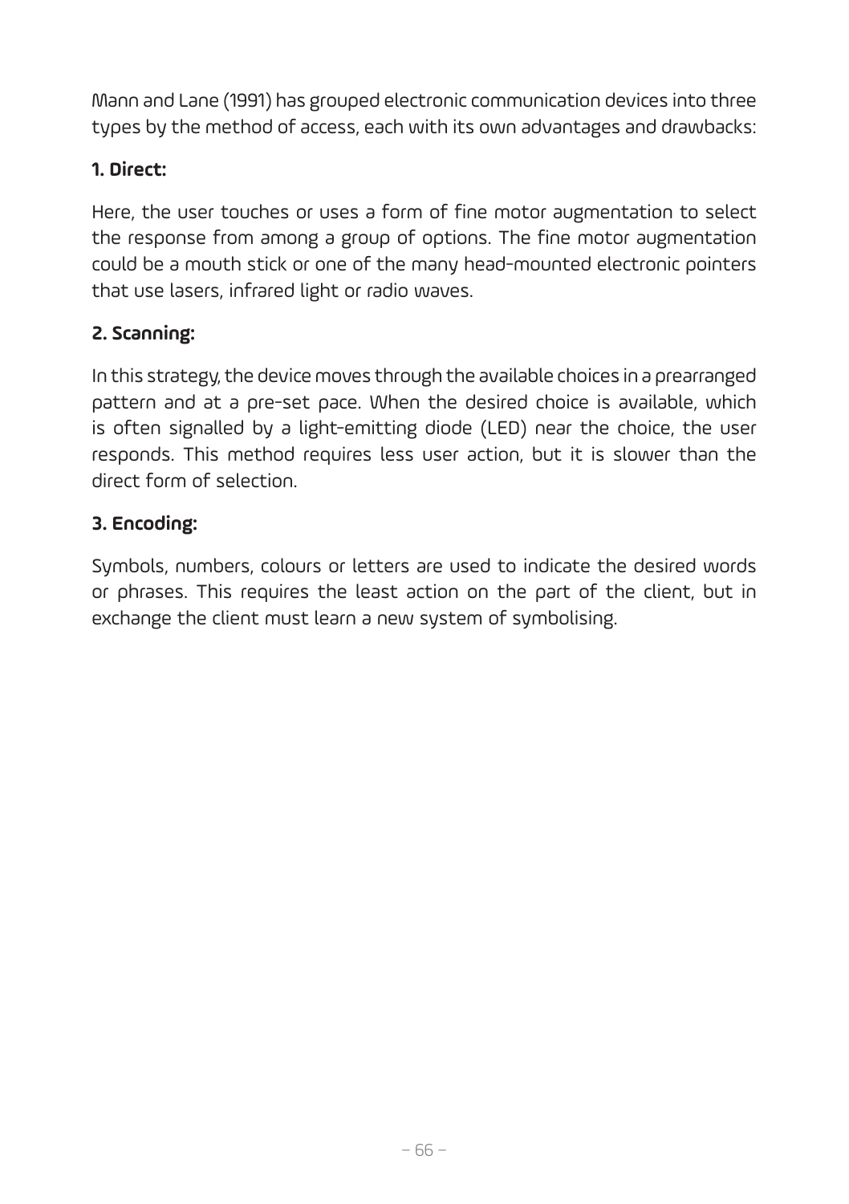Mann and Lane (1991) has grouped electronic communication devices into three types by the method of access, each with its own advantages and drawbacks:

**1. Direct:**

Here, the user touches or uses a form of fine motor augmentation to select the response from among a group of options. The fine motor augmentation could be a mouth stick or one of the many head-mounted electronic pointers that use lasers, infrared light or radio waves.

**2. Scanning:**

In this strategy, the device moves through the available choices in a prearranged pattern and at a pre-set pace. When the desired choice is available, which is often signalled by a light-emitting diode (LED) near the choice, the user responds. This method requires less user action, but it is slower than the direct form of selection.

**3. Encoding:**

Symbols, numbers, colours or letters are used to indicate the desired words or phrases. This requires the least action on the part of the client, but in exchange the client must learn a new system of symbolising.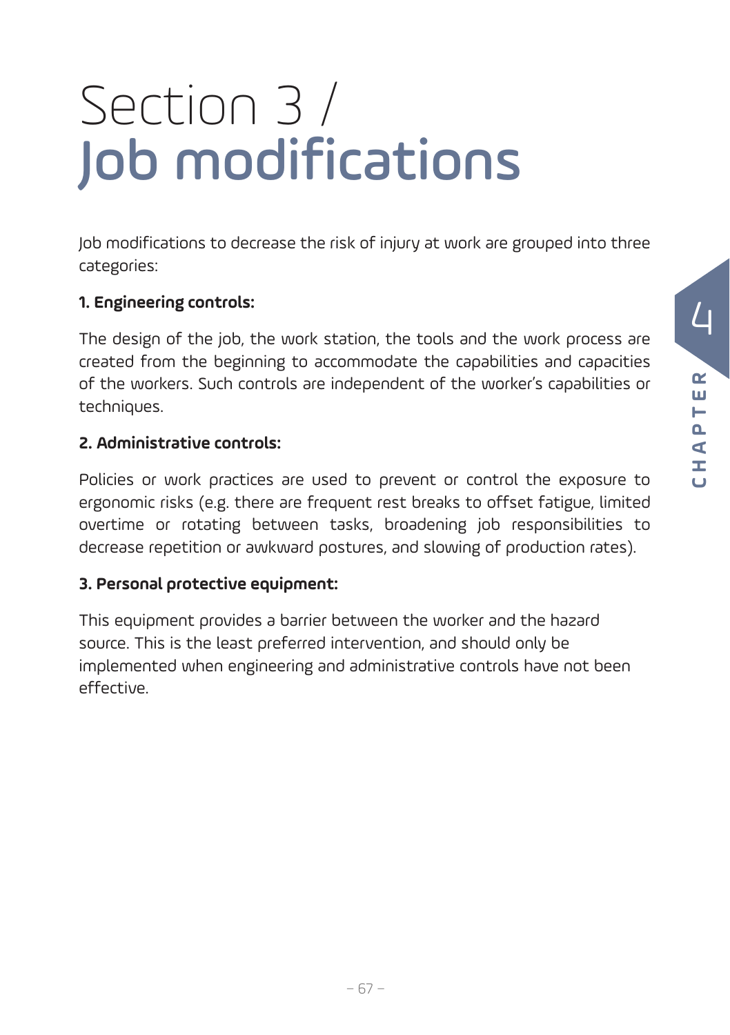# Section 3 / Job modifications

Job modifications to decrease the risk of injury at work are grouped into three categories:

**1. Engineering controls:**

The design of the job, the work station, the tools and the work process are created from the beginning to accommodate the capabilities and capacities of the workers. Such controls are independent of the worker's capabilities or techniques.

**2. Administrative controls:**

Policies or work practices are used to prevent or control the exposure to ergonomic risks (e.g. there are frequent rest breaks to offset fatigue, limited overtime or rotating between tasks, broadening job responsibilities to decrease repetition or awkward postures, and slowing of production rates).

**3. Personal protective equipment:**

This equipment provides a barrier between the worker and the hazard source. This is the least preferred intervention, and should only be implemented when engineering and administrative controls have not been effective.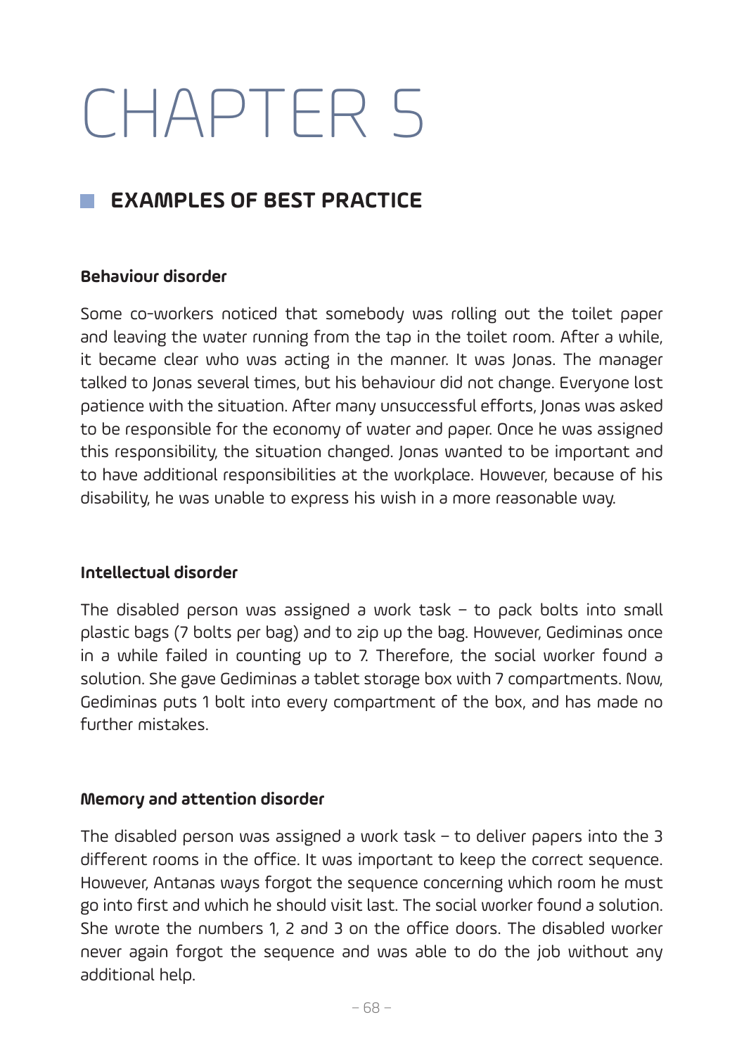# CHAPTER 5

## EXAMPLES OF BEST PRACTICE

### Behaviour disorder

Some co-workers noticed that somebody was rolling out the toilet paper and leaving the water running from the tap in the toilet room. After a while, it became clear who was acting in the manner. It was Jonas. The manager talked to Jonas several times, but his behaviour did not change. Everyone lost patience with the situation. After many unsuccessful efforts, Jonas was asked to be responsible for the economy of water and paper. Once he was assigned this responsibility, the situation changed. Jonas wanted to be important and to have additional responsibilities at the workplace. However, because of his disability, he was unable to express his wish in a more reasonable way.

### Intellectual disorder

The disabled person was assigned a work task – to pack bolts into small plastic bags (7 bolts per bag) and to zip up the bag. However, Gediminas once in a while failed in counting up to 7. Therefore, the social worker found a solution. She gave Gediminas a tablet storage box with 7 compartments. Now, Gediminas puts 1 bolt into every compartment of the box, and has made no further mistakes.

### Memory and attention disorder

The disabled person was assigned a work task – to deliver papers into the 3 different rooms in the office. It was important to keep the correct sequence. However, Antanas ways forgot the sequence concerning which room he must go into first and which he should visit last. The social worker found a solution. She wrote the numbers 1, 2 and 3 on the office doors. The disabled worker never again forgot the sequence and was able to do the job without any additional help.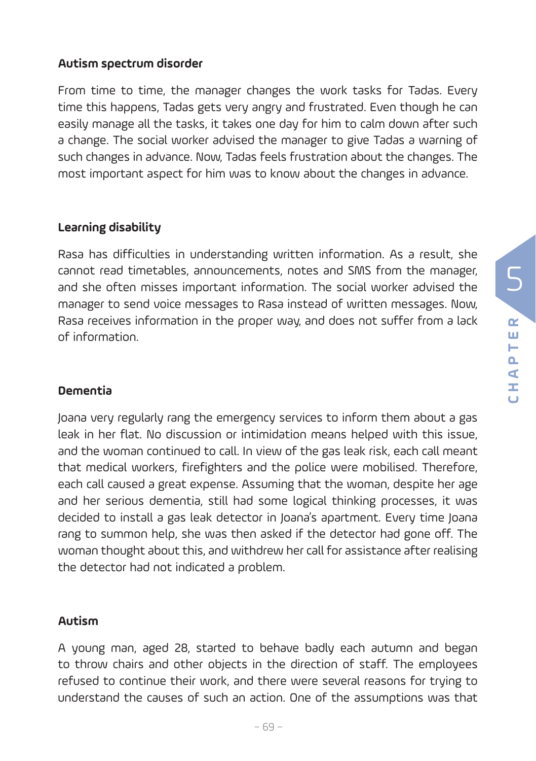**Autism spectrum disorder**

From time to time, the manager changes the work tasks for Tadas. Every time this happens, Tadas gets very angry and frustrated. Even though he can easily manage all the tasks, it takes one day for him to calm down after such a change. The social worker advised the manager to give Tadas a warning of such changes in advance. Now, Tadas feels frustration about the changes. The most important aspect for him was to know about the changes in advance.

**Learning disability**

Rasa has difficulties in understanding written information. As a result, she cannot read timetables, announcements, notes and SMS from the manager, and she often misses important information. The social worker advised the manager to send voice messages to Rasa instead of written messages. Now, Rasa receives information in the proper way, and does not suffer from a lack of information.

**Dementia**

Joana very regularly rang the emergency services to inform them about a gas leak in her flat. No discussion or intimidation means helped with this issue, and the woman continued to call. In view of the gas leak risk, each call meant that medical workers, firefighters and the police were mobilised. Therefore, each call caused a great expense. Assuming that the woman, despite her age and her serious dementia, still had some logical thinking processes, it was decided to install a gas leak detector in Joana's apartment. Every time Joana rang to summon help, she was then asked if the detector had gone off. The woman thought about this, and withdrew her call for assistance after realising the detector had not indicated a problem.

**Autism**

A young man, aged 28, started to behave badly each autumn and began to throw chairs and other objects in the direction of staff. The employees refused to continue their work, and there were several reasons for trying to understand the causes of such an action. One of the assumptions was that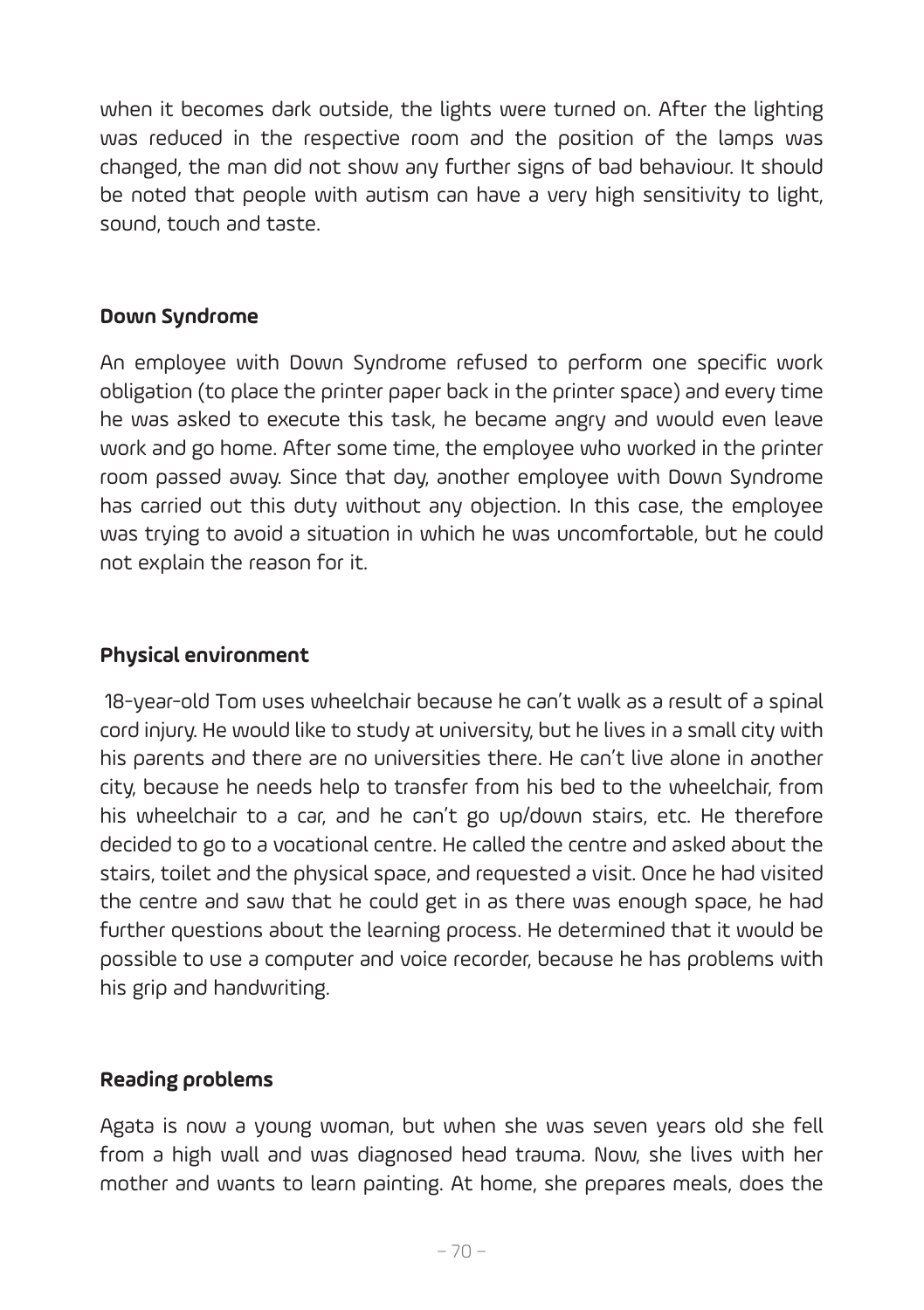when it becomes dark outside, the lights were turned on. After the lighting was reduced in the respective room and the position of the lamps was changed, the man did not show any further signs of bad behaviour. It should be noted that people with autism can have a very high sensitivity to light, sound, touch and taste.

**Down Syndrome**

An employee with Down Syndrome refused to perform one specific work obligation (to place the printer paper back in the printer space) and every time he was asked to execute this task, he became angry and would even leave work and go home. After some time, the employee who worked in the printer room passed away. Since that day, another employee with Down Syndrome has carried out this duty without any objection. In this case, the employee was trying to avoid a situation in which he was uncomfortable, but he could not explain the reason for it.

**Physical environment**

18-year-old Tom uses wheelchair because he can't walk as a result of a spinal cord injury. He would like to study at university, but he lives in a small city with his parents and there are no universities there. He can't live alone in another city, because he needs help to transfer from his bed to the wheelchair, from his wheelchair to a car, and he can't go up/down stairs, etc. He therefore decided to go to a vocational centre. He called the centre and asked about the stairs, toilet and the physical space, and requested a visit. Once he had visited the centre and saw that he could get in as there was enough space, he had further questions about the learning process. He determined that it would be possible to use a computer and voice recorder, because he has problems with his grip and handwriting.

**Reading problems**

Agata is now a young woman, but when she was seven years old she fell from a high wall and was diagnosed head trauma. Now, she lives with her mother and wants to learn painting. At home, she prepares meals, does the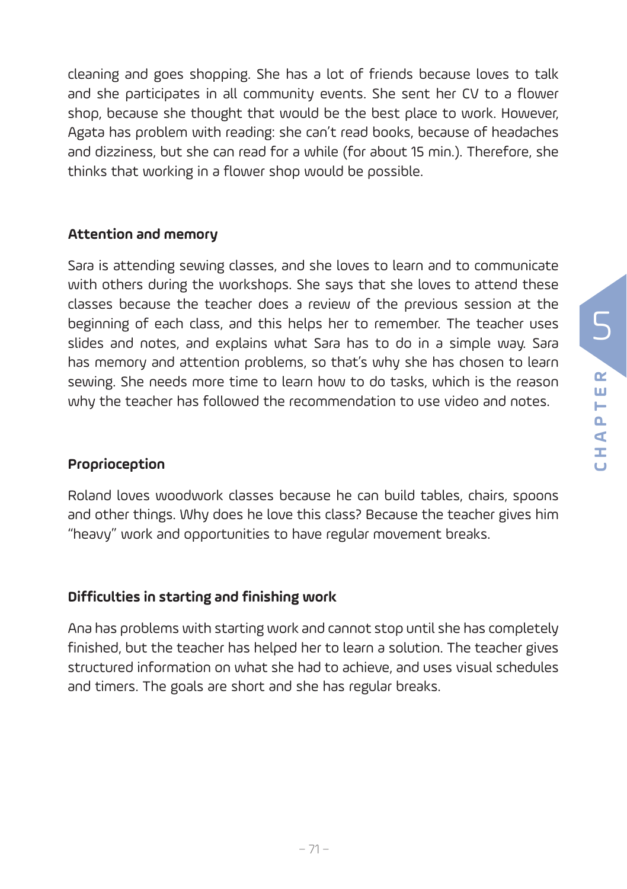cleaning and goes shopping. She has a lot of friends because loves to talk and she participates in all community events. She sent her CV to a flower shop, because she thought that would be the best place to work. However, Agata has problem with reading: she can't read books, because of headaches and dizziness, but she can read for a while (for about 15 min.). Therefore, she thinks that working in a flower shop would be possible.

**Attention and memory**

Sara is attending sewing classes, and she loves to learn and to communicate with others during the workshops. She says that she loves to attend these classes because the teacher does a review of the previous session at the beginning of each class, and this helps her to remember. The teacher uses slides and notes, and explains what Sara has to do in a simple way. Sara has memory and attention problems, so that's why she has chosen to learn sewing. She needs more time to learn how to do tasks, which is the reason why the teacher has followed the recommendation to use video and notes.

**Proprioception**

Roland loves woodwork classes because he can build tables, chairs, spoons and other things. Why does he love this class? Because the teacher gives him "heavy" work and opportunities to have regular movement breaks.

**Difficulties in starting and finishing work**

Ana has problems with starting work and cannot stop until she has completely finished, but the teacher has helped her to learn a solution. The teacher gives structured information on what she had to achieve, and uses visual schedules and timers. The goals are short and she has regular breaks.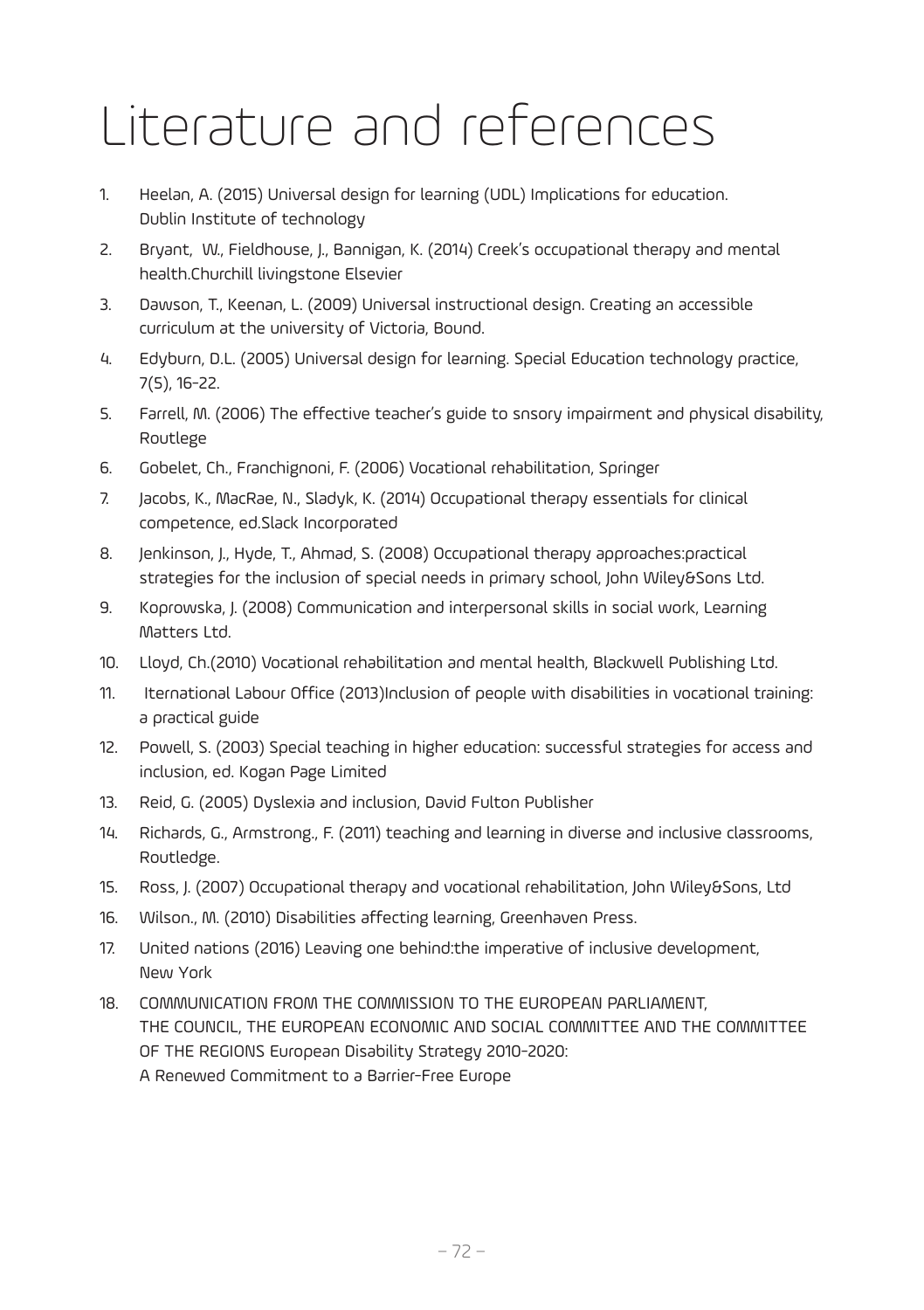# Literature and references

1. Heelan, A. (2015) Universal design for learning (UDL) Implications for education. Dublin Institute of technology
2. Bryant, W., Fieldhouse, J., Bannigan, K. (2014) Creek's occupational therapy and mental health.Churchill livingstone Elsevier
3. Dawson, T., Keenan, L. (2009) Universal instructional design. Creating an accessible curriculum at the university of Victoria, Bound.
4. Edyburn, D.L. (2005) Universal design for learning. Special Education technology practice, 7(5), 16-22.
5. Farrell, M. (2006) The effective teacher's guide to snsory impairment and physical disability, Routlege
6. Gobelet, Ch., Franchignoni, F. (2006) Vocational rehabilitation, Springer
7. Jacobs, K., MacRae, N., Sladyk, K. (2014) Occupational therapy essentials for clinical competence, ed.Slack Incorporated
8. Jenkinson, J., Hyde, T., Ahmad, S. (2008) Occupational therapy approaches:practical strategies for the inclusion of special needs in primary school, John Wiley&Sons Ltd.
9. Koprowska, J. (2008) Communication and interpersonal skills in social work, Learning Matters Ltd.
10. Lloyd, Ch.(2010) Vocational rehabilitation and mental health, Blackwell Publishing Ltd.
11. Iternational Labour Office (2013)Inclusion of people with disabilities in vocational training: a practical guide
12. Powell, S. (2003) Special teaching in higher education: successful strategies for access and inclusion, ed. Kogan Page Limited
13. Reid, G. (2005) Dyslexia and inclusion, David Fulton Publisher
14. Richards, G., Armstrong., F. (2011) teaching and learning in diverse and inclusive classrooms, Routledge.
15. Ross, J. (2007) Occupational therapy and vocational rehabilitation, John Wiley&Sons, Ltd
16. Wilson., M. (2010) Disabilities affecting learning, Greenhaven Press.
17. United nations (2016) Leaving one behind:the imperative of inclusive development, New York
18. COMMUNICATION FROM THE COMMISSION TO THE EUROPEAN PARLIAMENT, THE COUNCIL, THE EUROPEAN ECONOMIC AND SOCIAL COMMITTEE AND THE COMMITTEE OF THE REGIONS European Disability Strategy 2010-2020: A Renewed Commitment to a Barrier-Free Europe